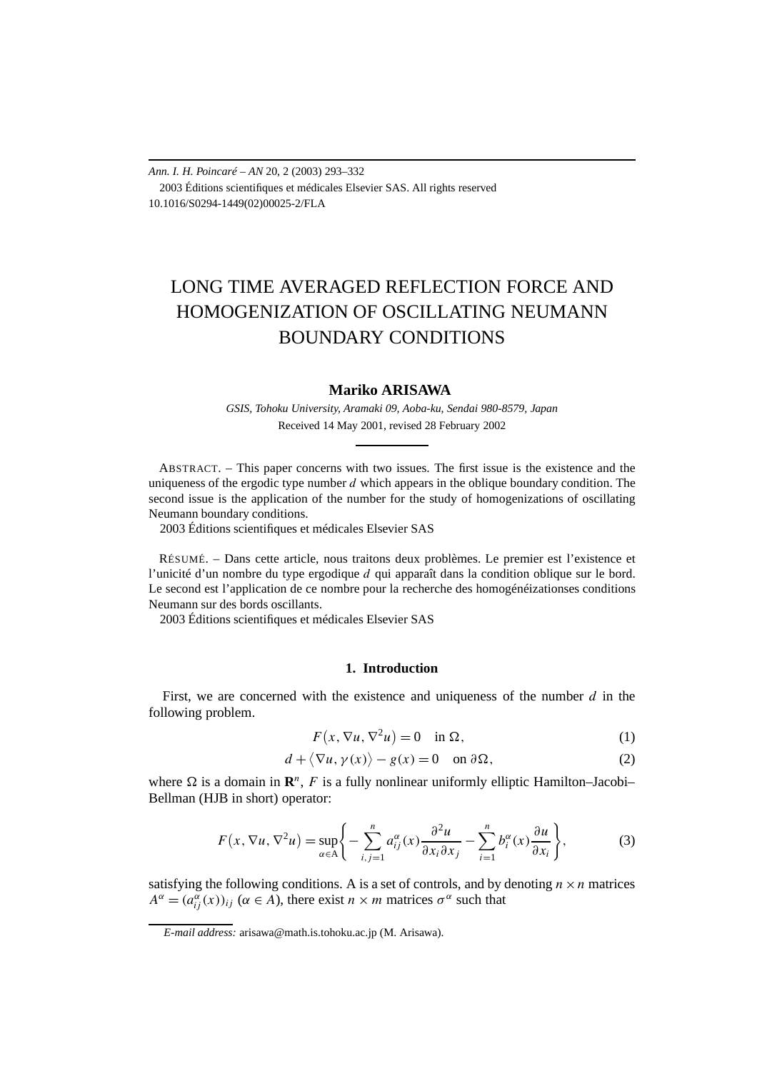# LONG TIME AVERAGED REFLECTION FORCE AND HOMOGENIZATION OF OSCILLATING NEUMANN BOUNDARY CONDITIONS

**Mariko ARISAWA**

*GSIS, Tohoku University, Aramaki 09, Aoba-ku, Sendai 980-8579, Japan*

Received 14 May 2001, revised 28 February 2002

ABSTRACT. – This paper concerns with two issues. The first issue is the existence and the uniqueness of the ergodic type number $d$ which appears in the oblique boundary condition. The second issue is the application of the number for the study of homogenizations of oscillating Neumann boundary conditions.

2003 Éditions scientifiques et médicales Elsevier SAS

RÉSUMÉ. – Dans cette article, nous traitons deux problèmes. Le premier est l'existence et l'unicité d'un nombre du type ergodique $d$ qui apparaît dans la condition oblique sur le bord. Le second est l'application de ce nombre pour la recherche des homogénéizationses conditions Neumann sur des bords oscillants.

2003 Éditions scientifiques et médicales Elsevier SAS

## 1. Introduction

First, we are concerned with the existence and uniqueness of the number $d$ in the following problem.

$$F\big(x, \nabla u, \nabla^2 u\big) = 0 \quad \text{in } \Omega, \tag{1}$$

$$d + \big\langle \nabla u, \gamma(x)\big\rangle - g(x) = 0 \quad \text{on } \partial\Omega, \tag{2}$$

where $\Omega$ is a domain in $\mathbf{R}^n$, $F$ is a fully nonlinear uniformly elliptic Hamilton–Jacobi–Bellman (HJB in short) operator:

$$F\big(x, \nabla u, \nabla^2 u\big) = \sup_{\alpha \in \mathrm{A}} \left\{ -\sum_{i,j=1}^{n} a_{ij}^{\alpha}(x) \frac{\partial^2 u}{\partial x_i \partial x_j} - \sum_{i=1}^{n} b_i^{\alpha}(x) \frac{\partial u}{\partial x_i} \right\}, \tag{3}$$

satisfying the following conditions. A is a set of controls, and by denoting $n \times n$ matrices $A^{\alpha} = (a_{ij}^{\alpha}(x))_{ij}$ ($\alpha \in A$), there exist $n \times m$ matrices $\sigma^{\alpha}$ such that

*E-mail address:* arisawa@math.is.tohoku.ac.jp (M. Arisawa).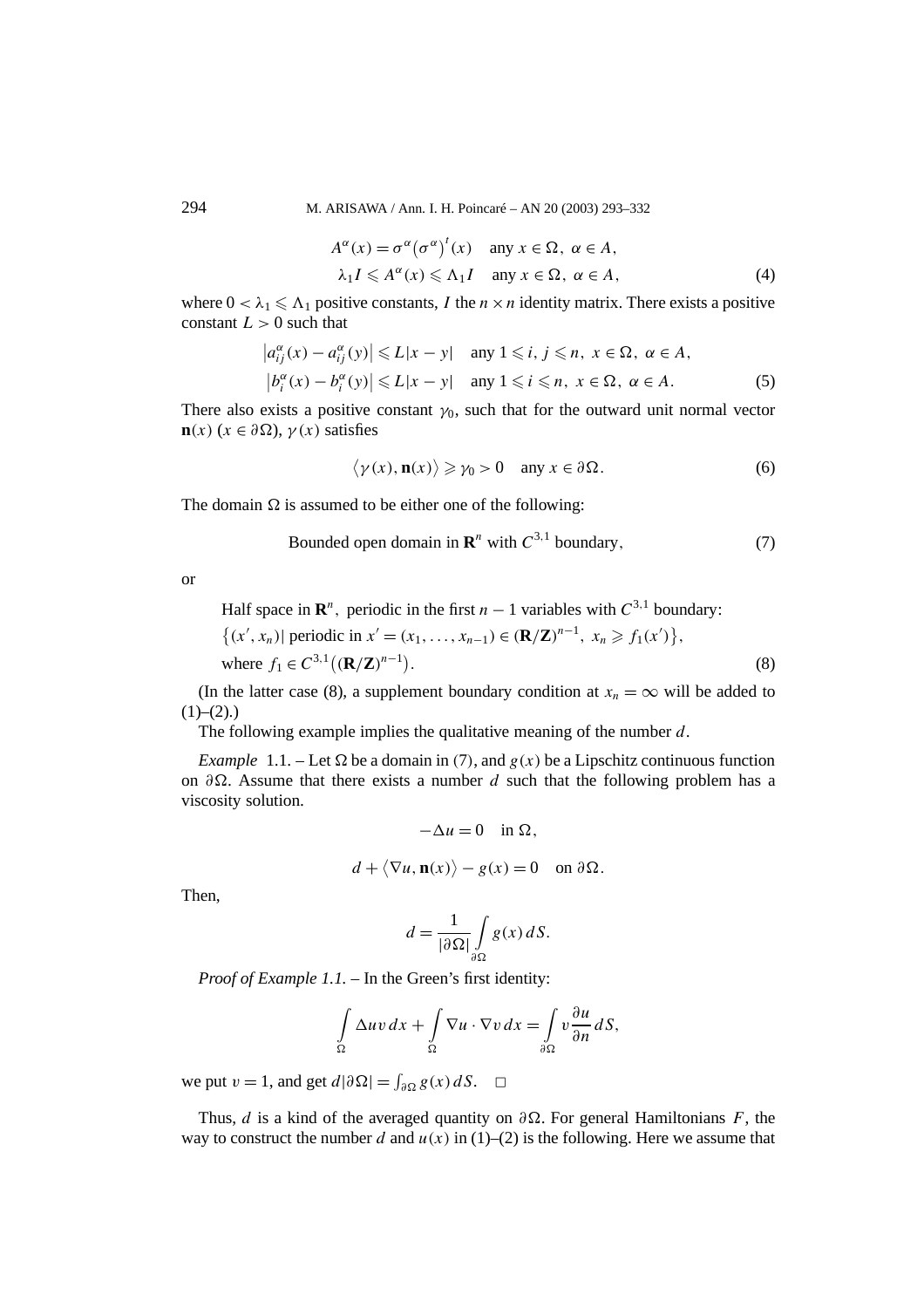$$
\begin{aligned}
&A^\alpha(x) = \sigma^\alpha(\sigma^\alpha)^t(x) \quad \text{any } x \in \Omega,\ \alpha \in A, \\
&\lambda_1 I \leqslant A^\alpha(x) \leqslant \Lambda_1 I \quad \text{any } x \in \Omega,\ \alpha \in A,
\end{aligned} \tag{4}
$$

where $0 < \lambda_1 \leqslant \Lambda_1$ positive constants, $I$ the $n \times n$ identity matrix. There exists a positive constant $L > 0$ such that

$$
\begin{aligned}
&\left|a_{ij}^\alpha(x) - a_{ij}^\alpha(y)\right| \leqslant L|x-y| \quad \text{any } 1 \leqslant i, j \leqslant n,\ x \in \Omega,\ \alpha \in A, \\
&\left|b_i^\alpha(x) - b_i^\alpha(y)\right| \leqslant L|x-y| \quad \text{any } 1 \leqslant i \leqslant n,\ x \in \Omega,\ \alpha \in A.
\end{aligned} \tag{5}
$$

There also exists a positive constant $\gamma_0$, such that for the outward unit normal vector $\mathbf{n}(x)$ ($x \in \partial\Omega$), $\gamma(x)$ satisfies

$$
\langle \gamma(x), \mathbf{n}(x) \rangle \geqslant \gamma_0 > 0 \quad \text{any } x \in \partial\Omega. \tag{6}
$$

The domain $\Omega$ is assumed to be either one of the following:

$$
\text{Bounded open domain in } \mathbf{R}^n \text{ with } C^{3,1} \text{ boundary}, \tag{7}
$$

or

$$
\begin{aligned}
&\text{Half space in } \mathbf{R}^n,\ \text{periodic in the first } n-1 \text{ variables with } C^{3,1} \text{ boundary:} \\
&\left\{(x', x_n) \mid \text{periodic in } x' = (x_1, \ldots, x_{n-1}) \in (\mathbf{R}/\mathbf{Z})^{n-1},\ x_n \geqslant f_1(x')\right\}, \\
&\text{where } f_1 \in C^{3,1}\left((\mathbf{R}/\mathbf{Z})^{n-1}\right).
\end{aligned} \tag{8}
$$

(In the latter case (8), a supplement boundary condition at $x_n = \infty$ will be added to (1)–(2).)

The following example implies the qualitative meaning of the number $d$.

*Example* 1.1. – Let $\Omega$ be a domain in (7), and $g(x)$ be a Lipschitz continuous function on $\partial\Omega$. Assume that there exists a number $d$ such that the following problem has a viscosity solution.

$$
-\Delta u = 0 \quad \text{in } \Omega,
$$

$$
d + \langle \nabla u, \mathbf{n}(x) \rangle - g(x) = 0 \quad \text{on } \partial\Omega.
$$

Then,

$$
d = \frac{1}{|\partial\Omega|} \int_{\partial\Omega} g(x)\, dS.
$$

*Proof of Example 1.1.* – In the Green's first identity:

$$
\int_\Omega \Delta u v\, dx + \int_\Omega \nabla u \cdot \nabla v\, dx = \int_{\partial\Omega} v \frac{\partial u}{\partial n}\, dS,
$$

we put $v = 1$, and get $d|\partial\Omega| = \int_{\partial\Omega} g(x)\, dS$. $\square$

Thus, $d$ is a kind of the averaged quantity on $\partial\Omega$. For general Hamiltonians $F$, the way to construct the number $d$ and $u(x)$ in (1)–(2) is the following. Here we assume that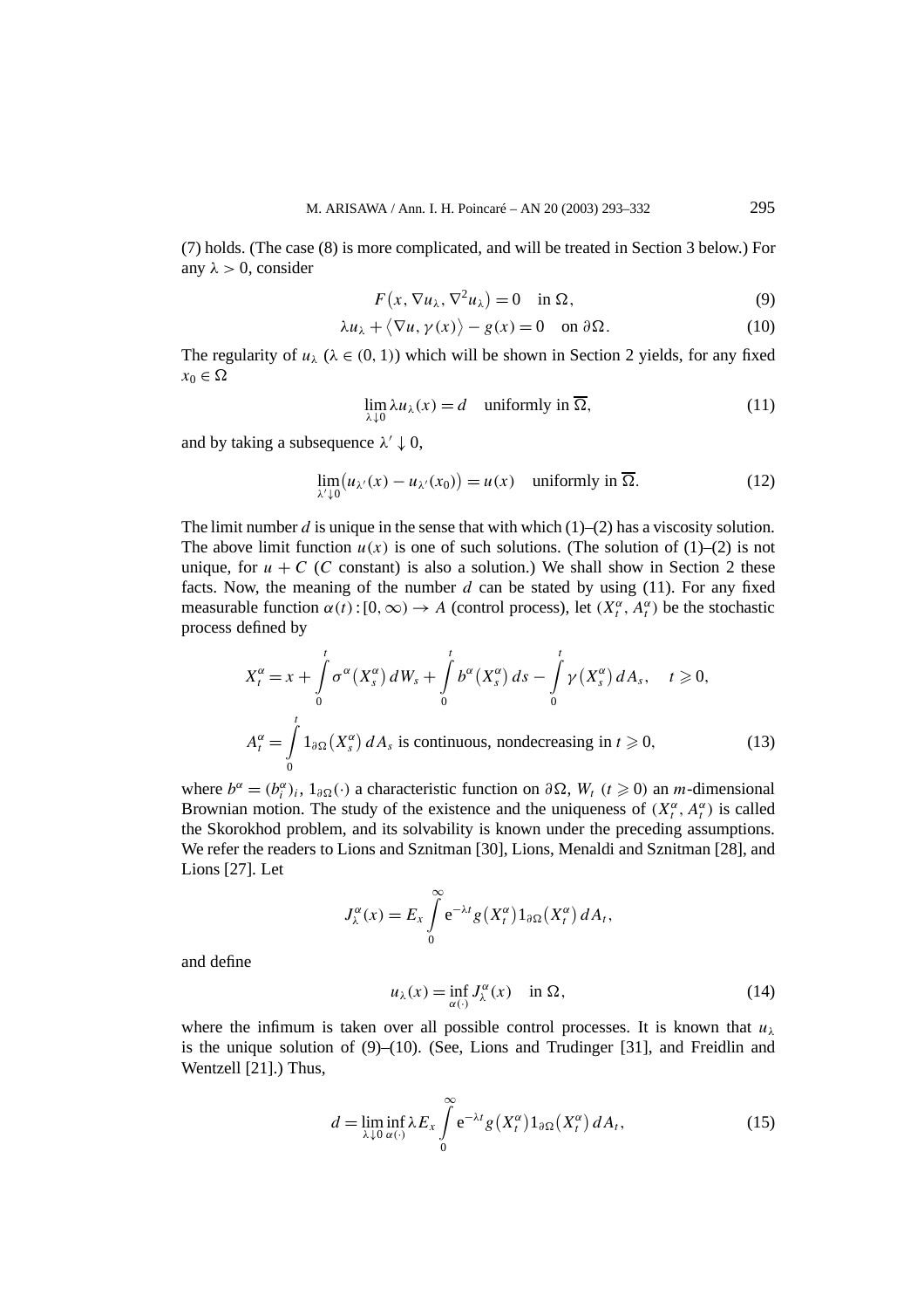(7) holds. (The case (8) is more complicated, and will be treated in Section 3 below.) For any $\lambda > 0$, consider

$$F\big(x, \nabla u_\lambda, \nabla^2 u_\lambda\big) = 0 \quad \text{in } \Omega, \tag{9}$$

$$\lambda u_\lambda + \big\langle \nabla u, \gamma(x)\big\rangle - g(x) = 0 \quad \text{on } \partial\Omega. \tag{10}$$

The regularity of $u_\lambda$ ($\lambda \in (0,1)$) which will be shown in Section 2 yields, for any fixed $x_0 \in \Omega$

$$\lim_{\lambda \downarrow 0} \lambda u_\lambda(x) = d \quad \text{uniformly in } \overline{\Omega}, \tag{11}$$

and by taking a subsequence $\lambda' \downarrow 0$,

$$\lim_{\lambda' \downarrow 0} \big(u_{\lambda'}(x) - u_{\lambda'}(x_0)\big) = u(x) \quad \text{uniformly in } \overline{\Omega}. \tag{12}$$

The limit number $d$ is unique in the sense that with which (1)–(2) has a viscosity solution. The above limit function $u(x)$ is one of such solutions. (The solution of (1)–(2) is not unique, for $u + C$ ($C$ constant) is also a solution.) We shall show in Section 2 these facts. Now, the meaning of the number $d$ can be stated by using (11). For any fixed measurable function $\alpha(t) : [0,\infty) \to A$ (control process), let $(X_t^\alpha, A_t^\alpha)$ be the stochastic process defined by

$$X_t^\alpha = x + \int_0^t \sigma^\alpha\big(X_s^\alpha\big)\, dW_s + \int_0^t b^\alpha\big(X_s^\alpha\big)\, ds - \int_0^t \gamma\big(X_s^\alpha\big)\, dA_s, \quad t \geqslant 0,$$

$$A_t^\alpha = \int_0^t 1_{\partial\Omega}\big(X_s^\alpha\big)\, dA_s \text{ is continuous, nondecreasing in } t \geqslant 0, \tag{13}$$

where $b^\alpha = (b_i^\alpha)_i$, $1_{\partial\Omega}(\cdot)$ a characteristic function on $\partial\Omega$, $W_t$ ($t \geqslant 0$) an $m$-dimensional Brownian motion. The study of the existence and the uniqueness of $(X_t^\alpha, A_t^\alpha)$ is called the Skorokhod problem, and its solvability is known under the preceding assumptions. We refer the readers to Lions and Sznitman [30], Lions, Menaldi and Sznitman [28], and Lions [27]. Let

$$J_\lambda^\alpha(x) = E_x \int_0^\infty \mathrm{e}^{-\lambda t} g\big(X_t^\alpha\big) 1_{\partial\Omega}\big(X_t^\alpha\big)\, dA_t,$$

and define

$$u_\lambda(x) = \inf_{\alpha(\cdot)} J_\lambda^\alpha(x) \quad \text{in } \Omega, \tag{14}$$

where the infimum is taken over all possible control processes. It is known that $u_\lambda$ is the unique solution of (9)–(10). (See, Lions and Trudinger [31], and Freidlin and Wentzell [21].) Thus,

$$d = \lim_{\lambda \downarrow 0} \inf_{\alpha(\cdot)} \lambda E_x \int_0^\infty \mathrm{e}^{-\lambda t} g\big(X_t^\alpha\big) 1_{\partial\Omega}\big(X_t^\alpha\big)\, dA_t, \tag{15}$$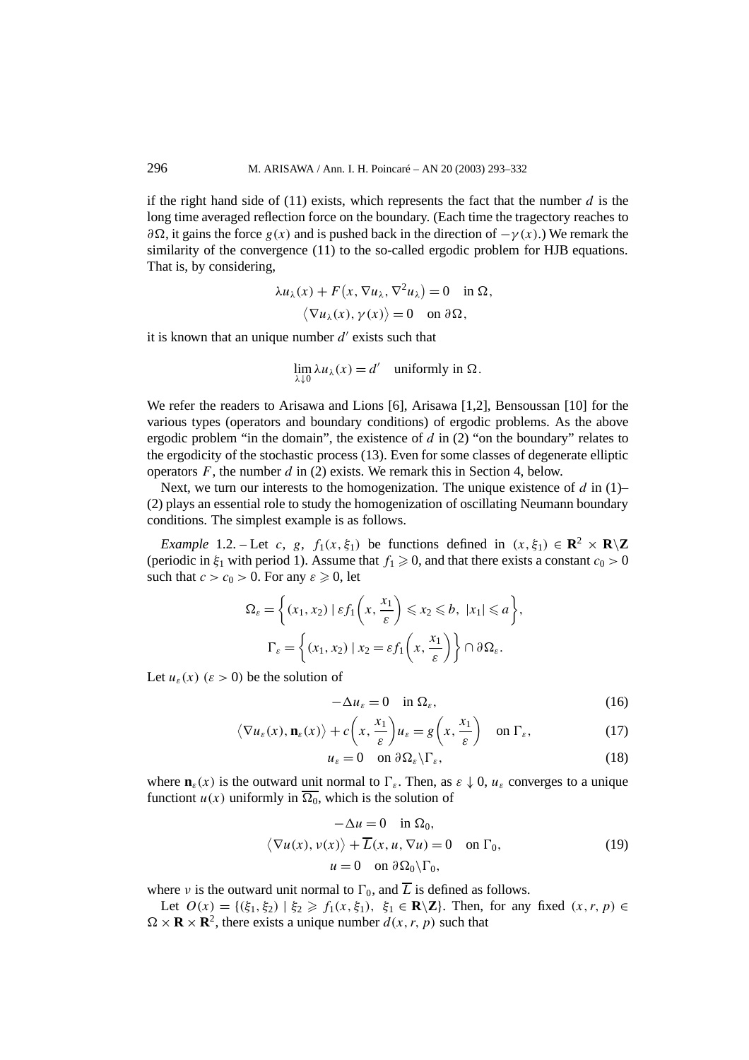if the right hand side of (11) exists, which represents the fact that the number $d$ is the long time averaged reflection force on the boundary. (Each time the tragectory reaches to $\partial\Omega$, it gains the force $g(x)$ and is pushed back in the direction of $-\gamma(x)$.) We remark the similarity of the convergence (11) to the so-called ergodic problem for HJB equations. That is, by considering,

$$\lambda u_\lambda(x) + F\big(x, \nabla u_\lambda, \nabla^2 u_\lambda\big) = 0 \quad \text{in } \Omega,$$
$$\big\langle \nabla u_\lambda(x), \gamma(x)\big\rangle = 0 \quad \text{on } \partial\Omega,$$

it is known that an unique number $d'$ exists such that

$$\lim_{\lambda\downarrow 0} \lambda u_\lambda(x) = d' \quad \text{uniformly in } \Omega.$$

We refer the readers to Arisawa and Lions [6], Arisawa [1,2], Bensoussan [10] for the various types (operators and boundary conditions) of ergodic problems. As the above ergodic problem "in the domain", the existence of $d$ in (2) "on the boundary" relates to the ergodicity of the stochastic process (13). Even for some classes of degenerate elliptic operators $F$, the number $d$ in (2) exists. We remark this in Section 4, below.

Next, we turn our interests to the homogenization. The unique existence of $d$ in (1)–(2) plays an essential role to study the homogenization of oscillating Neumann boundary conditions. The simplest example is as follows.

*Example* 1.2. – Let $c$, $g$, $f_1(x, \xi_1)$ be functions defined in $(x, \xi_1) \in \mathbf{R}^2 \times \mathbf{R}\backslash\mathbf{Z}$ (periodic in $\xi_1$ with period 1). Assume that $f_1 \geqslant 0$, and that there exists a constant $c_0 > 0$ such that $c > c_0 > 0$. For any $\varepsilon \geqslant 0$, let

$$\Omega_\varepsilon = \left\{ (x_1, x_2) \mid \varepsilon f_1\left(x, \frac{x_1}{\varepsilon}\right) \leqslant x_2 \leqslant b,\ |x_1| \leqslant a \right\},$$
$$\Gamma_\varepsilon = \left\{ (x_1, x_2) \mid x_2 = \varepsilon f_1\left(x, \frac{x_1}{\varepsilon}\right) \right\} \cap \partial\Omega_\varepsilon.$$

Let $u_\varepsilon(x)$ $(\varepsilon > 0)$ be the solution of

$$-\Delta u_\varepsilon = 0 \quad \text{in } \Omega_\varepsilon, \tag{16}$$

$$\big\langle \nabla u_\varepsilon(x), \mathbf{n}_\varepsilon(x)\big\rangle + c\left(x, \frac{x_1}{\varepsilon}\right) u_\varepsilon = g\left(x, \frac{x_1}{\varepsilon}\right) \quad \text{on } \Gamma_\varepsilon, \tag{17}$$

$$u_\varepsilon = 0 \quad \text{on } \partial\Omega_\varepsilon\backslash\Gamma_\varepsilon, \tag{18}$$

where $\mathbf{n}_\varepsilon(x)$ is the outward unit normal to $\Gamma_\varepsilon$. Then, as $\varepsilon \downarrow 0$, $u_\varepsilon$ converges to a unique functiont $u(x)$ uniformly in $\overline{\Omega_0}$, which is the solution of

$$\begin{gathered} -\Delta u = 0 \quad \text{in } \Omega_0, \\ \big\langle \nabla u(x), \nu(x)\big\rangle + \overline{L}(x, u, \nabla u) = 0 \quad \text{on } \Gamma_0, \\ u = 0 \quad \text{on } \partial\Omega_0\backslash\Gamma_0, \end{gathered} \tag{19}$$

where $\nu$ is the outward unit normal to $\Gamma_0$, and $\overline{L}$ is defined as follows.

Let $O(x) = \{(\xi_1, \xi_2) \mid \xi_2 \geqslant f_1(x, \xi_1),\ \xi_1 \in \mathbf{R}\backslash\mathbf{Z}\}$. Then, for any fixed $(x, r, p) \in \Omega \times \mathbf{R} \times \mathbf{R}^2$, there exists a unique number $d(x, r, p)$ such that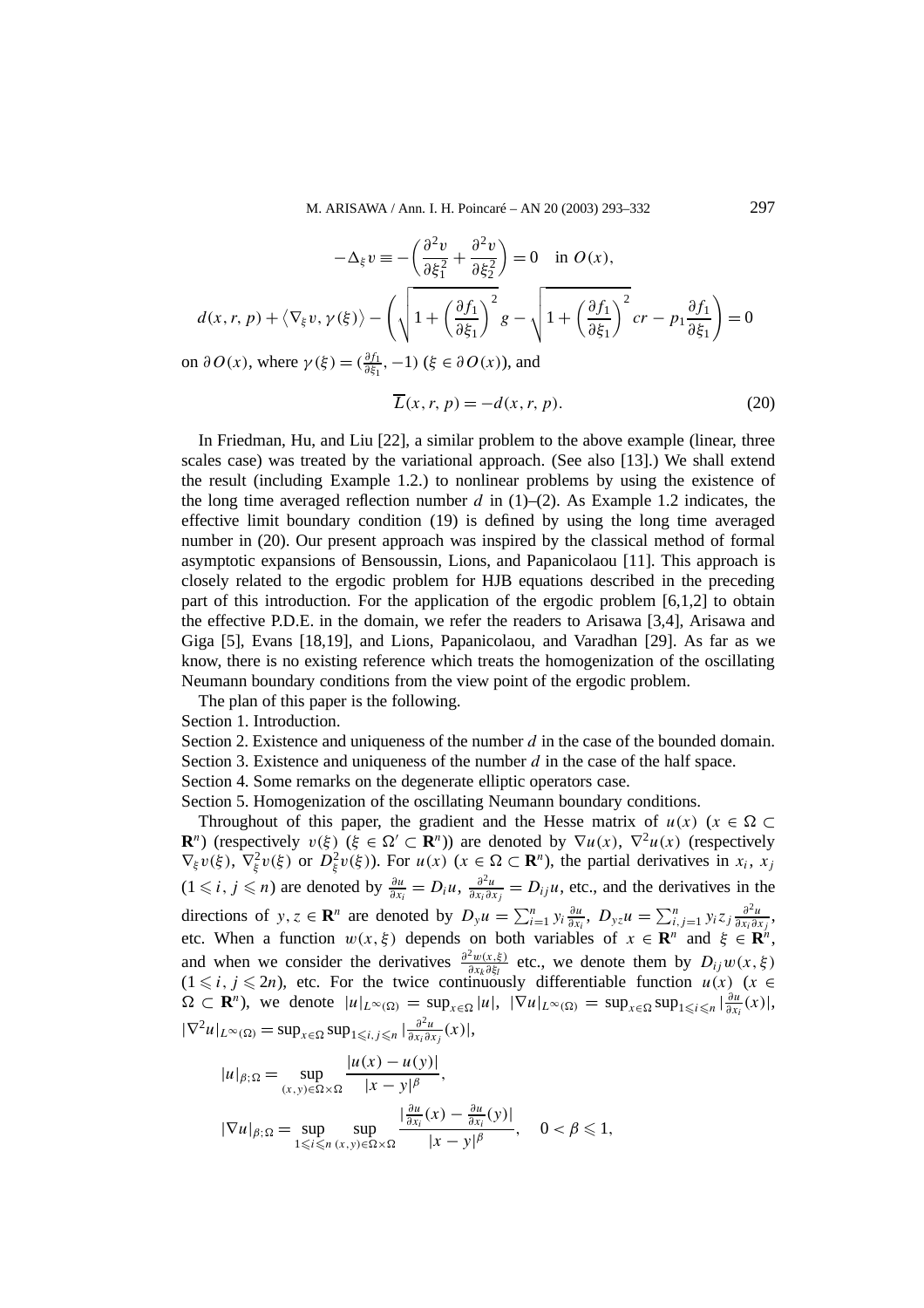$$-\Delta_\xi v \equiv -\left(\frac{\partial^2 v}{\partial \xi_1^2} + \frac{\partial^2 v}{\partial \xi_2^2}\right) = 0 \quad \text{in } O(x),$$

$$d(x,r,p) + \langle \nabla_\xi v, \gamma(\xi)\rangle - \left(\sqrt{1+\left(\frac{\partial f_1}{\partial \xi_1}\right)^2}\, g - \sqrt{1+\left(\frac{\partial f_1}{\partial \xi_1}\right)^2}\, cr - p_1 \frac{\partial f_1}{\partial \xi_1}\right) = 0$$

on $\partial O(x)$, where $\gamma(\xi) = (\frac{\partial f_1}{\partial \xi_1}, -1)$ ($\xi \in \partial O(x)$), and

$$\overline{L}(x,r,p) = -d(x,r,p). \tag{20}$$

In Friedman, Hu, and Liu [22], a similar problem to the above example (linear, three scales case) was treated by the variational approach. (See also [13].) We shall extend the result (including Example 1.2.) to nonlinear problems by using the existence of the long time averaged reflection number $d$ in (1)–(2). As Example 1.2 indicates, the effective limit boundary condition (19) is defined by using the long time averaged number in (20). Our present approach was inspired by the classical method of formal asymptotic expansions of Bensoussin, Lions, and Papanicolaou [11]. This approach is closely related to the ergodic problem for HJB equations described in the preceding part of this introduction. For the application of the ergodic problem [6,1,2] to obtain the effective P.D.E. in the domain, we refer the readers to Arisawa [3,4], Arisawa and Giga [5], Evans [18,19], and Lions, Papanicolaou, and Varadhan [29]. As far as we know, there is no existing reference which treats the homogenization of the oscillating Neumann boundary conditions from the view point of the ergodic problem.

The plan of this paper is the following.

Section 1. Introduction.

Section 2. Existence and uniqueness of the number $d$ in the case of the bounded domain.

Section 3. Existence and uniqueness of the number $d$ in the case of the half space.

Section 4. Some remarks on the degenerate elliptic operators case.

Section 5. Homogenization of the oscillating Neumann boundary conditions.

Throughout of this paper, the gradient and the Hesse matrix of $u(x)$ ($x \in \Omega \subset \mathbf{R}^n$) (respectively $v(\xi)$ ($\xi \in \Omega' \subset \mathbf{R}^n$)) are denoted by $\nabla u(x)$, $\nabla^2 u(x)$ (respectively $\nabla_\xi v(\xi)$, $\nabla_\xi^2 v(\xi)$ or $D_\xi^2 v(\xi)$). For $u(x)$ ($x \in \Omega \subset \mathbf{R}^n$), the partial derivatives in $x_i$, $x_j$ ($1 \leqslant i, j \leqslant n$) are denoted by $\frac{\partial u}{\partial x_i} = D_i u$, $\frac{\partial^2 u}{\partial x_i \partial x_j} = D_{ij} u$, etc., and the derivatives in the directions of $y, z \in \mathbf{R}^n$ are denoted by $D_y u = \sum_{i=1}^n y_i \frac{\partial u}{\partial x_i}$, $D_{yz} u = \sum_{i,j=1}^n y_i z_j \frac{\partial^2 u}{\partial x_i \partial x_j}$, etc. When a function $w(x,\xi)$ depends on both variables of $x \in \mathbf{R}^n$ and $\xi \in \mathbf{R}^n$, and when we consider the derivatives $\frac{\partial^2 w(x,\xi)}{\partial x_k \partial \xi_l}$ etc., we denote them by $D_{ij} w(x,\xi)$ ($1 \leqslant i, j \leqslant 2n$), etc. For the twice continuously differentiable function $u(x)$ ($x \in \Omega \subset \mathbf{R}^n$), we denote $|u|_{L^\infty(\Omega)} = \sup_{x \in \Omega} |u|$, $|\nabla u|_{L^\infty(\Omega)} = \sup_{x\in\Omega} \sup_{1 \leqslant i \leqslant n} |\frac{\partial u}{\partial x_i}(x)|$, $|\nabla^2 u|_{L^\infty(\Omega)} = \sup_{x\in\Omega} \sup_{1\leqslant i,j\leqslant n} |\frac{\partial^2 u}{\partial x_i \partial x_j}(x)|$,

$$|u|_{\beta;\Omega} = \sup_{(x,y)\in\Omega\times\Omega} \frac{|u(x)-u(y)|}{|x-y|^\beta},$$

$$|\nabla u|_{\beta;\Omega} = \sup_{1\leqslant i\leqslant n} \sup_{(x,y)\in\Omega\times\Omega} \frac{|\frac{\partial u}{\partial x_i}(x) - \frac{\partial u}{\partial x_i}(y)|}{|x-y|^\beta}, \quad 0 < \beta \leqslant 1,$$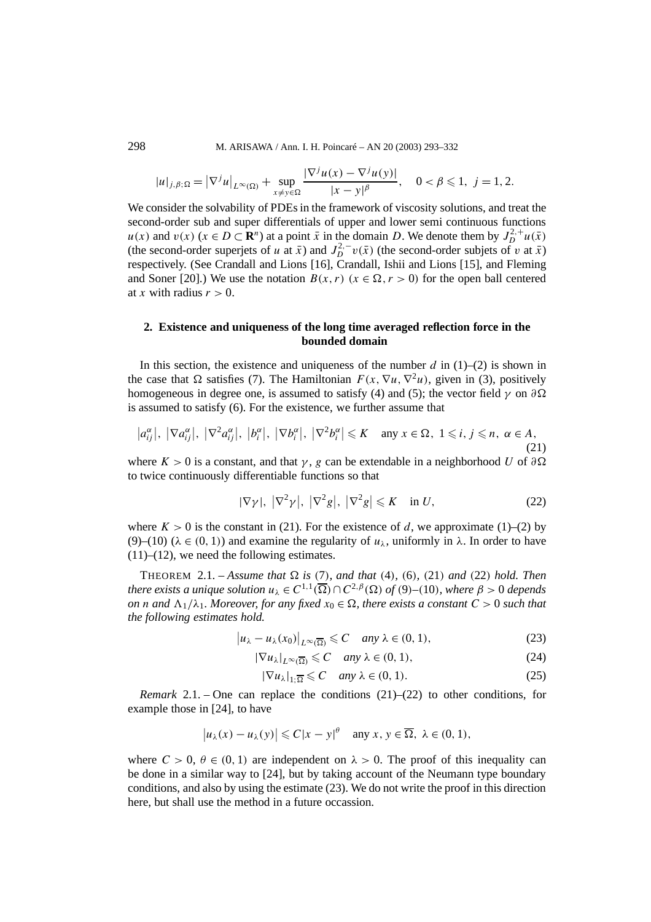$$|u|_{j,\beta;\Omega} = \left|\nabla^j u\right|_{L^\infty(\Omega)} + \sup_{x \neq y \in \Omega} \frac{|\nabla^j u(x) - \nabla^j u(y)|}{|x-y|^\beta}, \quad 0 < \beta \leqslant 1, \; j = 1, 2.$$

We consider the solvability of PDEs in the framework of viscosity solutions, and treat the second-order sub and super differentials of upper and lower semi continuous functions $u(x)$ and $v(x)$ ($x \in D \subset \mathbf{R}^n$) at a point $\bar{x}$ in the domain $D$. We denote them by $J_D^{2,+}u(\bar{x})$ (the second-order superjets of $u$ at $\bar{x}$) and $J_D^{2,-}v(\bar{x})$ (the second-order subjets of $v$ at $\bar{x}$) respectively. (See Crandall and Lions [16], Crandall, Ishii and Lions [15], and Fleming and Soner [20].) We use the notation $B(x, r)$ ($x \in \Omega$, $r > 0$) for the open ball centered at $x$ with radius $r > 0$.

## 2. Existence and uniqueness of the long time averaged reflection force in the bounded domain

In this section, the existence and uniqueness of the number $d$ in (1)–(2) is shown in the case that $\Omega$ satisfies (7). The Hamiltonian $F(x, \nabla u, \nabla^2 u)$, given in (3), positively homogeneous in degree one, is assumed to satisfy (4) and (5); the vector field $\gamma$ on $\partial\Omega$ is assumed to satisfy (6). For the existence, we further assume that

$$\left|a_{ij}^\alpha\right|, \; \left|\nabla a_{ij}^\alpha\right|, \; \left|\nabla^2 a_{ij}^\alpha\right|, \; \left|b_i^\alpha\right|, \; \left|\nabla b_i^\alpha\right|, \; \left|\nabla^2 b_i^\alpha\right| \leqslant K \quad \text{any } x \in \Omega, \; 1 \leqslant i, j \leqslant n, \; \alpha \in A, \tag{21}$$

where $K > 0$ is a constant, and that $\gamma$, $g$ can be extendable in a neighborhood $U$ of $\partial\Omega$ to twice continuously differentiable functions so that

$$|\nabla\gamma|, \; \left|\nabla^2\gamma\right|, \; \left|\nabla^2 g\right|, \; \left|\nabla^2 g\right| \leqslant K \quad \text{in } U, \tag{22}$$

where $K > 0$ is the constant in (21). For the existence of $d$, we approximate (1)–(2) by (9)–(10) ($\lambda \in (0,1)$) and examine the regularity of $u_\lambda$, uniformly in $\lambda$. In order to have (11)–(12), we need the following estimates.

THEOREM 2.1. – *Assume that $\Omega$ is* (7), *and that* (4), (6), (21) *and* (22) *hold. Then there exists a unique solution $u_\lambda \in C^{1,1}(\overline{\Omega}) \cap C^{2,\beta}(\Omega)$ of* (9)–(10), *where $\beta > 0$ depends on $n$ and $\Lambda_1/\lambda_1$. Moreover, for any fixed $x_0 \in \Omega$, there exists a constant $C > 0$ such that the following estimates hold.*

$$\left|u_\lambda - u_\lambda(x_0)\right|_{L^\infty(\overline{\Omega})} \leqslant C \quad \textit{any } \lambda \in (0,1), \tag{23}$$

$$|\nabla u_\lambda|_{L^\infty(\overline{\Omega})} \leqslant C \quad \textit{any } \lambda \in (0,1), \tag{24}$$

$$|\nabla u_\lambda|_{1;\overline{\Omega}} \leqslant C \quad \textit{any } \lambda \in (0,1). \tag{25}$$

*Remark* 2.1. – One can replace the conditions (21)–(22) to other conditions, for example those in [24], to have

$$\left|u_\lambda(x) - u_\lambda(y)\right| \leqslant C|x-y|^\theta \quad \text{any } x, y \in \overline{\Omega}, \; \lambda \in (0,1),$$

where $C > 0$, $\theta \in (0,1)$ are independent on $\lambda > 0$. The proof of this inequality can be done in a similar way to [24], but by taking account of the Neumann type boundary conditions, and also by using the estimate (23). We do not write the proof in this direction here, but shall use the method in a future occassion.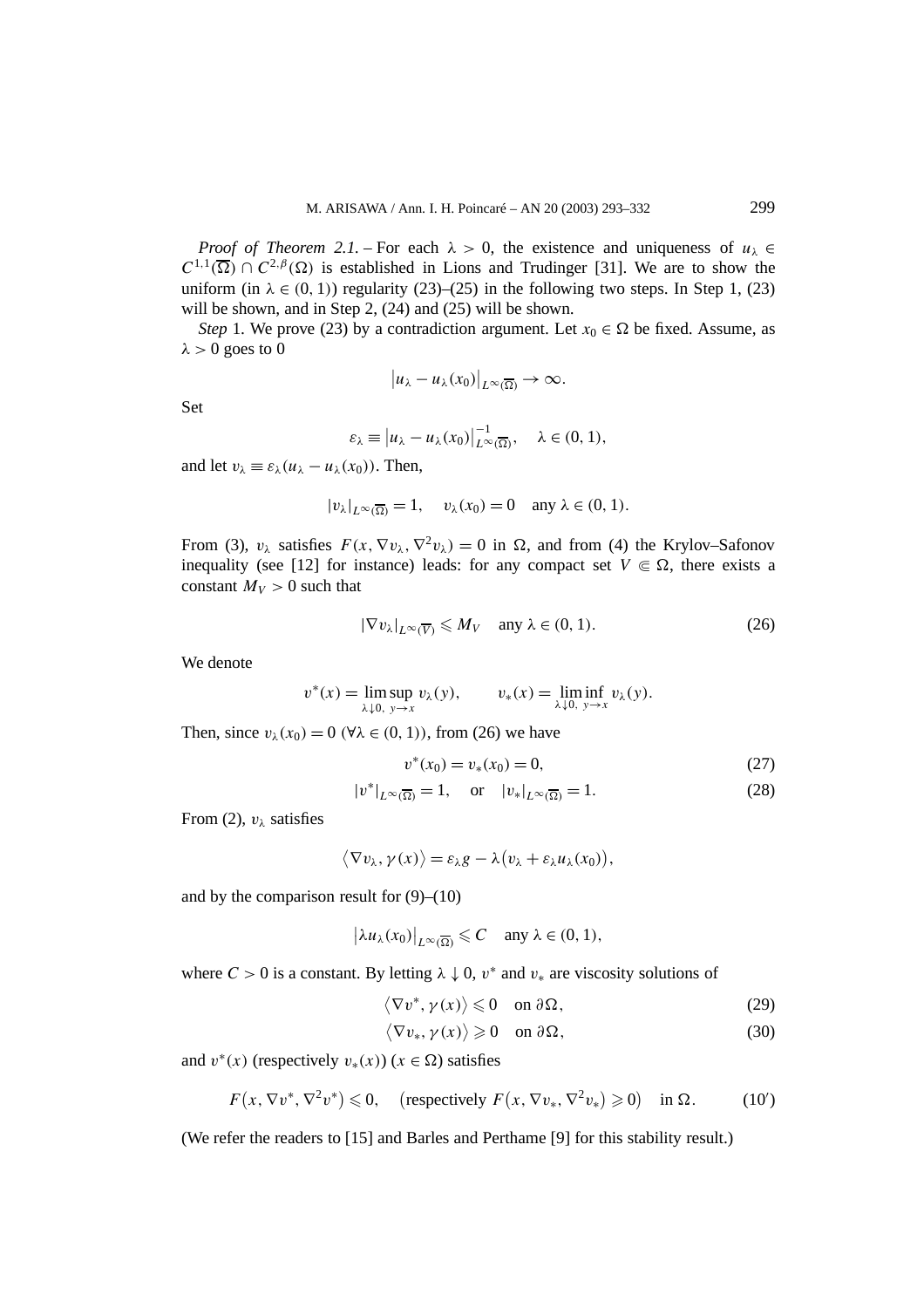*Proof of Theorem 2.1.* – For each $\lambda > 0$, the existence and uniqueness of $u_\lambda \in C^{1,1}(\overline{\Omega}) \cap C^{2,\beta}(\Omega)$ is established in Lions and Trudinger [31]. We are to show the uniform (in $\lambda \in (0,1)$) regularity (23)–(25) in the following two steps. In Step 1, (23) will be shown, and in Step 2, (24) and (25) will be shown.

*Step* 1. We prove (23) by a contradiction argument. Let $x_0 \in \Omega$ be fixed. Assume, as $\lambda > 0$ goes to 0

$$\left|u_\lambda - u_\lambda(x_0)\right|_{L^\infty(\overline{\Omega})} \to \infty.$$

Set

$$\varepsilon_\lambda \equiv \left|u_\lambda - u_\lambda(x_0)\right|^{-1}_{L^\infty(\overline{\Omega})}, \quad \lambda \in (0,1),$$

and let $v_\lambda \equiv \varepsilon_\lambda(u_\lambda - u_\lambda(x_0))$. Then,

$$|v_\lambda|_{L^\infty(\overline{\Omega})} = 1, \quad v_\lambda(x_0) = 0 \quad \text{any } \lambda \in (0,1).$$

From (3), $v_\lambda$ satisfies $F(x, \nabla v_\lambda, \nabla^2 v_\lambda) = 0$ in $\Omega$, and from (4) the Krylov–Safonov inequality (see [12] for instance) leads: for any compact set $V \Subset \Omega$, there exists a constant $M_V > 0$ such that

$$|\nabla v_\lambda|_{L^\infty(\overline{V})} \leqslant M_V \quad \text{any } \lambda \in (0,1). \tag{26}$$

We denote

$$v^*(x) = \limsup_{\lambda \downarrow 0,\ y \to x} v_\lambda(y), \qquad v_*(x) = \liminf_{\lambda \downarrow 0,\ y \to x} v_\lambda(y).$$

Then, since $v_\lambda(x_0) = 0$ ($\forall \lambda \in (0,1)$), from (26) we have

$$v^*(x_0) = v_*(x_0) = 0, \tag{27}$$

$$|v^*|_{L^\infty(\overline{\Omega})} = 1, \quad \text{or} \quad |v_*|_{L^\infty(\overline{\Omega})} = 1. \tag{28}$$

From (2), $v_\lambda$ satisfies

$$\left\langle \nabla v_\lambda, \gamma(x) \right\rangle = \varepsilon_\lambda g - \lambda\left(v_\lambda + \varepsilon_\lambda u_\lambda(x_0)\right),$$

and by the comparison result for (9)–(10)

$$\left|\lambda u_\lambda(x_0)\right|_{L^\infty(\overline{\Omega})} \leqslant C \quad \text{any } \lambda \in (0,1),$$

where $C > 0$ is a constant. By letting $\lambda \downarrow 0$, $v^*$ and $v_*$ are viscosity solutions of

$$\left\langle \nabla v^*, \gamma(x) \right\rangle \leqslant 0 \quad \text{on } \partial\Omega, \tag{29}$$

$$\left\langle \nabla v_*, \gamma(x) \right\rangle \geqslant 0 \quad \text{on } \partial\Omega, \tag{30}$$

and $v^*(x)$ (respectively $v_*(x)$) ($x \in \Omega$) satisfies

$$F\left(x, \nabla v^*, \nabla^2 v^*\right) \leqslant 0, \quad \left(\text{respectively } F\left(x, \nabla v_*, \nabla^2 v_*\right) \geqslant 0\right) \quad \text{in } \Omega. \tag{10'}$$

(We refer the readers to [15] and Barles and Perthame [9] for this stability result.)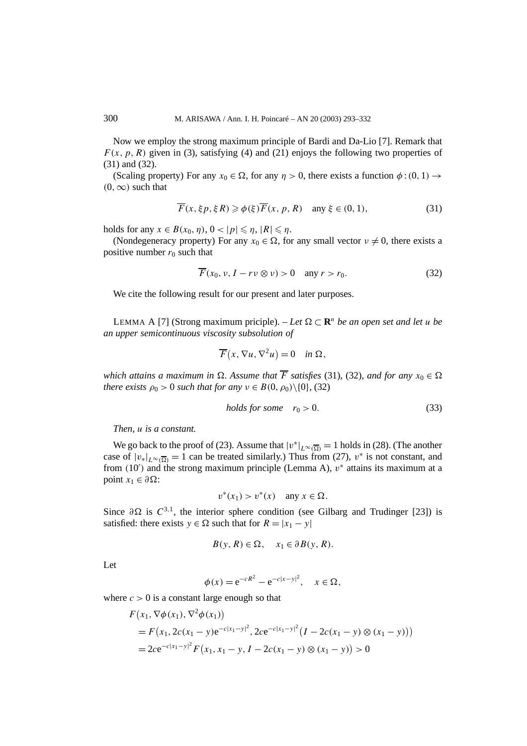Now we employ the strong maximum principle of Bardi and Da-Lio [7]. Remark that $F(x,p,R)$ given in (3), satisfying (4) and (21) enjoys the following two properties of (31) and (32).

(Scaling property) For any $x_0 \in \Omega$, for any $\eta > 0$, there exists a function $\phi : (0,1) \to (0,\infty)$ such that

$$\overline{F}(x, \xi p, \xi R) \geqslant \phi(\xi)\overline{F}(x,p,R) \quad \text{any } \xi \in (0,1), \tag{31}$$

holds for any $x \in B(x_0,\eta)$, $0 < |p| \leqslant \eta$, $|R| \leqslant \eta$.

(Nondegeneracy property) For any $x_0 \in \Omega$, for any small vector $\nu \neq 0$, there exists a positive number $r_0$ such that

$$\overline{F}(x_0, \nu, I - r\nu \otimes \nu) > 0 \quad \text{any } r > r_0. \tag{32}$$

We cite the following result for our present and later purposes.

LEMMA A [7] (Strong maximum priciple). – *Let $\Omega \subset \mathbf{R}^n$ be an open set and let $u$ be an upper semicontinuous viscosity subsolution of*

$$\overline{F}(x, \nabla u, \nabla^2 u) = 0 \quad \textit{in } \Omega,$$

*which attains a maximum in $\Omega$. Assume that $\overline{F}$ satisfies (31), (32), and for any $x_0 \in \Omega$ there exists $\rho_0 > 0$ such that for any $\nu \in B(0,\rho_0)\backslash\{0\}$, (32)*

$$\textit{holds for some} \quad r_0 > 0. \tag{33}$$

*Then, $u$ is a constant.*

We go back to the proof of (23). Assume that $|v^*|_{L^\infty(\overline{\Omega})} = 1$ holds in (28). (The another case of $|v_*|_{L^\infty(\overline{\Omega})} = 1$ can be treated similarly.) Thus from (27), $v^*$ is not constant, and from (10′) and the strong maximum principle (Lemma A), $v^*$ attains its maximum at a point $x_1 \in \partial\Omega$:

$$v^*(x_1) > v^*(x) \quad \text{any } x \in \Omega.$$

Since $\partial\Omega$ is $C^{3,1}$, the interior sphere condition (see Gilbarg and Trudinger [23]) is satisfied: there exists $y \in \Omega$ such that for $R = |x_1 - y|$

$$B(y,R) \in \Omega, \quad x_1 \in \partial B(y,R).$$

Let

$$\phi(x) = \mathrm{e}^{-cR^2} - \mathrm{e}^{-c|x-y|^2}, \quad x \in \Omega,$$

where $c > 0$ is a constant large enough so that

$$\begin{aligned}
&F\big(x_1, \nabla\phi(x_1), \nabla^2\phi(x_1)\big) \\
&= F\big(x_1, 2c(x_1 - y)\mathrm{e}^{-c|x_1-y|^2}, 2c\mathrm{e}^{-c|x_1-y|^2}\big(I - 2c(x_1-y)\otimes(x_1-y)\big)\big) \\
&= 2c\mathrm{e}^{-c|x_1-y|^2} F\big(x_1, x_1 - y, I - 2c(x_1-y)\otimes(x_1-y)\big) > 0
\end{aligned}$$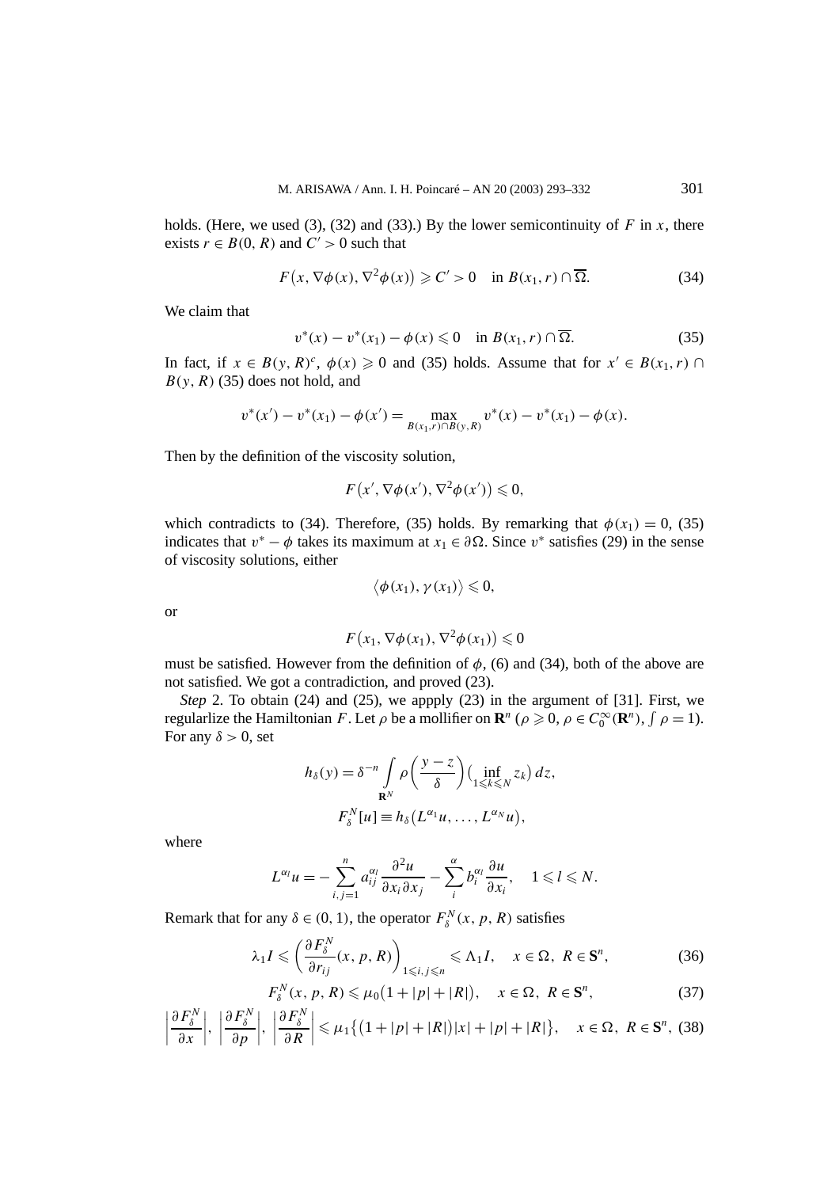holds. (Here, we used (3), (32) and (33).) By the lower semicontinuity of $F$ in $x$, there exists $r \in B(0, R)$ and $C' > 0$ such that

$$F\big(x, \nabla\phi(x), \nabla^2\phi(x)\big) \geqslant C' > 0 \quad \text{in } B(x_1, r) \cap \overline{\Omega}. \tag{34}$$

We claim that

$$v^*(x) - v^*(x_1) - \phi(x) \leqslant 0 \quad \text{in } B(x_1, r) \cap \overline{\Omega}. \tag{35}$$

In fact, if $x \in B(y, R)^c$, $\phi(x) \geqslant 0$ and (35) holds. Assume that for $x' \in B(x_1, r) \cap B(y, R)$ (35) does not hold, and

$$v^*(x') - v^*(x_1) - \phi(x') = \max_{B(x_1, r) \cap B(y, R)} v^*(x) - v^*(x_1) - \phi(x).$$

Then by the definition of the viscosity solution,

$$F\big(x', \nabla\phi(x'), \nabla^2\phi(x')\big) \leqslant 0,$$

which contradicts to (34). Therefore, (35) holds. By remarking that $\phi(x_1) = 0$, (35) indicates that $v^* - \phi$ takes its maximum at $x_1 \in \partial\Omega$. Since $v^*$ satisfies (29) in the sense of viscosity solutions, either

$$\big\langle \phi(x_1), \gamma(x_1) \big\rangle \leqslant 0,$$

or

$$F\big(x_1, \nabla\phi(x_1), \nabla^2\phi(x_1)\big) \leqslant 0$$

must be satisfied. However from the definition of $\phi$, (6) and (34), both of the above are not satisfied. We got a contradiction, and proved (23).

*Step* 2. To obtain (24) and (25), we appply (23) in the argument of [31]. First, we regularlize the Hamiltonian $F$. Let $\rho$ be a mollifier on $\mathbf{R}^n$ ($\rho \geqslant 0$, $\rho \in C_0^\infty(\mathbf{R}^n)$, $\int \rho = 1$). For any $\delta > 0$, set

$$h_\delta(y) = \delta^{-n} \int_{\mathbf{R}^N} \rho\left(\frac{y - z}{\delta}\right) \big(\inf_{1 \leqslant k \leqslant N} z_k\big)\, dz,$$

$$F_\delta^N[u] \equiv h_\delta\big(L^{\alpha_1} u, \ldots, L^{\alpha_N} u\big),$$

where

$$L^{\alpha_l} u = -\sum_{i,j=1}^{n} a_{ij}^{\alpha_l} \frac{\partial^2 u}{\partial x_i \partial x_j} - \sum_{i}^{\alpha} b_i^{\alpha_l} \frac{\partial u}{\partial x_i}, \quad 1 \leqslant l \leqslant N.$$

Remark that for any $\delta \in (0, 1)$, the operator $F_\delta^N(x, p, R)$ satisfies

$$\lambda_1 I \leqslant \left(\frac{\partial F_\delta^N}{\partial r_{ij}}(x, p, R)\right)_{1 \leqslant i,j \leqslant n} \leqslant \Lambda_1 I, \quad x \in \Omega,\ R \in \mathbf{S}^n, \tag{36}$$

$$F_\delta^N(x, p, R) \leqslant \mu_0\big(1 + |p| + |R|\big), \quad x \in \Omega,\ R \in \mathbf{S}^n, \tag{37}$$

$$\left|\frac{\partial F_\delta^N}{\partial x}\right|,\ \left|\frac{\partial F_\delta^N}{\partial p}\right|,\ \left|\frac{\partial F_\delta^N}{\partial R}\right| \leqslant \mu_1\big\{\big(1 + |p| + |R|\big)|x| + |p| + |R|\big\}, \quad x \in \Omega,\ R \in \mathbf{S}^n, \tag{38}$$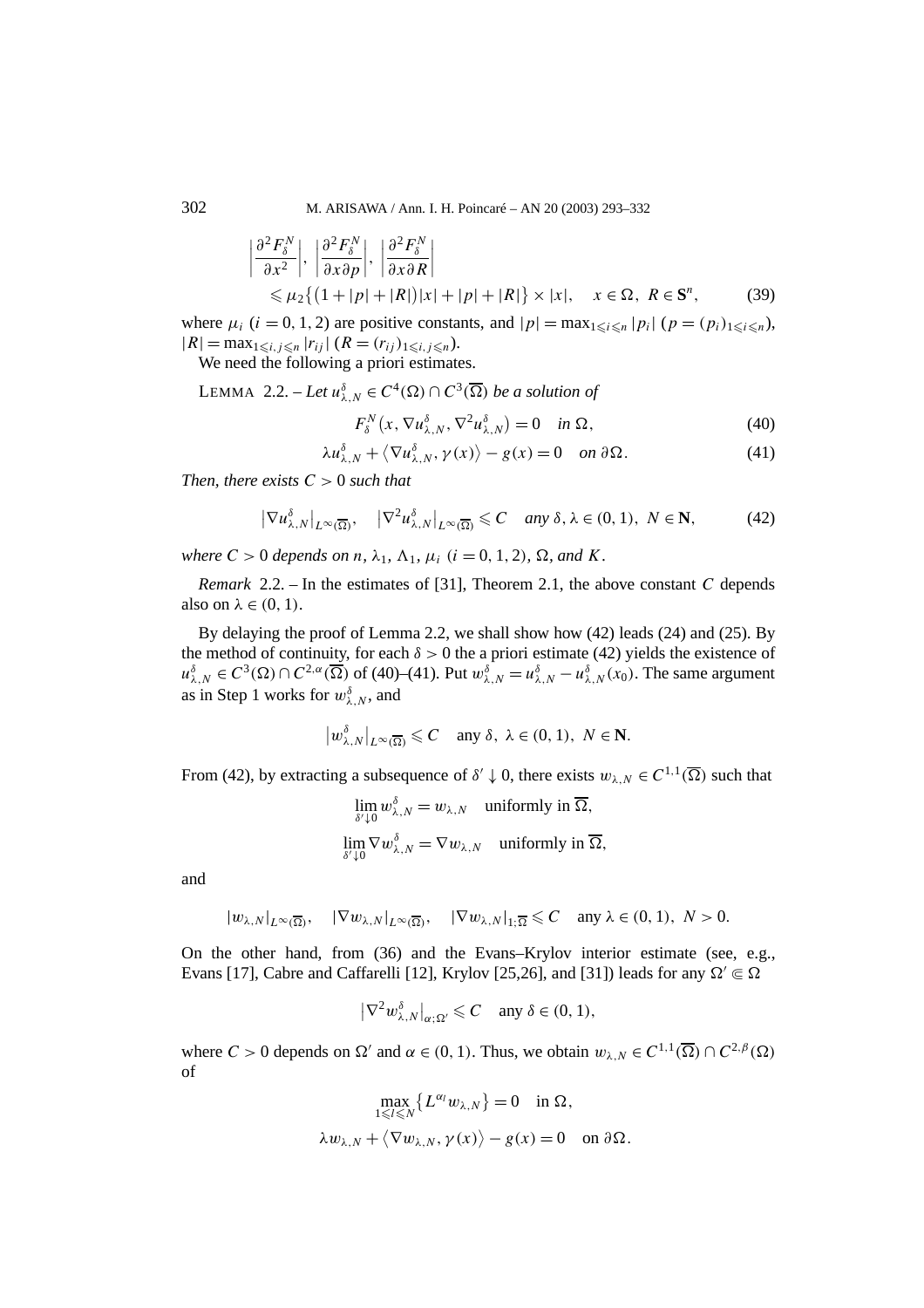$$\left|\frac{\partial^2 F_\delta^N}{\partial x^2}\right|,\ \left|\frac{\partial^2 F_\delta^N}{\partial x \partial p}\right|,\ \left|\frac{\partial^2 F_\delta^N}{\partial x \partial R}\right|$$
$$\leqslant \mu_2\big\{\big(1+|p|+|R|\big)|x|+|p|+|R|\big\}\times|x|,\quad x\in\Omega,\ R\in\mathbf{S}^n, \tag{39}$$

where $\mu_i$ $(i=0,1,2)$ are positive constants, and $|p|=\max_{1\leqslant i\leqslant n}|p_i|$ $(p=(p_i)_{1\leqslant i\leqslant n})$, $|R|=\max_{1\leqslant i,j\leqslant n}|r_{ij}|$ $(R=(r_{ij})_{1\leqslant i,j\leqslant n})$.

We need the following a priori estimates.

LEMMA 2.2. – *Let $u_{\lambda,N}^\delta \in C^4(\Omega)\cap C^3(\overline{\Omega})$ be a solution of*

$$F_\delta^N\big(x,\nabla u_{\lambda,N}^\delta,\nabla^2 u_{\lambda,N}^\delta\big)=0 \quad \text{in } \Omega, \tag{40}$$

$$\lambda u_{\lambda,N}^\delta+\big\langle \nabla u_{\lambda,N}^\delta,\gamma(x)\big\rangle-g(x)=0 \quad \text{on } \partial\Omega. \tag{41}$$

*Then, there exists $C>0$ such that*

$$\big|\nabla u_{\lambda,N}^\delta\big|_{L^\infty(\overline{\Omega})},\quad \big|\nabla^2 u_{\lambda,N}^\delta\big|_{L^\infty(\overline{\Omega})}\leqslant C \quad \text{any } \delta,\lambda\in(0,1),\ N\in\mathbf{N}, \tag{42}$$

*where $C>0$ depends on $n$, $\lambda_1$, $\Lambda_1$, $\mu_i$ $(i=0,1,2)$, $\Omega$, and $K$.*

*Remark* 2.2. – In the estimates of [31], Theorem 2.1, the above constant $C$ depends also on $\lambda\in(0,1)$.

By delaying the proof of Lemma 2.2, we shall show how (42) leads (24) and (25). By the method of continuity, for each $\delta>0$ the a priori estimate (42) yields the existence of $u_{\lambda,N}^\delta\in C^3(\Omega)\cap C^{2,\alpha}(\overline{\Omega})$ of (40)–(41). Put $w_{\lambda,N}^\delta=u_{\lambda,N}^\delta-u_{\lambda,N}^\delta(x_0)$. The same argument as in Step 1 works for $w_{\lambda,N}^\delta$, and

$$\big|w_{\lambda,N}^\delta\big|_{L^\infty(\overline{\Omega})}\leqslant C \quad \text{any } \delta,\ \lambda\in(0,1),\ N\in\mathbf{N}.$$

From (42), by extracting a subsequence of $\delta'\downarrow 0$, there exists $w_{\lambda,N}\in C^{1,1}(\overline{\Omega})$ such that

$$\lim_{\delta'\downarrow 0} w_{\lambda,N}^\delta=w_{\lambda,N} \quad \text{uniformly in } \overline{\Omega},$$
$$\lim_{\delta'\downarrow 0}\nabla w_{\lambda,N}^\delta=\nabla w_{\lambda,N} \quad \text{uniformly in } \overline{\Omega},$$

and

$$|w_{\lambda,N}|_{L^\infty(\overline{\Omega})},\quad |\nabla w_{\lambda,N}|_{L^\infty(\overline{\Omega})},\quad |\nabla w_{\lambda,N}|_{1;\overline{\Omega}}\leqslant C \quad \text{any } \lambda\in(0,1),\ N>0.$$

On the other hand, from (36) and the Evans–Krylov interior estimate (see, e.g., Evans [17], Cabre and Caffarelli [12], Krylov [25,26], and [31]) leads for any $\Omega'\Subset\Omega$

$$\big|\nabla^2 w_{\lambda,N}^\delta\big|_{\alpha;\Omega'}\leqslant C \quad \text{any } \delta\in(0,1),$$

where $C>0$ depends on $\Omega'$ and $\alpha\in(0,1)$. Thus, we obtain $w_{\lambda,N}\in C^{1,1}(\overline{\Omega})\cap C^{2,\beta}(\Omega)$ of

$$\max_{1\leqslant l\leqslant N}\big\{L^{\alpha_l}w_{\lambda,N}\big\}=0 \quad \text{in } \Omega,$$
$$\lambda w_{\lambda,N}+\big\langle \nabla w_{\lambda,N},\gamma(x)\big\rangle-g(x)=0 \quad \text{on } \partial\Omega.$$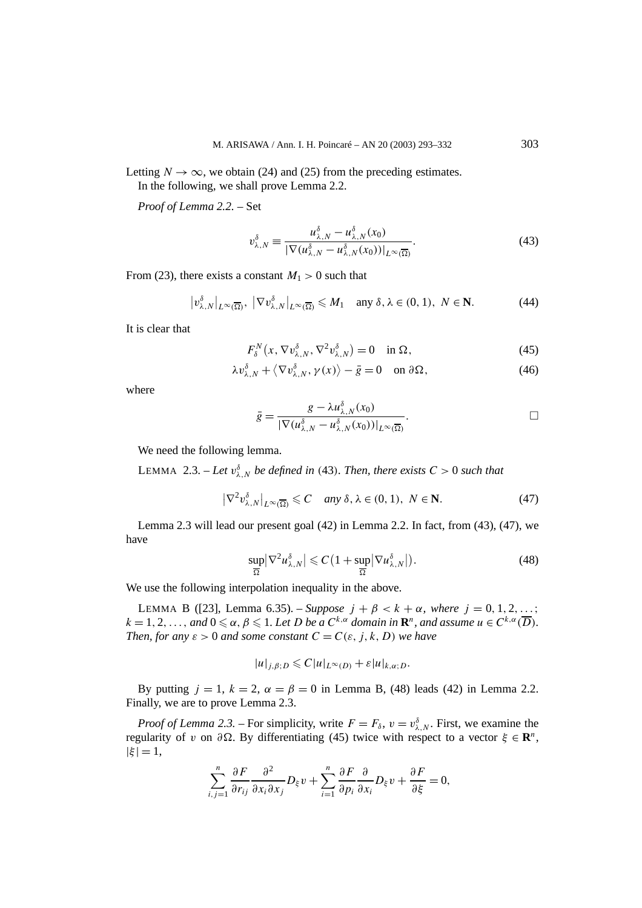Letting $N \to \infty$, we obtain (24) and (25) from the preceding estimates.

In the following, we shall prove Lemma 2.2.

*Proof of Lemma 2.2.* – Set

$$v^{\delta}_{\lambda,N} \equiv \frac{u^{\delta}_{\lambda,N} - u^{\delta}_{\lambda,N}(x_0)}{|\nabla(u^{\delta}_{\lambda,N} - u^{\delta}_{\lambda,N}(x_0))|_{L^{\infty}(\overline{\Omega})}}. \tag{43}$$

From (23), there exists a constant $M_1 > 0$ such that

$$\left|v^{\delta}_{\lambda,N}\right|_{L^{\infty}(\overline{\Omega})},\ \left|\nabla v^{\delta}_{\lambda,N}\right|_{L^{\infty}(\overline{\Omega})} \leqslant M_1 \quad \text{any } \delta, \lambda \in (0,1),\ N \in \mathbf{N}. \tag{44}$$

It is clear that

$$F^N_{\delta}\left(x, \nabla v^{\delta}_{\lambda,N}, \nabla^2 v^{\delta}_{\lambda,N}\right) = 0 \quad \text{in } \Omega, \tag{45}$$

$$\lambda v^{\delta}_{\lambda,N} + \left\langle \nabla v^{\delta}_{\lambda,N}, \gamma(x)\right\rangle - \bar{g} = 0 \quad \text{on } \partial\Omega, \tag{46}$$

where

$$\bar{g} = \frac{g - \lambda u^{\delta}_{\lambda,N}(x_0)}{|\nabla(u^{\delta}_{\lambda,N} - u^{\delta}_{\lambda,N}(x_0))|_{L^{\infty}(\overline{\Omega})}}. \qquad \square$$

We need the following lemma.

LEMMA 2.3. – *Let $v^{\delta}_{\lambda,N}$ be defined in* (43). *Then, there exists $C > 0$ such that*

$$\left|\nabla^2 v^{\delta}_{\lambda,N}\right|_{L^{\infty}(\overline{\Omega})} \leqslant C \quad \textit{any } \delta, \lambda \in (0,1),\ N \in \mathbf{N}. \tag{47}$$

Lemma 2.3 will lead our present goal (42) in Lemma 2.2. In fact, from (43), (47), we have

$$\sup_{\overline{\Omega}}\left|\nabla^2 u^{\delta}_{\lambda,N}\right| \leqslant C\left(1 + \sup_{\overline{\Omega}}\left|\nabla u^{\delta}_{\lambda,N}\right|\right). \tag{48}$$

We use the following interpolation inequality in the above.

LEMMA B ([23], Lemma 6.35). – *Suppose $j + \beta < k + \alpha$, where $j = 0, 1, 2, \ldots$; $k = 1, 2, \ldots$, and $0 \leqslant \alpha, \beta \leqslant 1$. Let $D$ be a $C^{k,\alpha}$ domain in $\mathbf{R}^n$, and assume $u \in C^{k,\alpha}(\overline{D})$. Then, for any $\varepsilon > 0$ and some constant $C = C(\varepsilon, j, k, D)$ we have*

$$|u|_{j,\beta;D} \leqslant C|u|_{L^{\infty}(D)} + \varepsilon|u|_{k,\alpha;D}.$$

By putting $j = 1$, $k = 2$, $\alpha = \beta = 0$ in Lemma B, (48) leads (42) in Lemma 2.2. Finally, we are to prove Lemma 2.3.

*Proof of Lemma 2.3.* – For simplicity, write $F = F_{\delta}$, $v = v^{\delta}_{\lambda,N}$. First, we examine the regularity of $v$ on $\partial\Omega$. By differentiating (45) twice with respect to a vector $\xi \in \mathbf{R}^n$, $|\xi| = 1$,

$$\sum_{i,j=1}^{n} \frac{\partial F}{\partial r_{ij}} \frac{\partial^2}{\partial x_i \partial x_j} D_{\xi} v + \sum_{i=1}^{n} \frac{\partial F}{\partial p_i} \frac{\partial}{\partial x_i} D_{\xi} v + \frac{\partial F}{\partial \xi} = 0,$$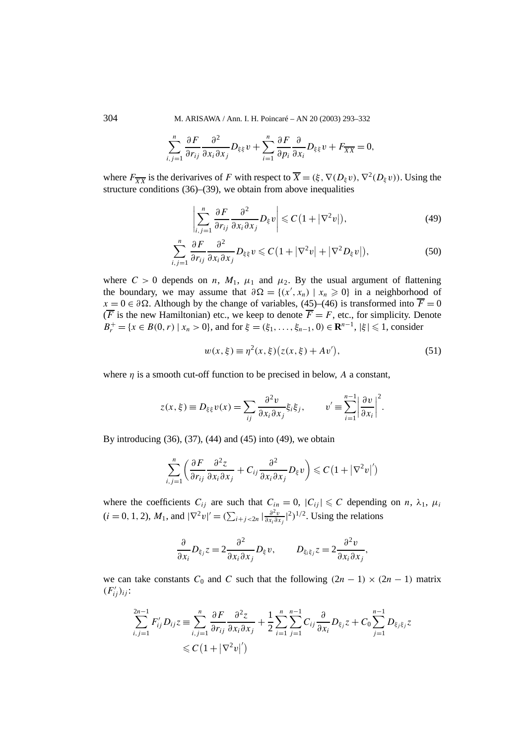$$\sum_{i,j=1}^{n} \frac{\partial F}{\partial r_{ij}} \frac{\partial^2}{\partial x_i \partial x_j} D_{\xi\xi} v + \sum_{i=1}^{n} \frac{\partial F}{\partial p_i} \frac{\partial}{\partial x_i} D_{\xi\xi} v + F_{\overline{XX}} = 0,$$

where $F_{\overline{XX}}$ is the derivarives of $F$ with respect to $\overline{X} = (\xi, \nabla(D_\xi v), \nabla^2(D_\xi v))$. Using the structure conditions (36)–(39), we obtain from above inequalities

$$\left| \sum_{i,j=1}^{n} \frac{\partial F}{\partial r_{ij}} \frac{\partial^2}{\partial x_i \partial x_j} D_\xi v \right| \leqslant C\left(1 + |\nabla^2 v|\right), \tag{49}$$

$$\sum_{i,j=1}^{n} \frac{\partial F}{\partial r_{ij}} \frac{\partial^2}{\partial x_i \partial x_j} D_{\xi\xi} v \leqslant C\left(1 + |\nabla^2 v| + |\nabla^2 D_\xi v|\right), \tag{50}$$

where $C > 0$ depends on $n$, $M_1$, $\mu_1$ and $\mu_2$. By the usual argument of flattening the boundary, we may assume that $\partial\Omega = \{(x', x_n) \mid x_n \geqslant 0\}$ in a neighborhood of $x = 0 \in \partial\Omega$. Although by the change of variables, (45)–(46) is transformed into $\overline{F} = 0$ ($\overline{F}$ is the new Hamiltonian) etc., we keep to denote $\overline{F} = F$, etc., for simplicity. Denote $B_r^+ = \{x \in B(0, r) \mid x_n > 0\}$, and for $\xi = (\xi_1, \ldots, \xi_{n-1}, 0) \in \mathbf{R}^{n-1}$, $|\xi| \leqslant 1$, consider

$$w(x, \xi) \equiv \eta^2(x, \xi)\left(z(x, \xi) + Av'\right), \tag{51}$$

where $\eta$ is a smooth cut-off function to be precised in below, $A$ a constant,

$$z(x, \xi) \equiv D_{\xi\xi} v(x) = \sum_{ij} \frac{\partial^2 v}{\partial x_i \partial x_j} \xi_i \xi_j, \qquad v' \equiv \sum_{i=1}^{n-1} \left| \frac{\partial v}{\partial x_i} \right|^2.$$

By introducing (36), (37), (44) and (45) into (49), we obtain

$$\sum_{i,j=1}^{n} \left( \frac{\partial F}{\partial r_{ij}} \frac{\partial^2 z}{\partial x_i \partial x_j} + C_{ij} \frac{\partial^2}{\partial x_i \partial x_j} D_\xi v \right) \leqslant C\left(1 + |\nabla^2 v|'\right)$$

where the coefficients $C_{ij}$ are such that $C_{in} = 0$, $|C_{ij}| \leqslant C$ depending on $n$, $\lambda_1$, $\mu_i$ ($i = 0, 1, 2$), $M_1$, and $|\nabla^2 v|' = (\sum_{i+j<2n} |\frac{\partial^2 v}{\partial x_i \partial x_j}|^2)^{1/2}$. Using the relations

$$\frac{\partial}{\partial x_i} D_{\xi_j} z = 2 \frac{\partial^2}{\partial x_i \partial x_j} D_\xi v, \qquad D_{\xi_i \xi_j} z = 2 \frac{\partial^2 v}{\partial x_i \partial x_j},$$

we can take constants $C_0$ and $C$ such that the following $(2n-1) \times (2n-1)$ matrix $(F'_{ij})_{ij}$:

$$\begin{aligned}
\sum_{i,j=1}^{2n-1} F'_{ij} D_{ij} z &\equiv \sum_{i,j=1}^{n} \frac{\partial F}{\partial r_{ij}} \frac{\partial^2 z}{\partial x_i \partial x_j} + \frac{1}{2} \sum_{i=1}^{n} \sum_{j=1}^{n-1} C_{ij} \frac{\partial}{\partial x_i} D_{\xi_j} z + C_0 \sum_{j=1}^{n-1} D_{\xi_j \xi_j} z \\
&\leqslant C\left(1 + |\nabla^2 v|'\right)
\end{aligned}$$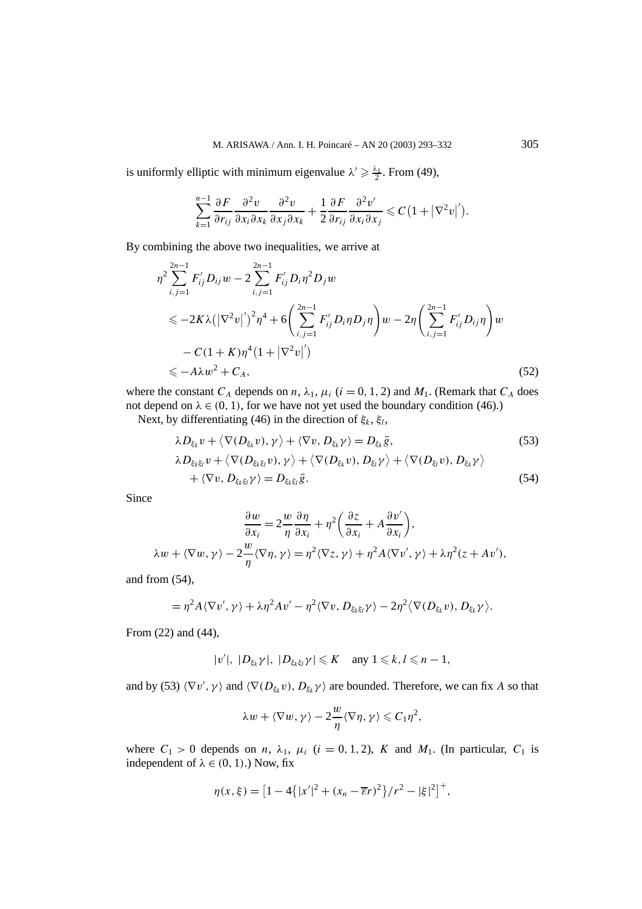is uniformly elliptic with minimum eigenvalue $\lambda' \geqslant \frac{\lambda_1}{2}$. From (49),

$$\sum_{k=1}^{n-1} \frac{\partial F}{\partial r_{ij}} \frac{\partial^2 v}{\partial x_i \partial x_k} \frac{\partial^2 v}{\partial x_j \partial x_k} + \frac{1}{2} \frac{\partial F}{\partial r_{ij}} \frac{\partial^2 v'}{\partial x_i \partial x_j} \leqslant C\big(1 + |\nabla^2 v|'\big).$$

By combining the above two inequalities, we arrive at

$$\begin{aligned}
&\eta^2 \sum_{i,j=1}^{2n-1} F'_{ij} D_{ij} w - 2 \sum_{i,j=1}^{2n-1} F'_{ij} D_i \eta^2 D_j w \\
&\quad \leqslant -2K\lambda\big(|\nabla^2 v|'\big)^2 \eta^4 + 6\left(\sum_{i,j=1}^{2n-1} F'_{ij} D_i \eta D_j \eta\right) w - 2\eta\left(\sum_{i,j=1}^{2n-1} F'_{ij} D_{ij} \eta\right) w \\
&\qquad - C(1+K)\eta^4\big(1 + |\nabla^2 v|'\big) \\
&\quad \leqslant -A\lambda w^2 + C_A,
\end{aligned} \tag{52}$$

where the constant $C_A$ depends on $n$, $\lambda_1$, $\mu_i$ ($i = 0, 1, 2$) and $M_1$. (Remark that $C_A$ does not depend on $\lambda \in (0, 1)$, for we have not yet used the boundary condition (46).)

Next, by differentiating (46) in the direction of $\xi_k$, $\xi_l$,

$$\lambda D_{\xi_k} v + \big\langle \nabla(D_{\xi_k} v), \gamma \big\rangle + \langle \nabla v, D_{\xi_k} \gamma \rangle = D_{\xi_k} \bar{g}, \tag{53}$$

$$\begin{aligned}
&\lambda D_{\xi_k \xi_l} v + \big\langle \nabla(D_{\xi_k \xi_l} v), \gamma \big\rangle + \big\langle \nabla(D_{\xi_k} v), D_{\xi_l} \gamma \big\rangle + \big\langle \nabla(D_{\xi_l} v), D_{\xi_k} \gamma \big\rangle \\
&\quad + \langle \nabla v, D_{\xi_k \xi_l} \gamma \rangle = D_{\xi_k \xi_l} \bar{g}.
\end{aligned} \tag{54}$$

Since

$$\frac{\partial w}{\partial x_i} = 2\frac{w}{\eta}\frac{\partial \eta}{\partial x_i} + \eta^2\left(\frac{\partial z}{\partial x_i} + A\frac{\partial v'}{\partial x_i}\right),$$

$$\lambda w + \langle \nabla w, \gamma \rangle - 2\frac{w}{\eta}\langle \nabla \eta, \gamma \rangle = \eta^2 \langle \nabla z, \gamma \rangle + \eta^2 A \langle \nabla v', \gamma \rangle + \lambda \eta^2 (z + Av'),$$

and from (54),

$$= \eta^2 A \langle \nabla v', \gamma \rangle + \lambda \eta^2 A v' - \eta^2 \langle \nabla v, D_{\xi_k \xi_l} \gamma \rangle - 2\eta^2 \big\langle \nabla(D_{\xi_k} v), D_{\xi_k} \gamma \big\rangle.$$

From (22) and (44),

$$|v'|,\ |D_{\xi_k} \gamma|,\ |D_{\xi_k \xi_l} \gamma| \leqslant K \quad \text{any } 1 \leqslant k, l \leqslant n-1,$$

and by (53) $\langle \nabla v', \gamma \rangle$ and $\langle \nabla(D_{\xi_k} v), D_{\xi_k} \gamma \rangle$ are bounded. Therefore, we can fix $A$ so that

$$\lambda w + \langle \nabla w, \gamma \rangle - 2\frac{w}{\eta}\langle \nabla \eta, \gamma \rangle \leqslant C_1 \eta^2,$$

where $C_1 > 0$ depends on $n$, $\lambda_1$, $\mu_i$ ($i = 0, 1, 2$), $K$ and $M_1$. (In particular, $C_1$ is independent of $\lambda \in (0, 1)$.) Now, fix

$$\eta(x, \xi) = \big[1 - 4\big\{|x'|^2 + (x_n - \overline{\varepsilon} r)^2\big\}/r^2 - |\xi|^2\big]^+,$$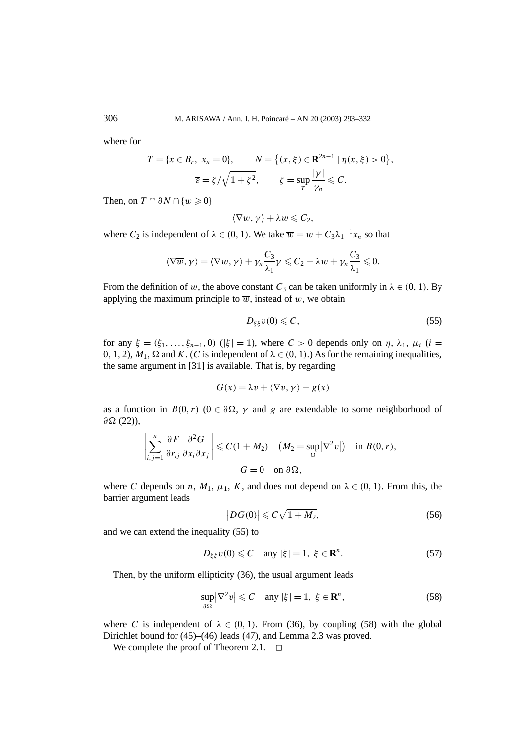where for

$$T = \{x \in B_r,\ x_n = 0\}, \qquad N = \left\{(x,\xi) \in \mathbf{R}^{2n-1} \mid \eta(x,\xi) > 0\right\},$$
$$\overline{\varepsilon} = \zeta/\sqrt{1+\zeta^2}, \qquad \zeta = \sup_T \frac{|\gamma|}{\gamma_n} \leqslant C.$$

Then, on $T \cap \partial N \cap \{w \geqslant 0\}$

$$\langle \nabla w, \gamma\rangle + \lambda w \leqslant C_2,$$

where $C_2$ is independent of $\lambda \in (0,1)$. We take $\overline{w} = w + C_3 {\lambda_1}^{-1} x_n$ so that

$$\langle \nabla \overline{w}, \gamma\rangle = \langle \nabla w, \gamma\rangle + \gamma_n \frac{C_3}{\lambda_1}\gamma \leqslant C_2 - \lambda w + \gamma_n \frac{C_3}{\lambda_1} \leqslant 0.$$

From the definition of $w$, the above constant $C_3$ can be taken uniformly in $\lambda \in (0,1)$. By applying the maximum principle to $\overline{w}$, instead of $w$, we obtain

$$D_{\xi\xi} v(0) \leqslant C, \tag{55}$$

for any $\xi = (\xi_1, \ldots, \xi_{n-1}, 0)$ ($|\xi| = 1$), where $C > 0$ depends only on $\eta$, $\lambda_1$, $\mu_i$ ($i = 0, 1, 2$), $M_1$, $\Omega$ and $K$. ($C$ is independent of $\lambda \in (0,1)$.) As for the remaining inequalities, the same argument in [31] is available. That is, by regarding

$$G(x) = \lambda v + \langle \nabla v, \gamma\rangle - g(x)$$

as a function in $B(0,r)$ ($0 \in \partial\Omega$, $\gamma$ and $g$ are extendable to some neighborhood of $\partial\Omega$ (22)),

$$\left|\sum_{i,j=1}^{n} \frac{\partial F}{\partial r_{ij}} \frac{\partial^2 G}{\partial x_i \partial x_j}\right| \leqslant C(1 + M_2) \quad \left(M_2 = \sup_{\Omega}\left|\nabla^2 v\right|\right) \quad \text{in } B(0,r),$$
$$G = 0 \quad \text{on } \partial\Omega,$$

where $C$ depends on $n$, $M_1$, $\mu_1$, $K$, and does not depend on $\lambda \in (0,1)$. From this, the barrier argument leads

$$\left|DG(0)\right| \leqslant C\sqrt{1 + M_2}, \tag{56}$$

and we can extend the inequality (55) to

$$D_{\xi\xi} v(0) \leqslant C \quad \text{any } |\xi| = 1,\ \xi \in \mathbf{R}^n. \tag{57}$$

Then, by the uniform ellipticity (36), the usual argument leads

$$\sup_{\partial\Omega}\left|\nabla^2 v\right| \leqslant C \quad \text{any } |\xi| = 1,\ \xi \in \mathbf{R}^n, \tag{58}$$

where $C$ is independent of $\lambda \in (0,1)$. From (36), by coupling (58) with the global Dirichlet bound for (45)–(46) leads (47), and Lemma 2.3 was proved.

We complete the proof of Theorem 2.1. $\square$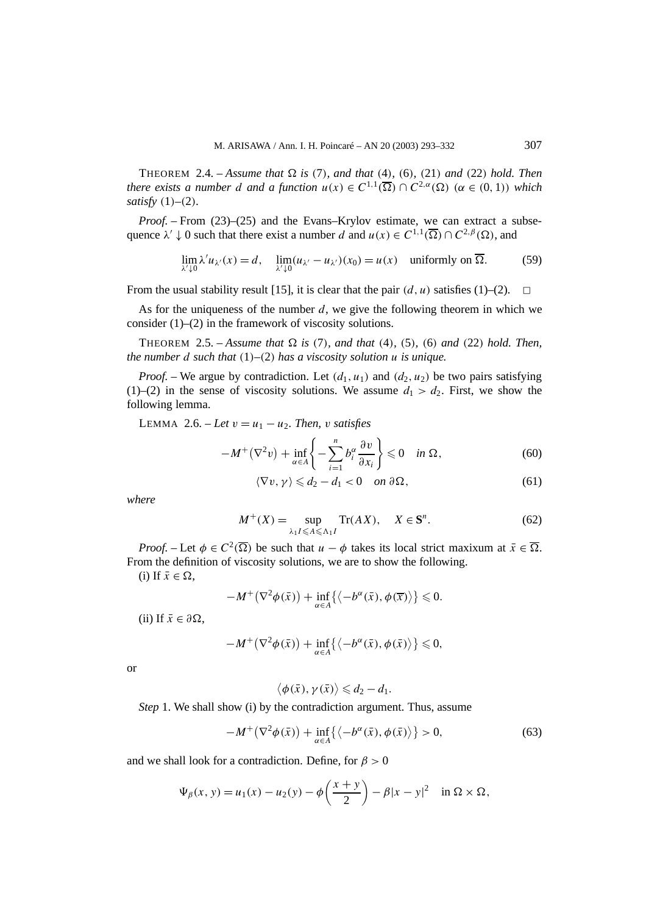THEOREM 2.4. – *Assume that* $\Omega$ *is* (7), *and that* (4), (6), (21) *and* (22) *hold. Then there exists a number* $d$ *and a function* $u(x) \in C^{1,1}(\overline{\Omega}) \cap C^{2,\alpha}(\Omega)$ $(\alpha \in (0,1))$ *which satisfy* (1)–(2).

*Proof.* – From (23)–(25) and the Evans–Krylov estimate, we can extract a subsequence $\lambda' \downarrow 0$ such that there exist a number $d$ and $u(x) \in C^{1,1}(\overline{\Omega}) \cap C^{2,\beta}(\Omega)$, and

$$\lim_{\lambda' \downarrow 0} \lambda' u_{\lambda'}(x) = d, \quad \lim_{\lambda' \downarrow 0} (u_{\lambda'} - u_{\lambda'})(x_0) = u(x) \quad \text{uniformly on } \overline{\Omega}. \tag{59}$$

From the usual stability result [15], it is clear that the pair $(d, u)$ satisfies (1)–(2). $\square$

As for the uniqueness of the number $d$, we give the following theorem in which we consider (1)–(2) in the framework of viscosity solutions.

THEOREM 2.5. – *Assume that* $\Omega$ *is* (7), *and that* (4), (5), (6) *and* (22) *hold. Then, the number* $d$ *such that* (1)–(2) *has a viscosity solution* $u$ *is unique.*

*Proof.* – We argue by contradiction. Let $(d_1, u_1)$ and $(d_2, u_2)$ be two pairs satisfying (1)–(2) in the sense of viscosity solutions. We assume $d_1 > d_2$. First, we show the following lemma.

LEMMA 2.6. – *Let* $v = u_1 - u_2$. *Then,* $v$ *satisfies*

$$-M^+(\nabla^2 v) + \inf_{\alpha \in A} \left\{ -\sum_{i=1}^n b_i^\alpha \frac{\partial v}{\partial x_i} \right\} \leqslant 0 \quad \text{in } \Omega, \tag{60}$$

$$\langle \nabla v, \gamma \rangle \leqslant d_2 - d_1 < 0 \quad \text{on } \partial\Omega, \tag{61}$$

*where*

$$M^+(X) = \sup_{\lambda_1 I \leqslant A \leqslant \Lambda_1 I} \operatorname{Tr}(AX), \quad X \in \mathbf{S}^n. \tag{62}$$

*Proof.* – Let $\phi \in C^2(\overline{\Omega})$ be such that $u - \phi$ takes its local strict maxixum at $\bar{x} \in \overline{\Omega}$. From the definition of viscosity solutions, we are to show the following.

(i) If $\bar{x} \in \Omega$,

$$-M^+(\nabla^2 \phi(\bar{x})) + \inf_{\alpha \in A} \{ \langle -b^\alpha(\bar{x}), \phi(\overline{x}) \rangle \} \leqslant 0.$$

(ii) If $\bar{x} \in \partial\Omega$,

$$-M^+(\nabla^2 \phi(\bar{x})) + \inf_{\alpha \in A} \{ \langle -b^\alpha(\bar{x}), \phi(\bar{x}) \rangle \} \leqslant 0,$$

or

$$\langle \phi(\bar{x}), \gamma(\bar{x}) \rangle \leqslant d_2 - d_1.$$

*Step* 1. We shall show (i) by the contradiction argument. Thus, assume

$$-M^+(\nabla^2 \phi(\bar{x})) + \inf_{\alpha \in A} \{ \langle -b^\alpha(\bar{x}), \phi(\bar{x}) \rangle \} > 0, \tag{63}$$

and we shall look for a contradiction. Define, for $\beta > 0$

$$\Psi_\beta(x, y) = u_1(x) - u_2(y) - \phi\left(\frac{x+y}{2}\right) - \beta|x - y|^2 \quad \text{in } \Omega \times \Omega,$$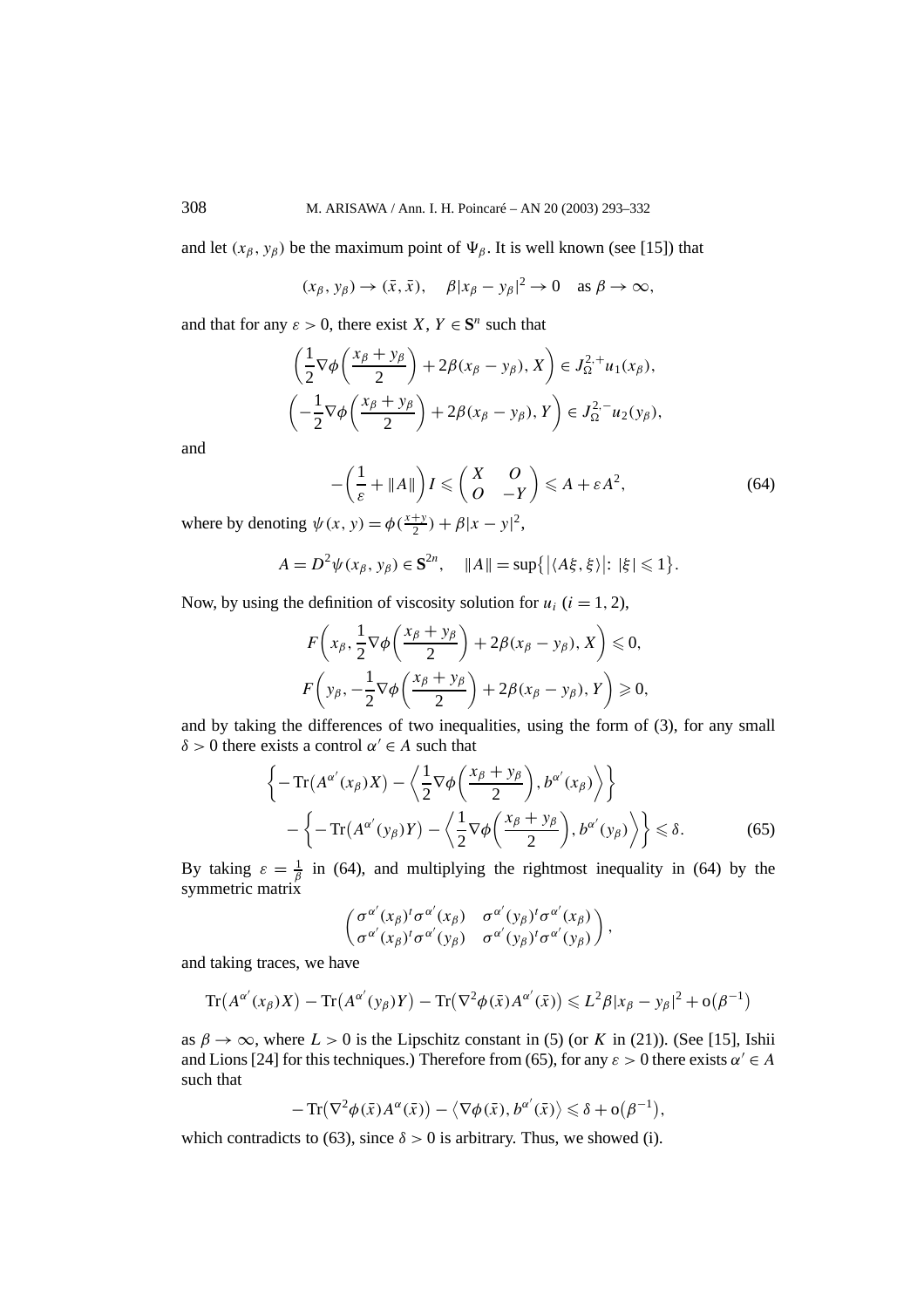and let $(x_\beta, y_\beta)$ be the maximum point of $\Psi_\beta$. It is well known (see [15]) that

$$(x_\beta, y_\beta) \to (\bar{x}, \bar{x}), \quad \beta|x_\beta - y_\beta|^2 \to 0 \quad \text{as } \beta \to \infty,$$

and that for any $\varepsilon > 0$, there exist $X, Y \in \mathbf{S}^n$ such that

$$\left(\frac{1}{2}\nabla\phi\left(\frac{x_\beta + y_\beta}{2}\right) + 2\beta(x_\beta - y_\beta), X\right) \in J_\Omega^{2,+} u_1(x_\beta),$$

$$\left(-\frac{1}{2}\nabla\phi\left(\frac{x_\beta + y_\beta}{2}\right) + 2\beta(x_\beta - y_\beta), Y\right) \in J_\Omega^{2,-} u_2(y_\beta),$$

and

$$-\left(\frac{1}{\varepsilon} + \|A\|\right) I \leqslant \begin{pmatrix} X & O \\ O & -Y \end{pmatrix} \leqslant A + \varepsilon A^2, \tag{64}$$

where by denoting $\psi(x, y) = \phi(\frac{x+y}{2}) + \beta|x - y|^2$,

$$A = D^2\psi(x_\beta, y_\beta) \in \mathbf{S}^{2n}, \quad \|A\| = \sup\{|\langle A\xi, \xi\rangle| : |\xi| \leqslant 1\}.$$

Now, by using the definition of viscosity solution for $u_i$ $(i = 1, 2)$,

$$F\left(x_\beta, \frac{1}{2}\nabla\phi\left(\frac{x_\beta + y_\beta}{2}\right) + 2\beta(x_\beta - y_\beta), X\right) \leqslant 0,$$

$$F\left(y_\beta, -\frac{1}{2}\nabla\phi\left(\frac{x_\beta + y_\beta}{2}\right) + 2\beta(x_\beta - y_\beta), Y\right) \geqslant 0,$$

and by taking the differences of two inequalities, using the form of (3), for any small $\delta > 0$ there exists a control $\alpha' \in A$ such that

$$\left\{-\operatorname{Tr}\left(A^{\alpha'}(x_\beta)X\right) - \left\langle \frac{1}{2}\nabla\phi\left(\frac{x_\beta + y_\beta}{2}\right), b^{\alpha'}(x_\beta)\right\rangle\right\}$$
$$- \left\{-\operatorname{Tr}\left(A^{\alpha'}(y_\beta)Y\right) - \left\langle \frac{1}{2}\nabla\phi\left(\frac{x_\beta + y_\beta}{2}\right), b^{\alpha'}(y_\beta)\right\rangle\right\} \leqslant \delta. \tag{65}$$

By taking $\varepsilon = \frac{1}{\beta}$ in (64), and multiplying the rightmost inequality in (64) by the symmetric matrix

$$\begin{pmatrix} \sigma^{\alpha'}(x_\beta)^t \sigma^{\alpha'}(x_\beta) & \sigma^{\alpha'}(y_\beta)^t \sigma^{\alpha'}(x_\beta) \\ \sigma^{\alpha'}(x_\beta)^t \sigma^{\alpha'}(y_\beta) & \sigma^{\alpha'}(y_\beta)^t \sigma^{\alpha'}(y_\beta) \end{pmatrix},$$

and taking traces, we have

$$\operatorname{Tr}\left(A^{\alpha'}(x_\beta)X\right) - \operatorname{Tr}\left(A^{\alpha'}(y_\beta)Y\right) - \operatorname{Tr}\left(\nabla^2\phi(\bar{x})A^{\alpha'}(\bar{x})\right) \leqslant L^2\beta|x_\beta - y_\beta|^2 + o\left(\beta^{-1}\right)$$

as $\beta \to \infty$, where $L > 0$ is the Lipschitz constant in (5) (or $K$ in (21)). (See [15], Ishii and Lions [24] for this techniques.) Therefore from (65), for any $\varepsilon > 0$ there exists $\alpha' \in A$ such that

$$-\operatorname{Tr}\left(\nabla^2\phi(\bar{x})A^{\alpha}(\bar{x})\right) - \left\langle \nabla\phi(\bar{x}), b^{\alpha'}(\bar{x})\right\rangle \leqslant \delta + o\left(\beta^{-1}\right),$$

which contradicts to (63), since $\delta > 0$ is arbitrary. Thus, we showed (i).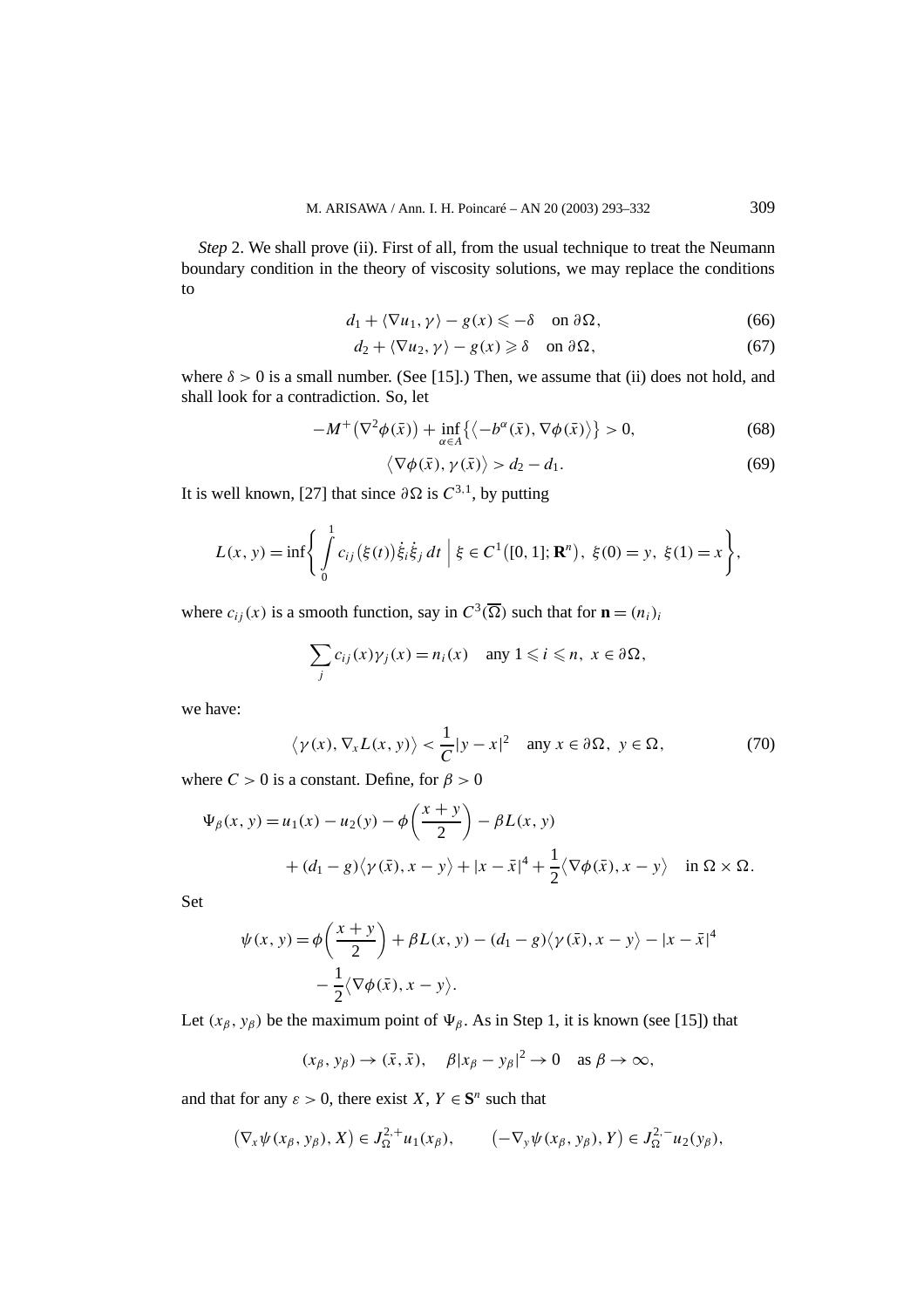*Step* 2. We shall prove (ii). First of all, from the usual technique to treat the Neumann boundary condition in the theory of viscosity solutions, we may replace the conditions to

$$d_1 + \langle \nabla u_1, \gamma \rangle - g(x) \leqslant -\delta \quad \text{on } \partial\Omega, \tag{66}$$

$$d_2 + \langle \nabla u_2, \gamma \rangle - g(x) \geqslant \delta \quad \text{on } \partial\Omega, \tag{67}$$

where $\delta > 0$ is a small number. (See [15].) Then, we assume that (ii) does not hold, and shall look for a contradiction. So, let

$$-M^+\big(\nabla^2\phi(\bar{x})\big) + \inf_{\alpha \in A}\big\{\big\langle -b^\alpha(\bar{x}), \nabla\phi(\bar{x})\big\rangle\big\} > 0, \tag{68}$$

$$\big\langle \nabla\phi(\bar{x}), \gamma(\bar{x})\big\rangle > d_2 - d_1. \tag{69}$$

It is well known, [27] that since $\partial\Omega$ is $C^{3,1}$, by putting

$$L(x,y) = \inf\left\{ \int_0^1 c_{ij}\big(\xi(t)\big)\dot{\xi}_i\dot{\xi}_j\,dt \;\Big|\; \xi \in C^1\big([0,1];\mathbf{R}^n\big),\ \xi(0) = y,\ \xi(1) = x \right\},$$

where $c_{ij}(x)$ is a smooth function, say in $C^3(\overline{\Omega})$ such that for $\mathbf{n} = (n_i)_i$

$$\sum_j c_{ij}(x)\gamma_j(x) = n_i(x) \quad \text{any } 1 \leqslant i \leqslant n,\ x \in \partial\Omega,$$

we have:

$$\big\langle \gamma(x), \nabla_x L(x,y)\big\rangle < \frac{1}{C}|y - x|^2 \quad \text{any } x \in \partial\Omega,\ y \in \Omega, \tag{70}$$

where $C > 0$ is a constant. Define, for $\beta > 0$

$$\begin{aligned}
\Psi_\beta(x,y) = {} & u_1(x) - u_2(y) - \phi\left(\frac{x+y}{2}\right) - \beta L(x,y) \\
& + (d_1 - g)\big\langle \gamma(\bar{x}), x - y\big\rangle + |x - \bar{x}|^4 + \frac{1}{2}\big\langle \nabla\phi(\bar{x}), x - y\big\rangle \quad \text{in } \Omega \times \Omega.
\end{aligned}$$

Set

$$\begin{aligned}
\psi(x,y) = {} & \phi\left(\frac{x+y}{2}\right) + \beta L(x,y) - (d_1 - g)\big\langle \gamma(\bar{x}), x - y\big\rangle - |x - \bar{x}|^4 \\
& - \frac{1}{2}\big\langle \nabla\phi(\bar{x}), x - y\big\rangle.
\end{aligned}$$

Let $(x_\beta, y_\beta)$ be the maximum point of $\Psi_\beta$. As in Step 1, it is known (see [15]) that

$$(x_\beta, y_\beta) \to (\bar{x}, \bar{x}), \quad \beta|x_\beta - y_\beta|^2 \to 0 \quad \text{as } \beta \to \infty,$$

and that for any $\varepsilon > 0$, there exist $X, Y \in \mathbf{S}^n$ such that

$$\big(\nabla_x\psi(x_\beta, y_\beta), X\big) \in J_\Omega^{2,+}u_1(x_\beta), \qquad \big(-\nabla_y\psi(x_\beta, y_\beta), Y\big) \in J_\Omega^{2,-}u_2(y_\beta),$$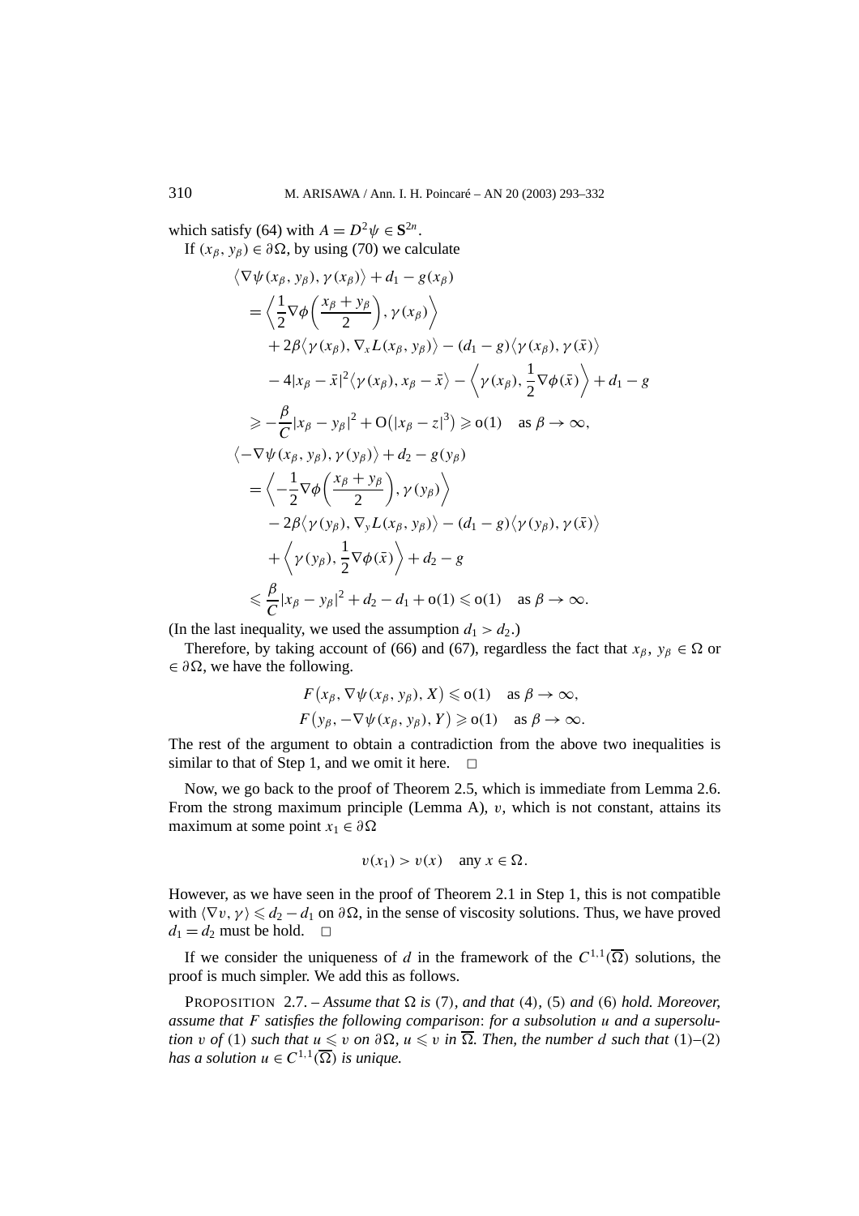which satisfy (64) with $A = D^2\psi \in \mathbf{S}^{2n}$.

If $(x_\beta, y_\beta) \in \partial\Omega$, by using (70) we calculate

$$
\begin{aligned}
&\langle \nabla\psi(x_\beta, y_\beta), \gamma(x_\beta)\rangle + d_1 - g(x_\beta) \\
&\quad = \left\langle \frac{1}{2}\nabla\phi\left(\frac{x_\beta + y_\beta}{2}\right), \gamma(x_\beta)\right\rangle \\
&\qquad + 2\beta\langle \gamma(x_\beta), \nabla_x L(x_\beta, y_\beta)\rangle - (d_1 - g)\langle \gamma(x_\beta), \gamma(\bar{x})\rangle \\
&\qquad - 4|x_\beta - \bar{x}|^2\langle \gamma(x_\beta), x_\beta - \bar{x}\rangle - \left\langle \gamma(x_\beta), \frac{1}{2}\nabla\phi(\bar{x})\right\rangle + d_1 - g \\
&\quad \geqslant -\frac{\beta}{C}|x_\beta - y_\beta|^2 + \mathrm{O}\big(|x_\beta - z|^3\big) \geqslant \mathrm{o}(1) \quad \text{as } \beta \to \infty, \\
&\langle -\nabla\psi(x_\beta, y_\beta), \gamma(y_\beta)\rangle + d_2 - g(y_\beta) \\
&\quad = \left\langle -\frac{1}{2}\nabla\phi\left(\frac{x_\beta + y_\beta}{2}\right), \gamma(y_\beta)\right\rangle \\
&\qquad - 2\beta\langle \gamma(y_\beta), \nabla_y L(x_\beta, y_\beta)\rangle - (d_1 - g)\langle \gamma(y_\beta), \gamma(\bar{x})\rangle \\
&\qquad + \left\langle \gamma(y_\beta), \frac{1}{2}\nabla\phi(\bar{x})\right\rangle + d_2 - g \\
&\quad \leqslant \frac{\beta}{C}|x_\beta - y_\beta|^2 + d_2 - d_1 + \mathrm{o}(1) \leqslant \mathrm{o}(1) \quad \text{as } \beta \to \infty.
\end{aligned}
$$

(In the last inequality, we used the assumption $d_1 > d_2$.)

Therefore, by taking account of (66) and (67), regardless the fact that $x_\beta$, $y_\beta \in \Omega$ or $\in \partial\Omega$, we have the following.

$$
\begin{aligned}
F\big(x_\beta, \nabla\psi(x_\beta, y_\beta), X\big) &\leqslant \mathrm{o}(1) \quad \text{as } \beta \to \infty, \\
F\big(y_\beta, -\nabla\psi(x_\beta, y_\beta), Y\big) &\geqslant \mathrm{o}(1) \quad \text{as } \beta \to \infty.
\end{aligned}
$$

The rest of the argument to obtain a contradiction from the above two inequalities is similar to that of Step 1, and we omit it here. $\square$

Now, we go back to the proof of Theorem 2.5, which is immediate from Lemma 2.6. From the strong maximum principle (Lemma A), $v$, which is not constant, attains its maximum at some point $x_1 \in \partial\Omega$

$$
v(x_1) > v(x) \quad \text{any } x \in \Omega.
$$

However, as we have seen in the proof of Theorem 2.1 in Step 1, this is not compatible with $\langle \nabla v, \gamma\rangle \leqslant d_2 - d_1$ on $\partial\Omega$, in the sense of viscosity solutions. Thus, we have proved $d_1 = d_2$ must be hold. $\square$

If we consider the uniqueness of $d$ in the framework of the $C^{1,1}(\overline{\Omega})$ solutions, the proof is much simpler. We add this as follows.

PROPOSITION 2.7. – *Assume that $\Omega$ is* (7), *and that* (4), (5) *and* (6) *hold. Moreover, assume that $F$ satisfies the following comparison*: *for a subsolution $u$ and a supersolution $v$ of* (1) *such that $u \leqslant v$ on $\partial\Omega$, $u \leqslant v$ in $\overline{\Omega}$. Then, the number $d$ such that* (1)–(2) *has a solution $u \in C^{1,1}(\overline{\Omega})$ is unique.*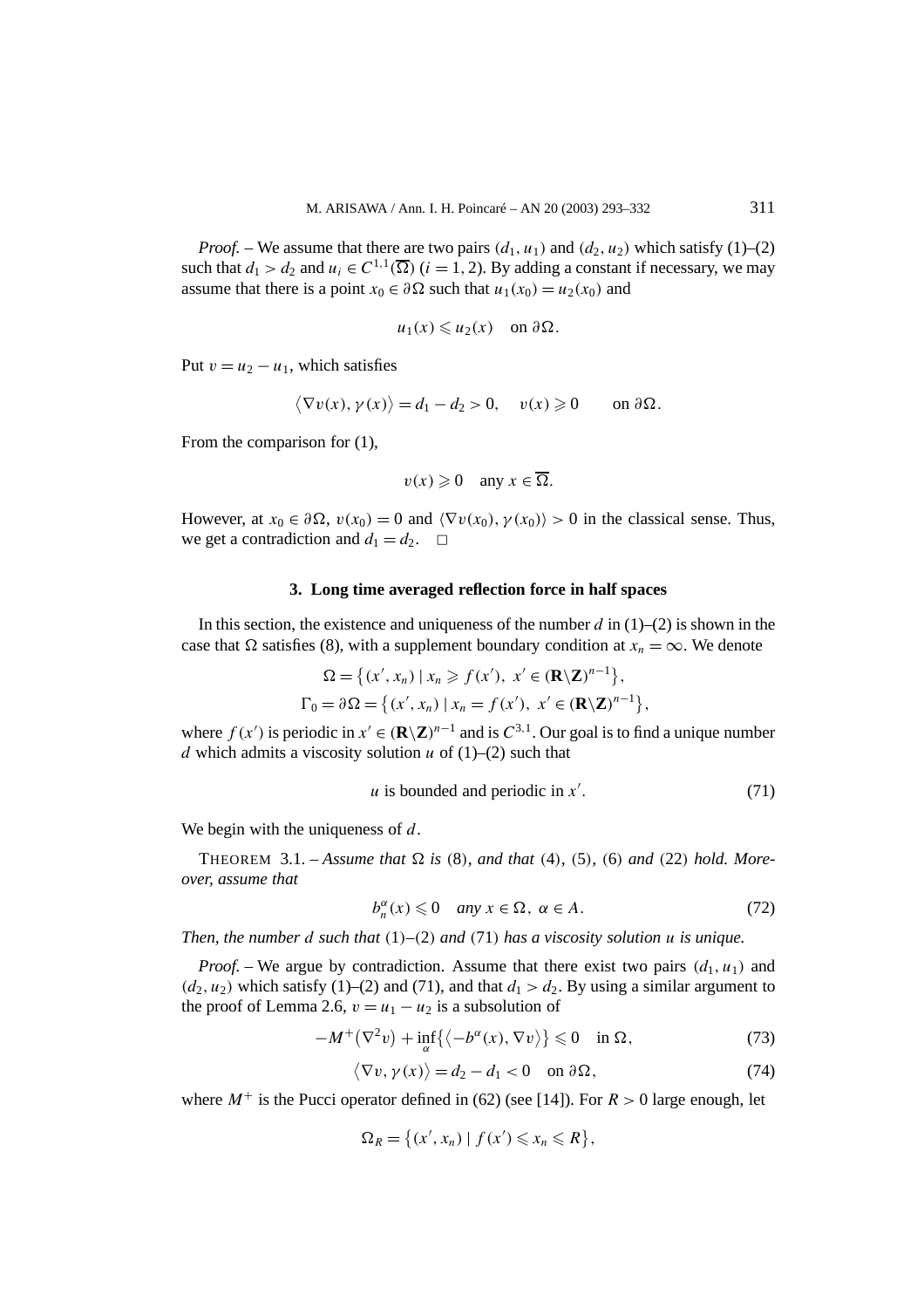*Proof.* – We assume that there are two pairs $(d_1, u_1)$ and $(d_2, u_2)$ which satisfy (1)–(2) such that $d_1 > d_2$ and $u_i \in C^{1,1}(\overline{\Omega})$ $(i = 1, 2)$. By adding a constant if necessary, we may assume that there is a point $x_0 \in \partial\Omega$ such that $u_1(x_0) = u_2(x_0)$ and

$$u_1(x) \leqslant u_2(x) \quad \text{on } \partial\Omega.$$

Put $v = u_2 - u_1$, which satisfies

$$\langle \nabla v(x), \gamma(x) \rangle = d_1 - d_2 > 0, \quad v(x) \geqslant 0 \qquad \text{on } \partial\Omega.$$

From the comparison for (1),

$$v(x) \geqslant 0 \quad \text{any } x \in \overline{\Omega}.$$

However, at $x_0 \in \partial\Omega$, $v(x_0) = 0$ and $\langle \nabla v(x_0), \gamma(x_0) \rangle > 0$ in the classical sense. Thus, we get a contradiction and $d_1 = d_2$. $\square$

## 3. Long time averaged reflection force in half spaces

In this section, the existence and uniqueness of the number $d$ in (1)–(2) is shown in the case that $\Omega$ satisfies (8), with a supplement boundary condition at $x_n = \infty$. We denote

$$\Omega = \{(x', x_n) \mid x_n \geqslant f(x'),\ x' \in (\mathbf{R}\backslash\mathbf{Z})^{n-1}\},$$
$$\Gamma_0 = \partial\Omega = \{(x', x_n) \mid x_n = f(x'),\ x' \in (\mathbf{R}\backslash\mathbf{Z})^{n-1}\},$$

where $f(x')$ is periodic in $x' \in (\mathbf{R}\backslash\mathbf{Z})^{n-1}$ and is $C^{3,1}$. Our goal is to find a unique number $d$ which admits a viscosity solution $u$ of (1)–(2) such that

$$u \text{ is bounded and periodic in } x'. \tag{71}$$

We begin with the uniqueness of $d$.

THEOREM 3.1. – *Assume that $\Omega$ is* (8)*, and that* (4)*,* (5)*,* (6) *and* (22) *hold. Moreover, assume that*

$$b_n^\alpha(x) \leqslant 0 \quad \textit{any } x \in \Omega,\ \alpha \in A. \tag{72}$$

*Then, the number $d$ such that* (1)–(2) *and* (71) *has a viscosity solution $u$ is unique.*

*Proof.* – We argue by contradiction. Assume that there exist two pairs $(d_1, u_1)$ and $(d_2, u_2)$ which satisfy (1)–(2) and (71), and that $d_1 > d_2$. By using a similar argument to the proof of Lemma 2.6, $v = u_1 - u_2$ is a subsolution of

$$-M^+(\nabla^2 v) + \inf_\alpha\{\langle -b^\alpha(x), \nabla v\rangle\} \leqslant 0 \quad \text{in } \Omega, \tag{73}$$

$$\langle \nabla v, \gamma(x) \rangle = d_2 - d_1 < 0 \quad \text{on } \partial\Omega, \tag{74}$$

where $M^+$ is the Pucci operator defined in (62) (see [14]). For $R > 0$ large enough, let

$$\Omega_R = \{(x', x_n) \mid f(x') \leqslant x_n \leqslant R\},$$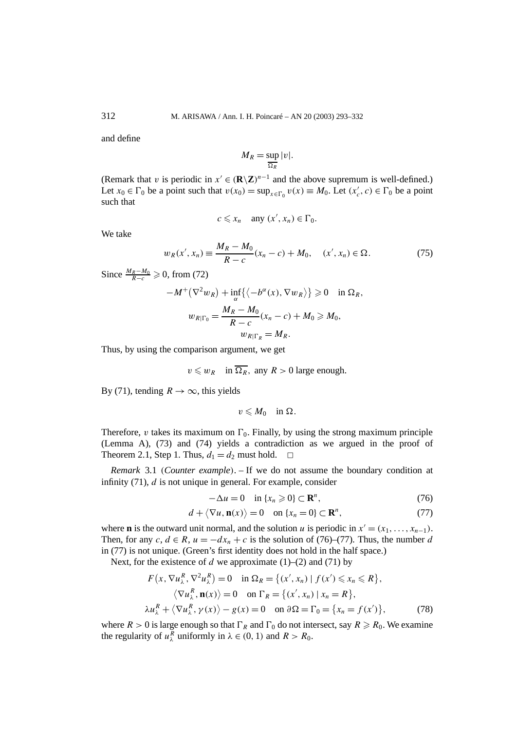and define

$$M_R = \sup_{\overline{\Omega_R}} |v|.$$

(Remark that $v$ is periodic in $x' \in (\mathbf{R}\backslash\mathbf{Z})^{n-1}$ and the above supremum is well-defined.) Let $x_0 \in \Gamma_0$ be a point such that $v(x_0) = \sup_{x\in\Gamma_0} v(x) \equiv M_0$. Let $(x'_c, c) \in \Gamma_0$ be a point such that

$$c \leqslant x_n \quad \text{any } (x', x_n) \in \Gamma_0.$$

We take

$$w_R(x', x_n) \equiv \frac{M_R - M_0}{R - c}(x_n - c) + M_0, \quad (x', x_n) \in \Omega. \tag{75}$$

Since $\frac{M_R - M_0}{R-c} \geqslant 0$, from (72)

$$-M^+(\nabla^2 w_R) + \inf_\alpha\{\langle -b^\alpha(x), \nabla w_R\rangle\} \geqslant 0 \quad \text{in } \Omega_R,$$

$$w_{R|\Gamma_0} = \frac{M_R - M_0}{R - c}(x_n - c) + M_0 \geqslant M_0,$$

$$w_{R|\Gamma_R} = M_R.$$

Thus, by using the comparison argument, we get

$$v \leqslant w_R \quad \text{in } \overline{\Omega_R}, \text{ any } R > 0 \text{ large enough}.$$

By (71), tending $R \to \infty$, this yields

$$v \leqslant M_0 \quad \text{in } \Omega.$$

Therefore, $v$ takes its maximum on $\Gamma_0$. Finally, by using the strong maximum principle (Lemma A), (73) and (74) yields a contradiction as we argued in the proof of Theorem 2.1, Step 1. Thus, $d_1 = d_2$ must hold. □

*Remark* 3.1 (*Counter example*). – If we do not assume the boundary condition at infinity (71), $d$ is not unique in general. For example, consider

$$-\Delta u = 0 \quad \text{in } \{x_n \geqslant 0\} \subset \mathbf{R}^n, \tag{76}$$

$$d + \langle \nabla u, \mathbf{n}(x)\rangle = 0 \quad \text{on } \{x_n = 0\} \subset \mathbf{R}^n, \tag{77}$$

where $\mathbf{n}$ is the outward unit normal, and the solution $u$ is periodic in $x' = (x_1, \ldots, x_{n-1})$. Then, for any $c, d \in R$, $u = -dx_n + c$ is the solution of (76)–(77). Thus, the number $d$ in (77) is not unique. (Green's first identity does not hold in the half space.)

Next, for the existence of $d$ we approximate (1)–(2) and (71) by

$$F(x, \nabla u_\lambda^R, \nabla^2 u_\lambda^R) = 0 \quad \text{in } \Omega_R = \{(x', x_n) \mid f(x') \leqslant x_n \leqslant R\},$$

$$\langle \nabla u_\lambda^R, \mathbf{n}(x)\rangle = 0 \quad \text{on } \Gamma_R = \{(x', x_n) \mid x_n = R\},$$

$$\lambda u_\lambda^R + \langle \nabla u_\lambda^R, \gamma(x)\rangle - g(x) = 0 \quad \text{on } \partial\Omega = \Gamma_0 = \{x_n = f(x')\}, \tag{78}$$

where $R > 0$ is large enough so that $\Gamma_R$ and $\Gamma_0$ do not intersect, say $R \geqslant R_0$. We examine the regularity of $u_\lambda^R$ uniformly in $\lambda \in (0, 1)$ and $R > R_0$.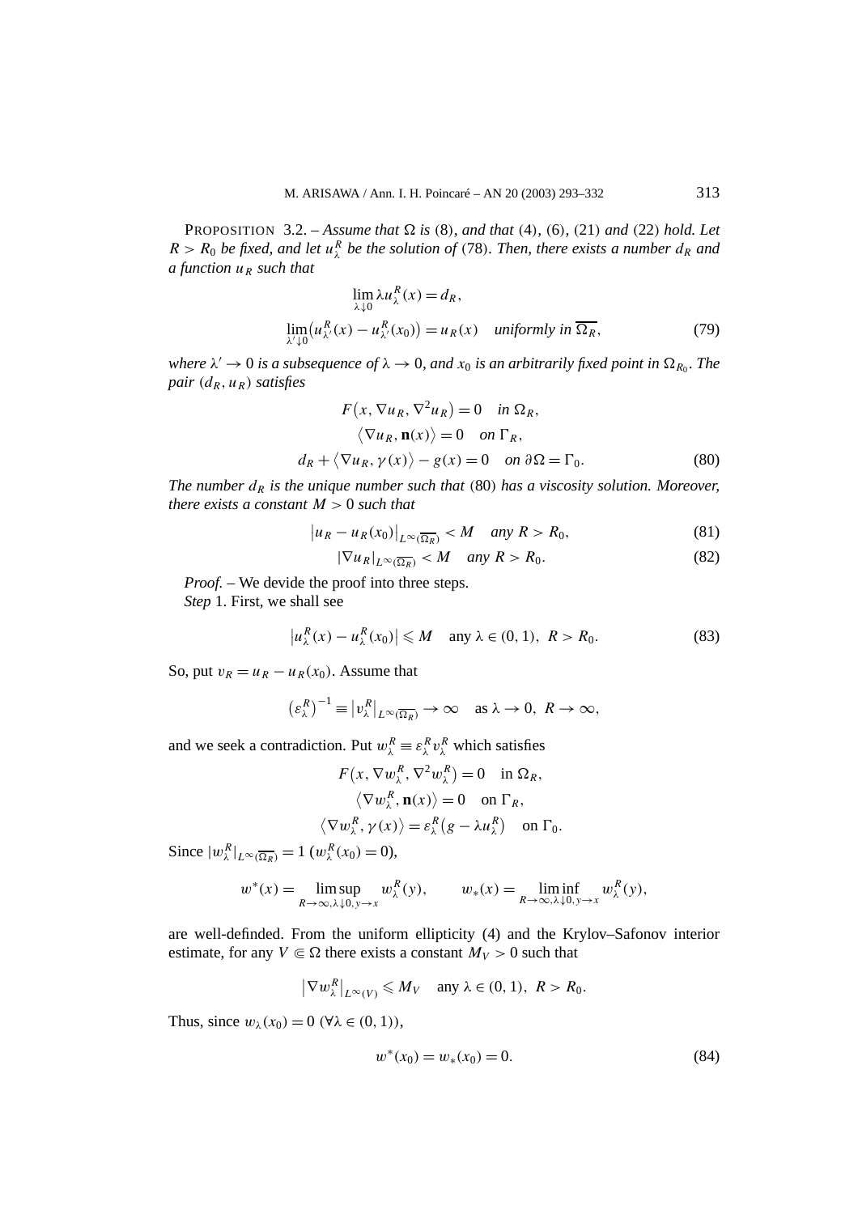PROPOSITION 3.2. – *Assume that $\Omega$ is* (8)*, and that* (4)*,* (6)*,* (21) *and* (22) *hold. Let $R > R_0$ be fixed, and let $u_\lambda^R$ be the solution of* (78)*. Then, there exists a number $d_R$ and a function $u_R$ such that*

$$\lim_{\lambda\downarrow 0} \lambda u_\lambda^R(x) = d_R,$$
$$\lim_{\lambda'\downarrow 0}\big(u_{\lambda'}^R(x) - u_{\lambda'}^R(x_0)\big) = u_R(x) \quad \text{uniformly in } \overline{\Omega_R}, \tag{79}$$

*where $\lambda' \to 0$ is a subsequence of $\lambda \to 0$, and $x_0$ is an arbitrarily fixed point in $\Omega_{R_0}$. The pair $(d_R, u_R)$ satisfies*

$$F\big(x, \nabla u_R, \nabla^2 u_R\big) = 0 \quad \text{in } \Omega_R,$$
$$\big\langle \nabla u_R, \mathbf{n}(x)\big\rangle = 0 \quad \text{on } \Gamma_R,$$
$$d_R + \big\langle \nabla u_R, \gamma(x)\big\rangle - g(x) = 0 \quad \text{on } \partial\Omega = \Gamma_0. \tag{80}$$

*The number $d_R$ is the unique number such that* (80) *has a viscosity solution. Moreover, there exists a constant $M > 0$ such that*

$$\big|u_R - u_R(x_0)\big|_{L^\infty(\overline{\Omega_R})} < M \quad \text{any } R > R_0, \tag{81}$$
$$|\nabla u_R|_{L^\infty(\overline{\Omega_R})} < M \quad \text{any } R > R_0. \tag{82}$$

*Proof.* – We devide the proof into three steps.

*Step* 1. First, we shall see

$$\big|u_\lambda^R(x) - u_\lambda^R(x_0)\big| \leqslant M \quad \text{any } \lambda \in (0,1),\ R > R_0. \tag{83}$$

So, put $v_R = u_R - u_R(x_0)$. Assume that

$$\big(\varepsilon_\lambda^R\big)^{-1} \equiv \big|v_\lambda^R\big|_{L^\infty(\overline{\Omega_R})} \to \infty \quad \text{as } \lambda \to 0,\ R \to \infty,$$

and we seek a contradiction. Put $w_\lambda^R \equiv \varepsilon_\lambda^R v_\lambda^R$ which satisfies

$$F\big(x, \nabla w_\lambda^R, \nabla^2 w_\lambda^R\big) = 0 \quad \text{in } \Omega_R,$$
$$\big\langle \nabla w_\lambda^R, \mathbf{n}(x)\big\rangle = 0 \quad \text{on } \Gamma_R,$$
$$\big\langle \nabla w_\lambda^R, \gamma(x)\big\rangle = \varepsilon_\lambda^R\big(g - \lambda u_\lambda^R\big) \quad \text{on } \Gamma_0.$$

Since $|w_\lambda^R|_{L^\infty(\overline{\Omega_R})} = 1$ ($w_\lambda^R(x_0) = 0$),

$$w^*(x) = \limsup_{R\to\infty, \lambda\downarrow 0, y\to x} w_\lambda^R(y), \qquad w_*(x) = \liminf_{R\to\infty, \lambda\downarrow 0, y\to x} w_\lambda^R(y),$$

are well-definded. From the uniform ellipticity (4) and the Krylov–Safonov interior estimate, for any $V \Subset \Omega$ there exists a constant $M_V > 0$ such that

$$\big|\nabla w_\lambda^R\big|_{L^\infty(V)} \leqslant M_V \quad \text{any } \lambda \in (0,1),\ R > R_0.$$

Thus, since $w_\lambda(x_0) = 0$ ($\forall \lambda \in (0,1)$),

$$w^*(x_0) = w_*(x_0) = 0. \tag{84}$$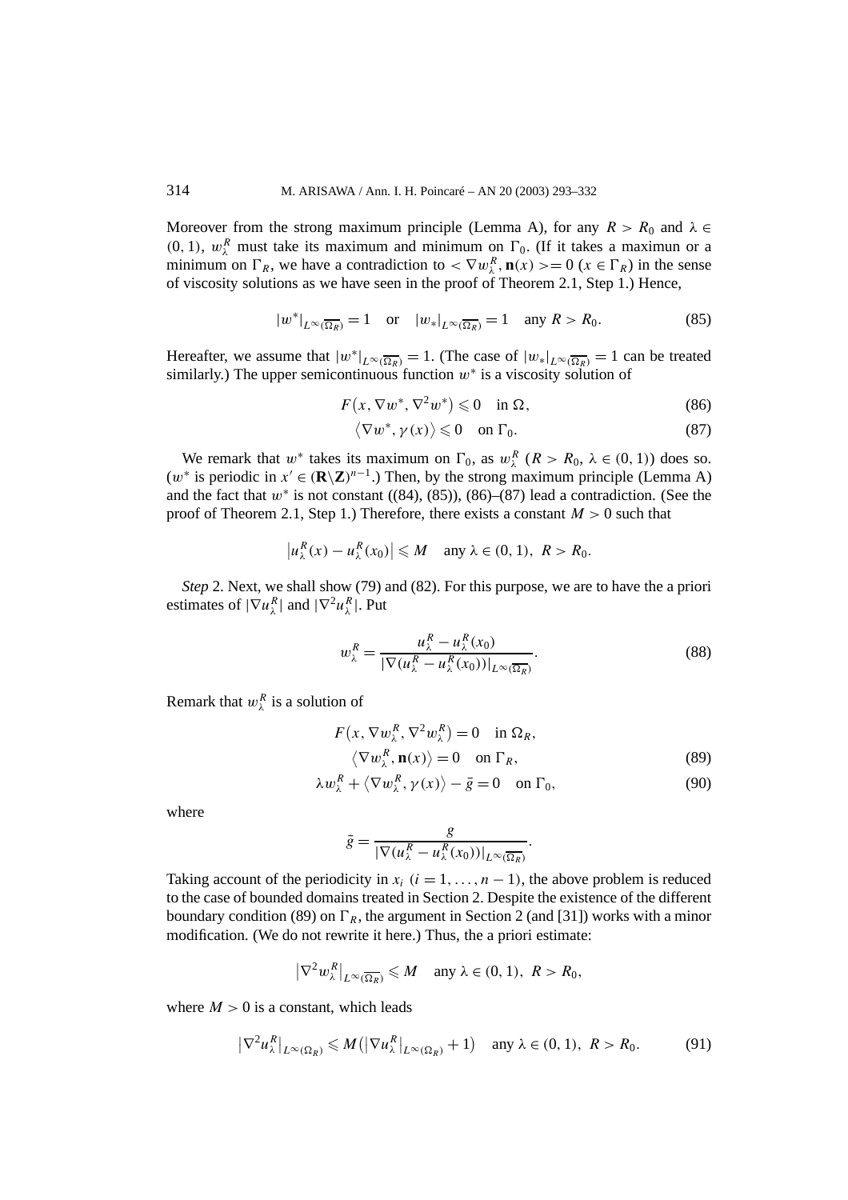Moreover from the strong maximum principle (Lemma A), for any $R > R_0$ and $\lambda \in (0,1)$, $w_\lambda^R$ must take its maximum and minimum on $\Gamma_0$. (If it takes a maximun or a minimum on $\Gamma_R$, we have a contradiction to $< \nabla w_\lambda^R, \mathbf{n}(x) >= 0$ $(x \in \Gamma_R)$ in the sense of viscosity solutions as we have seen in the proof of Theorem 2.1, Step 1.) Hence,

$$|w^*|_{L^\infty(\overline{\Omega_R})} = 1 \quad \text{or} \quad |w_*|_{L^\infty(\overline{\Omega_R})} = 1 \quad \text{any } R > R_0. \tag{85}$$

Hereafter, we assume that $|w^*|_{L^\infty(\overline{\Omega_R})} = 1$. (The case of $|w_*|_{L^\infty(\overline{\Omega_R})} = 1$ can be treated similarly.) The upper semicontinuous function $w^*$ is a viscosity solution of

$$F(x, \nabla w^*, \nabla^2 w^*) \leqslant 0 \quad \text{in } \Omega, \tag{86}$$

$$\langle \nabla w^*, \gamma(x) \rangle \leqslant 0 \quad \text{on } \Gamma_0. \tag{87}$$

We remark that $w^*$ takes its maximum on $\Gamma_0$, as $w_\lambda^R$ ($R > R_0$, $\lambda \in (0,1)$) does so. ($w^*$ is periodic in $x' \in (\mathbf{R}\backslash\mathbf{Z})^{n-1}$.) Then, by the strong maximum principle (Lemma A) and the fact that $w^*$ is not constant ((84), (85)), (86)–(87) lead a contradiction. (See the proof of Theorem 2.1, Step 1.) Therefore, there exists a constant $M > 0$ such that

$$|u_\lambda^R(x) - u_\lambda^R(x_0)| \leqslant M \quad \text{any } \lambda \in (0,1),\ R > R_0.$$

*Step* 2. Next, we shall show (79) and (82). For this purpose, we are to have the a priori estimates of $|\nabla u_\lambda^R|$ and $|\nabla^2 u_\lambda^R|$. Put

$$w_\lambda^R = \frac{u_\lambda^R - u_\lambda^R(x_0)}{|\nabla(u_\lambda^R - u_\lambda^R(x_0))|_{L^\infty(\overline{\Omega_R})}}. \tag{88}$$

Remark that $w_\lambda^R$ is a solution of

$$F(x, \nabla w_\lambda^R, \nabla^2 w_\lambda^R) = 0 \quad \text{in } \Omega_R,$$

$$\langle \nabla w_\lambda^R, \mathbf{n}(x) \rangle = 0 \quad \text{on } \Gamma_R, \tag{89}$$

$$\lambda w_\lambda^R + \langle \nabla w_\lambda^R, \gamma(x) \rangle - \bar{g} = 0 \quad \text{on } \Gamma_0, \tag{90}$$

where

$$\bar{g} = \frac{g}{|\nabla(u_\lambda^R - u_\lambda^R(x_0))|_{L^\infty(\overline{\Omega_R})}}.$$

Taking account of the periodicity in $x_i$ ($i = 1, \ldots, n-1$), the above problem is reduced to the case of bounded domains treated in Section 2. Despite the existence of the different boundary condition (89) on $\Gamma_R$, the argument in Section 2 (and [31]) works with a minor modification. (We do not rewrite it here.) Thus, the a priori estimate:

$$|\nabla^2 w_\lambda^R|_{L^\infty(\overline{\Omega_R})} \leqslant M \quad \text{any } \lambda \in (0,1),\ R > R_0,$$

where $M > 0$ is a constant, which leads

$$|\nabla^2 u_\lambda^R|_{L^\infty(\Omega_R)} \leqslant M(|\nabla u_\lambda^R|_{L^\infty(\Omega_R)} + 1) \quad \text{any } \lambda \in (0,1),\ R > R_0. \tag{91}$$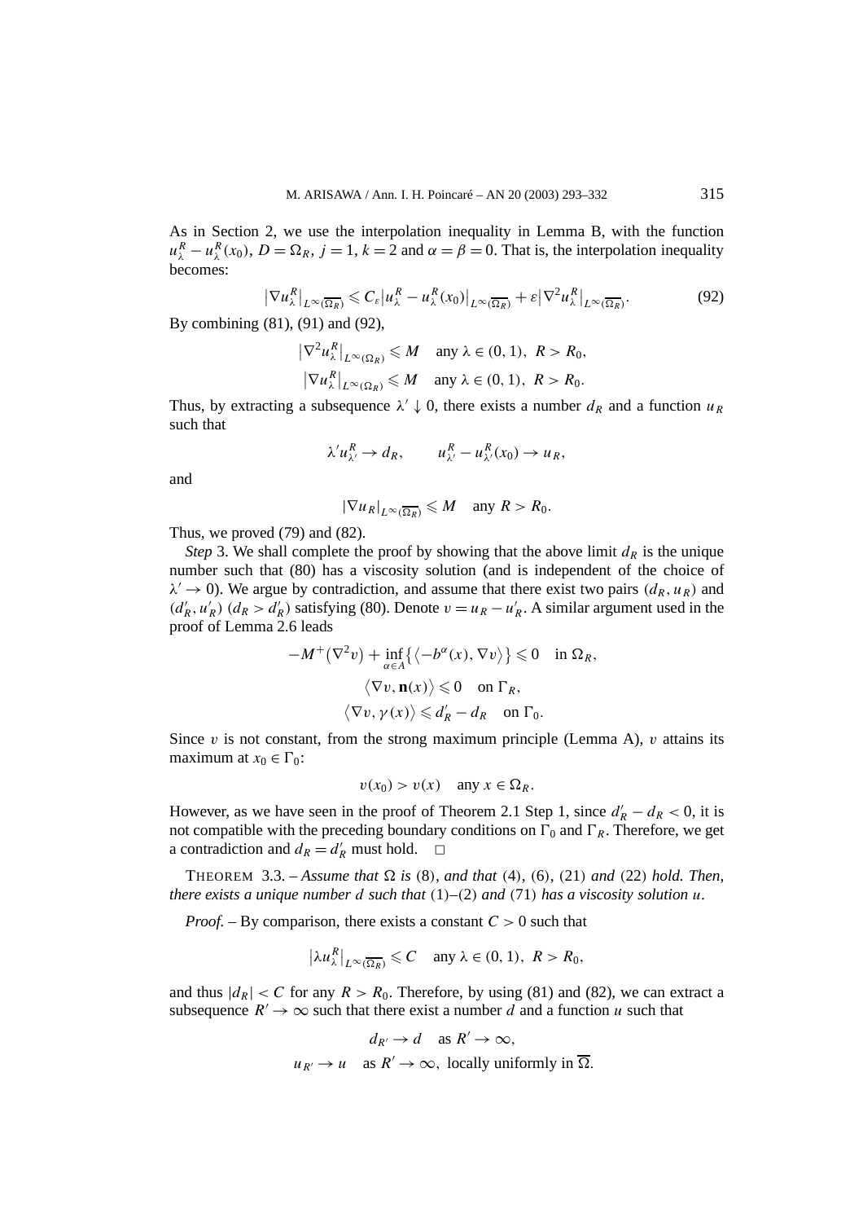As in Section 2, we use the interpolation inequality in Lemma B, with the function $u_\lambda^R - u_\lambda^R(x_0)$, $D = \Omega_R$, $j = 1$, $k = 2$ and $\alpha = \beta = 0$. That is, the interpolation inequality becomes:

$$|\nabla u_\lambda^R|_{L^\infty(\overline{\Omega_R})} \leqslant C_\varepsilon |u_\lambda^R - u_\lambda^R(x_0)|_{L^\infty(\overline{\Omega_R})} + \varepsilon |\nabla^2 u_\lambda^R|_{L^\infty(\overline{\Omega_R})}. \tag{92}$$

By combining (81), (91) and (92),

$$|\nabla^2 u_\lambda^R|_{L^\infty(\Omega_R)} \leqslant M \quad \text{any } \lambda \in (0,1),\ R > R_0,$$
$$|\nabla u_\lambda^R|_{L^\infty(\Omega_R)} \leqslant M \quad \text{any } \lambda \in (0,1),\ R > R_0.$$

Thus, by extracting a subsequence $\lambda' \downarrow 0$, there exists a number $d_R$ and a function $u_R$ such that

$$\lambda' u_{\lambda'}^R \to d_R, \qquad u_{\lambda'}^R - u_{\lambda'}^R(x_0) \to u_R,$$

and

$$|\nabla u_R|_{L^\infty(\overline{\Omega_R})} \leqslant M \quad \text{any } R > R_0.$$

Thus, we proved (79) and (82).

*Step* 3. We shall complete the proof by showing that the above limit $d_R$ is the unique number such that (80) has a viscosity solution (and is independent of the choice of $\lambda' \to 0$). We argue by contradiction, and assume that there exist two pairs $(d_R, u_R)$ and $(d'_R, u'_R)$ $(d_R > d'_R)$ satisfying (80). Denote $v = u_R - u'_R$. A similar argument used in the proof of Lemma 2.6 leads

$$-M^+(\nabla^2 v) + \inf_{\alpha \in A}\{\langle -b^\alpha(x), \nabla v\rangle\} \leqslant 0 \quad \text{in } \Omega_R,$$
$$\langle \nabla v, \mathbf{n}(x)\rangle \leqslant 0 \quad \text{on } \Gamma_R,$$
$$\langle \nabla v, \gamma(x)\rangle \leqslant d'_R - d_R \quad \text{on } \Gamma_0.$$

Since $v$ is not constant, from the strong maximum principle (Lemma A), $v$ attains its maximum at $x_0 \in \Gamma_0$:

$$v(x_0) > v(x) \quad \text{any } x \in \Omega_R.$$

However, as we have seen in the proof of Theorem 2.1 Step 1, since $d'_R - d_R < 0$, it is not compatible with the preceding boundary conditions on $\Gamma_0$ and $\Gamma_R$. Therefore, we get a contradiction and $d_R = d'_R$ must hold. $\square$

THEOREM 3.3. – *Assume that $\Omega$ is* (8), *and that* (4), (6), (21) *and* (22) *hold. Then, there exists a unique number $d$ such that* (1)–(2) *and* (71) *has a viscosity solution $u$.*

*Proof.* – By comparison, there exists a constant $C > 0$ such that

$$|\lambda u_\lambda^R|_{L^\infty(\overline{\Omega_R})} \leqslant C \quad \text{any } \lambda \in (0,1),\ R > R_0,$$

and thus $|d_R| < C$ for any $R > R_0$. Therefore, by using (81) and (82), we can extract a subsequence $R' \to \infty$ such that there exist a number $d$ and a function $u$ such that

$$d_{R'} \to d \quad \text{as } R' \to \infty,$$
$$u_{R'} \to u \quad \text{as } R' \to \infty, \text{ locally uniformly in } \overline{\Omega}.$$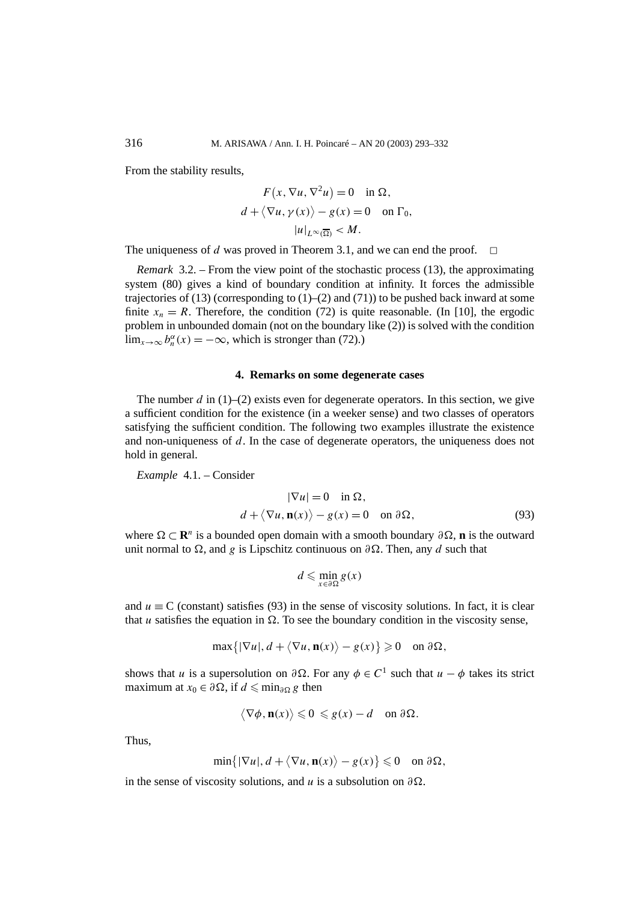From the stability results,

$$F(x, \nabla u, \nabla^2 u) = 0 \quad \text{in } \Omega,$$
$$d + \langle \nabla u, \gamma(x) \rangle - g(x) = 0 \quad \text{on } \Gamma_0,$$
$$|u|_{L^\infty(\overline{\Omega})} < M.$$

The uniqueness of $d$ was proved in Theorem 3.1, and we can end the proof. □

*Remark* 3.2. – From the view point of the stochastic process (13), the approximating system (80) gives a kind of boundary condition at infinity. It forces the admissible trajectories of (13) (corresponding to (1)–(2) and (71)) to be pushed back inward at some finite $x_n = R$. Therefore, the condition (72) is quite reasonable. (In [10], the ergodic problem in unbounded domain (not on the boundary like (2)) is solved with the condition $\lim_{x\to\infty} b_n^\alpha(x) = -\infty$, which is stronger than (72).)

## 4. Remarks on some degenerate cases

The number $d$ in (1)–(2) exists even for degenerate operators. In this section, we give a sufficient condition for the existence (in a weeker sense) and two classes of operators satisfying the sufficient condition. The following two examples illustrate the existence and non-uniqueness of $d$. In the case of degenerate operators, the uniqueness does not hold in general.

*Example* 4.1. – Consider

$$|\nabla u| = 0 \quad \text{in } \Omega,$$
$$d + \langle \nabla u, \mathbf{n}(x) \rangle - g(x) = 0 \quad \text{on } \partial\Omega, \tag{93}$$

where $\Omega \subset \mathbf{R}^n$ is a bounded open domain with a smooth boundary $\partial\Omega$, $\mathbf{n}$ is the outward unit normal to $\Omega$, and $g$ is Lipschitz continuous on $\partial\Omega$. Then, any $d$ such that

$$d \leqslant \min_{x\in\partial\Omega} g(x)$$

and $u \equiv \mathrm{C}$ (constant) satisfies (93) in the sense of viscosity solutions. In fact, it is clear that $u$ satisfies the equation in $\Omega$. To see the boundary condition in the viscosity sense,

$$\max\{|\nabla u|, d + \langle \nabla u, \mathbf{n}(x) \rangle - g(x)\} \geqslant 0 \quad \text{on } \partial\Omega,$$

shows that $u$ is a supersolution on $\partial\Omega$. For any $\phi \in C^1$ such that $u - \phi$ takes its strict maximum at $x_0 \in \partial\Omega$, if $d \leqslant \min_{\partial\Omega} g$ then

$$\langle \nabla\phi, \mathbf{n}(x) \rangle \leqslant 0 \leqslant g(x) - d \quad \text{on } \partial\Omega.$$

Thus,

$$\min\{|\nabla u|, d + \langle \nabla u, \mathbf{n}(x) \rangle - g(x)\} \leqslant 0 \quad \text{on } \partial\Omega,$$

in the sense of viscosity solutions, and $u$ is a subsolution on $\partial\Omega$.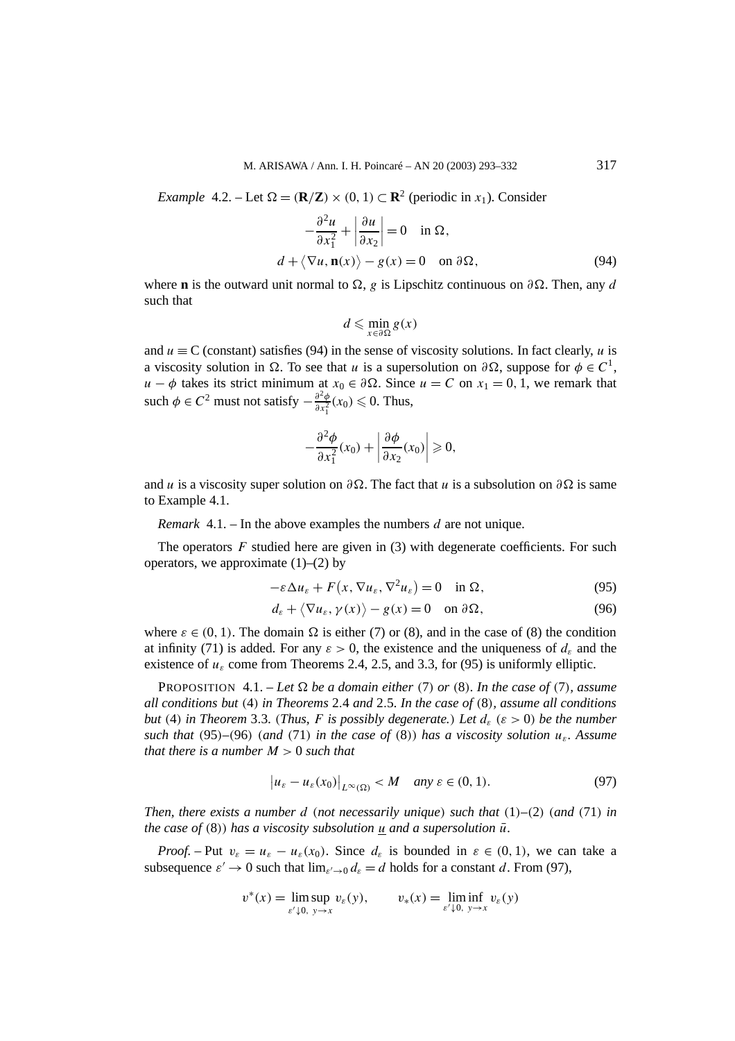*Example* 4.2. – Let $\Omega = (\mathbf{R}/\mathbf{Z}) \times (0,1) \subset \mathbf{R}^2$ (periodic in $x_1$). Consider

$$
\begin{aligned}
-\frac{\partial^2 u}{\partial x_1^2} + \left|\frac{\partial u}{\partial x_2}\right| = 0 \quad \text{in } \Omega, \\
d + \langle \nabla u, \mathbf{n}(x) \rangle - g(x) = 0 \quad \text{on } \partial\Omega,
\end{aligned}
\tag{94}
$$

where $\mathbf{n}$ is the outward unit normal to $\Omega$, $g$ is Lipschitz continuous on $\partial\Omega$. Then, any $d$ such that

$$
d \leqslant \min_{x \in \partial\Omega} g(x)
$$

and $u \equiv \mathrm{C}$ (constant) satisfies (94) in the sense of viscosity solutions. In fact clearly, $u$ is a viscosity solution in $\Omega$. To see that $u$ is a supersolution on $\partial\Omega$, suppose for $\phi \in C^1$, $u - \phi$ takes its strict minimum at $x_0 \in \partial\Omega$. Since $u = C$ on $x_1 = 0, 1$, we remark that such $\phi \in C^2$ must not satisfy $-\frac{\partial^2 \phi}{\partial x_1^2}(x_0) \leqslant 0$. Thus,

$$
-\frac{\partial^2 \phi}{\partial x_1^2}(x_0) + \left|\frac{\partial \phi}{\partial x_2}(x_0)\right| \geqslant 0,
$$

and $u$ is a viscosity super solution on $\partial\Omega$. The fact that $u$ is a subsolution on $\partial\Omega$ is same to Example 4.1.

*Remark* 4.1. – In the above examples the numbers $d$ are not unique.

The operators $F$ studied here are given in (3) with degenerate coefficients. For such operators, we approximate (1)–(2) by

$$
-\varepsilon \Delta u_\varepsilon + F(x, \nabla u_\varepsilon, \nabla^2 u_\varepsilon) = 0 \quad \text{in } \Omega, \tag{95}
$$

$$
d_\varepsilon + \langle \nabla u_\varepsilon, \gamma(x) \rangle - g(x) = 0 \quad \text{on } \partial\Omega, \tag{96}
$$

where $\varepsilon \in (0,1)$. The domain $\Omega$ is either (7) or (8), and in the case of (8) the condition at infinity (71) is added. For any $\varepsilon > 0$, the existence and the uniqueness of $d_\varepsilon$ and the existence of $u_\varepsilon$ come from Theorems 2.4, 2.5, and 3.3, for (95) is uniformly elliptic.

PROPOSITION 4.1. – *Let $\Omega$ be a domain either* (7) *or* (8). *In the case of* (7), *assume all conditions but* (4) *in Theorems* 2.4 *and* 2.5. *In the case of* (8), *assume all conditions but* (4) *in Theorem* 3.3. (*Thus, $F$ is possibly degenerate.*) *Let $d_\varepsilon$ ($\varepsilon > 0$) be the number such that* (95)–(96) (*and* (71) *in the case of* (8)) *has a viscosity solution $u_\varepsilon$. Assume that there is a number $M > 0$ such that*

$$
\left| u_\varepsilon - u_\varepsilon(x_0) \right|_{L^\infty(\Omega)} < M \quad \textit{any } \varepsilon \in (0,1). \tag{97}
$$

*Then, there exists a number $d$* (*not necessarily unique*) *such that* (1)–(2) (*and* (71) *in the case of* (8)) *has a viscosity subsolution $\underline{u}$ and a supersolution $\bar{u}$.*

*Proof.* – Put $v_\varepsilon = u_\varepsilon - u_\varepsilon(x_0)$. Since $d_\varepsilon$ is bounded in $\varepsilon \in (0,1)$, we can take a subsequence $\varepsilon' \to 0$ such that $\lim_{\varepsilon' \to 0} d_\varepsilon = d$ holds for a constant $d$. From (97),

$$
v^*(x) = \limsup_{\varepsilon' \downarrow 0,\ y \to x} v_\varepsilon(y), \qquad v_*(x) = \liminf_{\varepsilon' \downarrow 0,\ y \to x} v_\varepsilon(y)
$$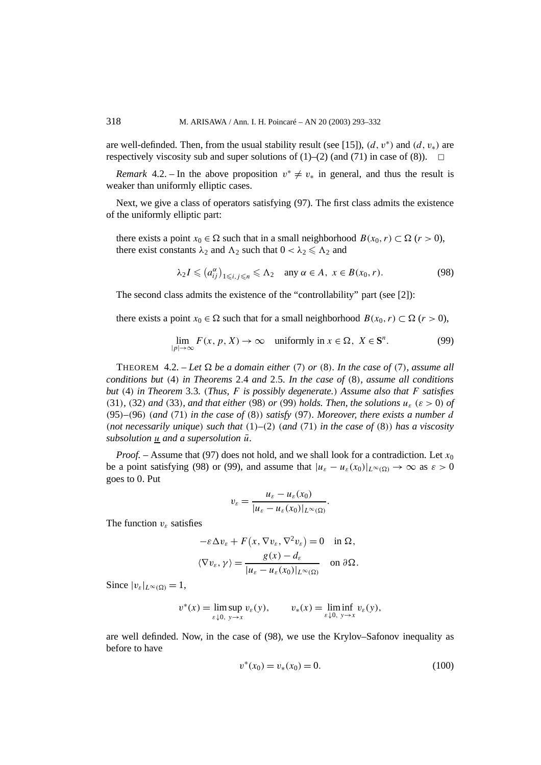are well-definded. Then, from the usual stability result (see [15]), $(d, v^*)$ and $(d, v_*)$ are respectively viscosity sub and super solutions of (1)–(2) (and (71) in case of (8)). $\square$

*Remark* 4.2. – In the above proposition $v^* \neq v_*$ in general, and thus the result is weaker than uniformly elliptic cases.

Next, we give a class of operators satisfying (97). The first class admits the existence of the uniformly elliptic part:

> there exists a point $x_0 \in \Omega$ such that in a small neighborhood $B(x_0, r) \subset \Omega$ $(r > 0)$, there exist constants $\lambda_2$ and $\Lambda_2$ such that $0 < \lambda_2 \leqslant \Lambda_2$ and
>
> $$\lambda_2 I \leqslant \left(a_{ij}^{\alpha}\right)_{1 \leqslant i,j \leqslant n} \leqslant \Lambda_2 \quad \text{any } \alpha \in A,\ x \in B(x_0, r). \tag{98}$$

The second class admits the existence of the "controllability" part (see [2]):

> there exists a point $x_0 \in \Omega$ such that for a small neighborhood $B(x_0, r) \subset \Omega$ $(r > 0)$,
>
> $$\lim_{|p| \to \infty} F(x, p, X) \to \infty \quad \text{uniformly in } x \in \Omega,\ X \in \mathbf{S}^n. \tag{99}$$

THEOREM 4.2. – *Let $\Omega$ be a domain either* (7) *or* (8). *In the case of* (7), *assume all conditions but* (4) *in Theorems* 2.4 *and* 2.5. *In the case of* (8), *assume all conditions but* (4) *in Theorem* 3.3. (*Thus, $F$ is possibly degenerate.*) *Assume also that $F$ satisfies* (31), (32) *and* (33), *and that either* (98) *or* (99) *holds. Then, the solutions $u_\varepsilon$ $(\varepsilon > 0)$ of* (95)–(96) (*and* (71) *in the case of* (8)) *satisfy* (97). *Moreover, there exists a number $d$* (*not necessarily unique*) *such that* (1)–(2) (*and* (71) *in the case of* (8)) *has a viscosity subsolution $\underline{u}$ and a supersolution $\bar{u}$.*

*Proof.* – Assume that (97) does not hold, and we shall look for a contradiction. Let $x_0$ be a point satisfying (98) or (99), and assume that $|u_\varepsilon - u_\varepsilon(x_0)|_{L^\infty(\Omega)} \to \infty$ as $\varepsilon > 0$ goes to 0. Put

$$v_\varepsilon = \frac{u_\varepsilon - u_\varepsilon(x_0)}{|u_\varepsilon - u_\varepsilon(x_0)|_{L^\infty(\Omega)}}.$$

The function $v_\varepsilon$ satisfies

$$-\varepsilon \Delta v_\varepsilon + F\left(x, \nabla v_\varepsilon, \nabla^2 v_\varepsilon\right) = 0 \quad \text{in } \Omega,$$

$$\langle \nabla v_\varepsilon, \gamma \rangle = \frac{g(x) - d_\varepsilon}{|u_\varepsilon - u_\varepsilon(x_0)|_{L^\infty(\Omega)}} \quad \text{on } \partial\Omega.$$

Since $|v_\varepsilon|_{L^\infty(\Omega)} = 1$,

$$v^*(x) = \limsup_{\varepsilon \downarrow 0,\ y \to x} v_\varepsilon(y), \qquad v_*(x) = \liminf_{\varepsilon \downarrow 0,\ y \to x} v_\varepsilon(y),$$

are well definded. Now, in the case of (98), we use the Krylov–Safonov inequality as before to have

$$v^*(x_0) = v_*(x_0) = 0. \tag{100}$$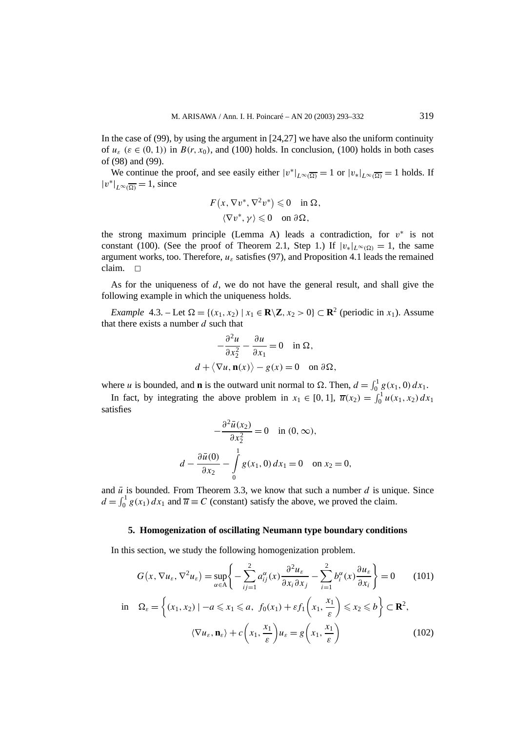In the case of (99), by using the argument in [24,27] we have also the uniform continuity of $u_\varepsilon$ ($\varepsilon \in (0,1)$) in $B(r, x_0)$, and (100) holds. In conclusion, (100) holds in both cases of (98) and (99).

We continue the proof, and see easily either $|v^*|_{L^\infty(\overline{\Omega})} = 1$ or $|v_*|_{L^\infty(\overline{\Omega})} = 1$ holds. If $|v^*|_{L^\infty(\overline{\Omega})} = 1$, since

$$F(x, \nabla v^*, \nabla^2 v^*) \leqslant 0 \quad \text{in } \Omega,$$
$$\langle \nabla v^*, \gamma \rangle \leqslant 0 \quad \text{on } \partial\Omega,$$

the strong maximum principle (Lemma A) leads a contradiction, for $v^*$ is not constant (100). (See the proof of Theorem 2.1, Step 1.) If $|v_*|_{L^\infty(\Omega)} = 1$, the same argument works, too. Therefore, $u_\varepsilon$ satisfies (97), and Proposition 4.1 leads the remained claim. □

As for the uniqueness of $d$, we do not have the general result, and shall give the following example in which the uniqueness holds.

*Example* 4.3. – Let $\Omega = \{(x_1, x_2) \mid x_1 \in \mathbf{R}\backslash\mathbf{Z}, x_2 > 0\} \subset \mathbf{R}^2$ (periodic in $x_1$). Assume that there exists a number $d$ such that

$$-\frac{\partial^2 u}{\partial x_2^2} - \frac{\partial u}{\partial x_1} = 0 \quad \text{in } \Omega,$$
$$d + \langle \nabla u, \mathbf{n}(x) \rangle - g(x) = 0 \quad \text{on } \partial\Omega,$$

where $u$ is bounded, and $\mathbf{n}$ is the outward unit normal to $\Omega$. Then, $d = \int_0^1 g(x_1, 0)\, dx_1$.

In fact, by integrating the above problem in $x_1 \in [0,1]$, $\overline{u}(x_2) = \int_0^1 u(x_1, x_2)\, dx_1$ satisfies

$$-\frac{\partial^2 \bar{u}(x_2)}{\partial x_2^2} = 0 \quad \text{in } (0, \infty),$$
$$d - \frac{\partial \bar{u}(0)}{\partial x_2} - \int_0^1 g(x_1, 0)\, dx_1 = 0 \quad \text{on } x_2 = 0,$$

and $\bar{u}$ is bounded. From Theorem 3.3, we know that such a number $d$ is unique. Since $d = \int_0^1 g(x_1)\, dx_1$ and $\overline{u} \equiv C$ (constant) satisfy the above, we proved the claim.

## 5. Homogenization of oscillating Neumann type boundary conditions

In this section, we study the following homogenization problem.

$$G(x, \nabla u_\varepsilon, \nabla^2 u_\varepsilon) = \sup_{\alpha \in A} \left\{ -\sum_{ij=1}^{2} a_{ij}^\alpha(x) \frac{\partial^2 u_\varepsilon}{\partial x_i \partial x_j} - \sum_{i=1}^{2} b_i^\alpha(x) \frac{\partial u_\varepsilon}{\partial x_i} \right\} = 0 \tag{101}$$

$$\text{in} \quad \Omega_\varepsilon = \left\{ (x_1, x_2) \mid -a \leqslant x_1 \leqslant a,\ f_0(x_1) + \varepsilon f_1\left(x_1, \frac{x_1}{\varepsilon}\right) \leqslant x_2 \leqslant b \right\} \subset \mathbf{R}^2,$$

$$\langle \nabla u_\varepsilon, \mathbf{n}_\varepsilon \rangle + c\left(x_1, \frac{x_1}{\varepsilon}\right) u_\varepsilon = g\left(x_1, \frac{x_1}{\varepsilon}\right) \tag{102}$$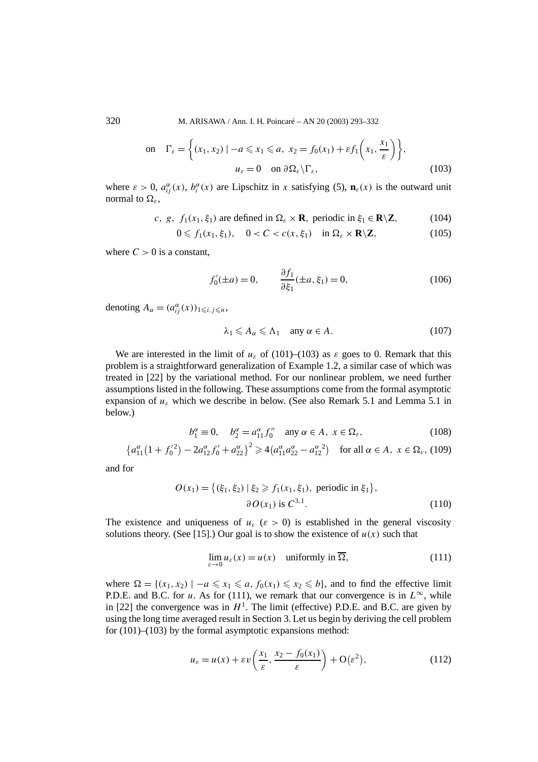$$\text{on}\quad \Gamma_\varepsilon = \left\{(x_1, x_2) \mid -a \leqslant x_1 \leqslant a,\ x_2 = f_0(x_1) + \varepsilon f_1\!\left(x_1, \frac{x_1}{\varepsilon}\right)\right\},$$

$$u_\varepsilon = 0 \quad \text{on } \partial\Omega_\varepsilon \backslash \Gamma_\varepsilon, \tag{103}$$

where $\varepsilon > 0$, $a^\alpha_{ij}(x)$, $b^\alpha_i(x)$ are Lipschitz in $x$ satisfying (5), $\mathbf{n}_\varepsilon(x)$ is the outward unit normal to $\Omega_\varepsilon$,

$$c,\ g,\ f_1(x_1, \xi_1) \text{ are defined in } \Omega_\varepsilon \times \mathbf{R},\ \text{periodic in } \xi_1 \in \mathbf{R}\backslash\mathbf{Z}, \tag{104}$$

$$0 \leqslant f_1(x_1, \xi_1), \quad 0 < C < c(x, \xi_1) \quad \text{in } \Omega_\varepsilon \times \mathbf{R}\backslash\mathbf{Z}, \tag{105}$$

where $C > 0$ is a constant,

$$f_0'(\pm a) = 0, \qquad \frac{\partial f_1}{\partial \xi_1}(\pm a, \xi_1) = 0, \tag{106}$$

denoting $A_\alpha = (a^\alpha_{ij}(x))_{1\leqslant i,j\leqslant n}$,

$$\lambda_1 \leqslant A_\alpha \leqslant \Lambda_1 \quad \text{any } \alpha \in A. \tag{107}$$

We are interested in the limit of $u_\varepsilon$ of (101)–(103) as $\varepsilon$ goes to 0. Remark that this problem is a straightforward generalization of Example 1.2, a similar case of which was treated in [22] by the variational method. For our nonlinear problem, we need further assumptions listed in the following. These assumptions come from the formal asymptotic expansion of $u_\varepsilon$ which we describe in below. (See also Remark 5.1 and Lemma 5.1 in below.)

$$b^\alpha_1 \equiv 0, \quad b^\alpha_2 = a^\alpha_{11} f_0'' \quad \text{any } \alpha \in A,\ x \in \Omega_\varepsilon, \tag{108}$$

$$\left\{a^\alpha_{11}\left(1 + f_0'^2\right) - 2a^\alpha_{12} f_0' + a^\alpha_{22}\right\}^2 \geqslant 4\left(a^\alpha_{11} a^\alpha_{22} - a^{\alpha\,2}_{12}\right) \quad \text{for all } \alpha \in A,\ x \in \Omega_\varepsilon, \tag{109}$$

and for

$$O(x_1) = \left\{(\xi_1, \xi_2) \mid \xi_2 \geqslant f_1(x_1, \xi_1),\ \text{periodic in } \xi_1\right\},$$

$$\partial O(x_1) \text{ is } C^{3,1}. \tag{110}$$

The existence and uniqueness of $u_\varepsilon$ ($\varepsilon > 0$) is established in the general viscosity solutions theory. (See [15].) Our goal is to show the existence of $u(x)$ such that

$$\lim_{\varepsilon \to 0} u_\varepsilon(x) = u(x) \quad \text{uniformly in } \overline{\Omega}, \tag{111}$$

where $\Omega = \{(x_1, x_2) \mid -a \leqslant x_1 \leqslant a,\ f_0(x_1) \leqslant x_2 \leqslant b\}$, and to find the effective limit P.D.E. and B.C. for $u$. As for (111), we remark that our convergence is in $L^\infty$, while in [22] the convergence was in $H^1$. The limit (effective) P.D.E. and B.C. are given by using the long time averaged result in Section 3. Let us begin by deriving the cell problem for (101)–(103) by the formal asymptotic expansions method:

$$u_\varepsilon = u(x) + \varepsilon v\left(\frac{x_1}{\varepsilon}, \frac{x_2 - f_0(x_1)}{\varepsilon}\right) + \mathrm{O}\left(\varepsilon^2\right), \tag{112}$$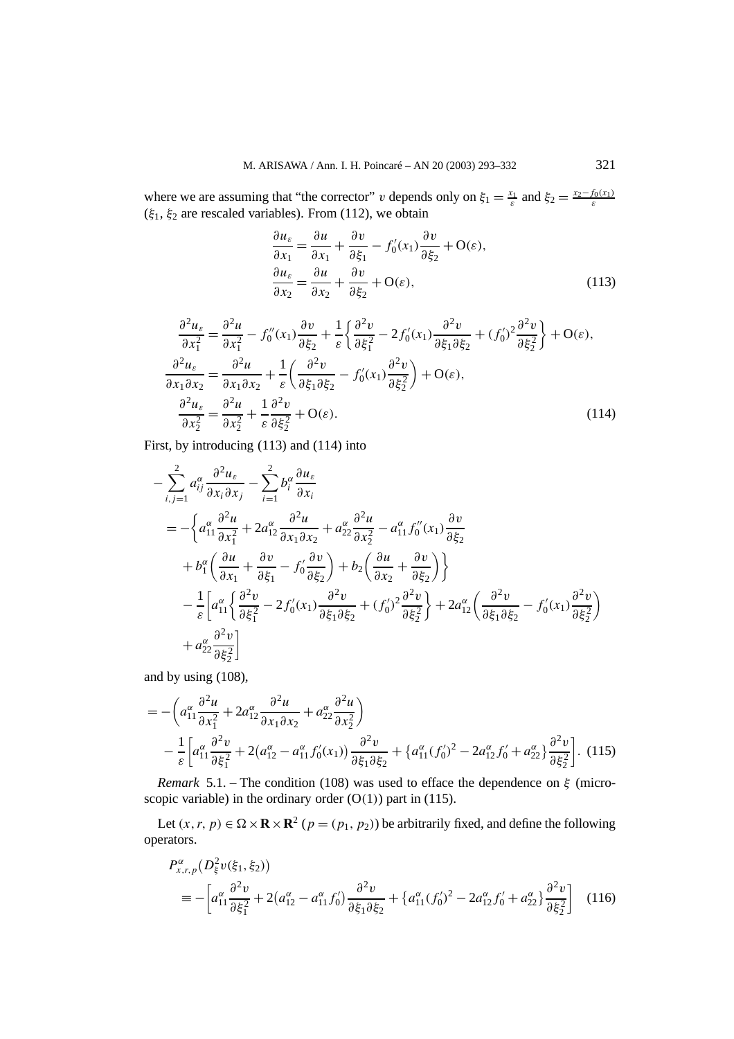where we are assuming that "the corrector" $v$ depends only on $\xi_1 = \frac{x_1}{\varepsilon}$ and $\xi_2 = \frac{x_2 - f_0(x_1)}{\varepsilon}$ ($\xi_1$, $\xi_2$ are rescaled variables). From (112), we obtain

$$
\begin{aligned}
\frac{\partial u_\varepsilon}{\partial x_1} &= \frac{\partial u}{\partial x_1} + \frac{\partial v}{\partial \xi_1} - f_0'(x_1)\frac{\partial v}{\partial \xi_2} + \mathrm{O}(\varepsilon),\\
\frac{\partial u_\varepsilon}{\partial x_2} &= \frac{\partial u}{\partial x_2} + \frac{\partial v}{\partial \xi_2} + \mathrm{O}(\varepsilon),
\end{aligned}
\tag{113}
$$

$$
\begin{aligned}
\frac{\partial^2 u_\varepsilon}{\partial x_1^2} &= \frac{\partial^2 u}{\partial x_1^2} - f_0''(x_1)\frac{\partial v}{\partial \xi_2} + \frac{1}{\varepsilon}\left\{\frac{\partial^2 v}{\partial \xi_1^2} - 2f_0'(x_1)\frac{\partial^2 v}{\partial \xi_1 \partial \xi_2} + (f_0')^2\frac{\partial^2 v}{\partial \xi_2^2}\right\} + \mathrm{O}(\varepsilon),\\
\frac{\partial^2 u_\varepsilon}{\partial x_1 \partial x_2} &= \frac{\partial^2 u}{\partial x_1 \partial x_2} + \frac{1}{\varepsilon}\left(\frac{\partial^2 v}{\partial \xi_1 \partial \xi_2} - f_0'(x_1)\frac{\partial^2 v}{\partial \xi_2^2}\right) + \mathrm{O}(\varepsilon),\\
\frac{\partial^2 u_\varepsilon}{\partial x_2^2} &= \frac{\partial^2 u}{\partial x_2^2} + \frac{1}{\varepsilon}\frac{\partial^2 v}{\partial \xi_2^2} + \mathrm{O}(\varepsilon).
\end{aligned}
\tag{114}
$$

First, by introducing (113) and (114) into

$$
\begin{aligned}
&-\sum_{i,j=1}^{2} a_{ij}^{\alpha}\frac{\partial^2 u_\varepsilon}{\partial x_i \partial x_j} - \sum_{i=1}^{2} b_i^{\alpha}\frac{\partial u_\varepsilon}{\partial x_i}\\
&= -\bigg\{a_{11}^{\alpha}\frac{\partial^2 u}{\partial x_1^2} + 2a_{12}^{\alpha}\frac{\partial^2 u}{\partial x_1 \partial x_2} + a_{22}^{\alpha}\frac{\partial^2 u}{\partial x_2^2} - a_{11}^{\alpha} f_0''(x_1)\frac{\partial v}{\partial \xi_2}\\
&\quad + b_1^{\alpha}\left(\frac{\partial u}{\partial x_1} + \frac{\partial v}{\partial \xi_1} - f_0'\frac{\partial v}{\partial \xi_2}\right) + b_2\left(\frac{\partial u}{\partial x_2} + \frac{\partial v}{\partial \xi_2}\right)\bigg\}\\
&\quad - \frac{1}{\varepsilon}\bigg[a_{11}^{\alpha}\left\{\frac{\partial^2 v}{\partial \xi_1^2} - 2f_0'(x_1)\frac{\partial^2 v}{\partial \xi_1 \partial \xi_2} + (f_0')^2\frac{\partial^2 v}{\partial \xi_2^2}\right\} + 2a_{12}^{\alpha}\left(\frac{\partial^2 v}{\partial \xi_1 \partial \xi_2} - f_0'(x_1)\frac{\partial^2 v}{\partial \xi_2^2}\right)\\
&\quad + a_{22}^{\alpha}\frac{\partial^2 v}{\partial \xi_2^2}\bigg]
\end{aligned}
$$

and by using (108),

$$
\begin{aligned}
&= -\left(a_{11}^{\alpha}\frac{\partial^2 u}{\partial x_1^2} + 2a_{12}^{\alpha}\frac{\partial^2 u}{\partial x_1 \partial x_2} + a_{22}^{\alpha}\frac{\partial^2 u}{\partial x_2^2}\right)\\
&\quad - \frac{1}{\varepsilon}\left[a_{11}^{\alpha}\frac{\partial^2 v}{\partial \xi_1^2} + 2\big(a_{12}^{\alpha} - a_{11}^{\alpha} f_0'(x_1)\big)\frac{\partial^2 v}{\partial \xi_1 \partial \xi_2} + \big\{a_{11}^{\alpha}(f_0')^2 - 2a_{12}^{\alpha} f_0' + a_{22}^{\alpha}\big\}\frac{\partial^2 v}{\partial \xi_2^2}\right].
\end{aligned}
\tag{115}
$$

*Remark* 5.1. – The condition (108) was used to efface the dependence on $\xi$ (microscopic variable) in the ordinary order ($\mathrm{O}(1)$) part in (115).

Let $(x, r, p) \in \Omega \times \mathbf{R} \times \mathbf{R}^2$ ($p = (p_1, p_2)$) be arbitrarily fixed, and define the following operators.

$$
\begin{aligned}
&P_{x,r,p}^{\alpha}\big(D_\xi^2 v(\xi_1, \xi_2)\big)\\
&\quad \equiv -\left[a_{11}^{\alpha}\frac{\partial^2 v}{\partial \xi_1^2} + 2\big(a_{12}^{\alpha} - a_{11}^{\alpha} f_0'\big)\frac{\partial^2 v}{\partial \xi_1 \partial \xi_2} + \big\{a_{11}^{\alpha}(f_0')^2 - 2a_{12}^{\alpha} f_0' + a_{22}^{\alpha}\big\}\frac{\partial^2 v}{\partial \xi_2^2}\right]
\end{aligned}
\tag{116}
$$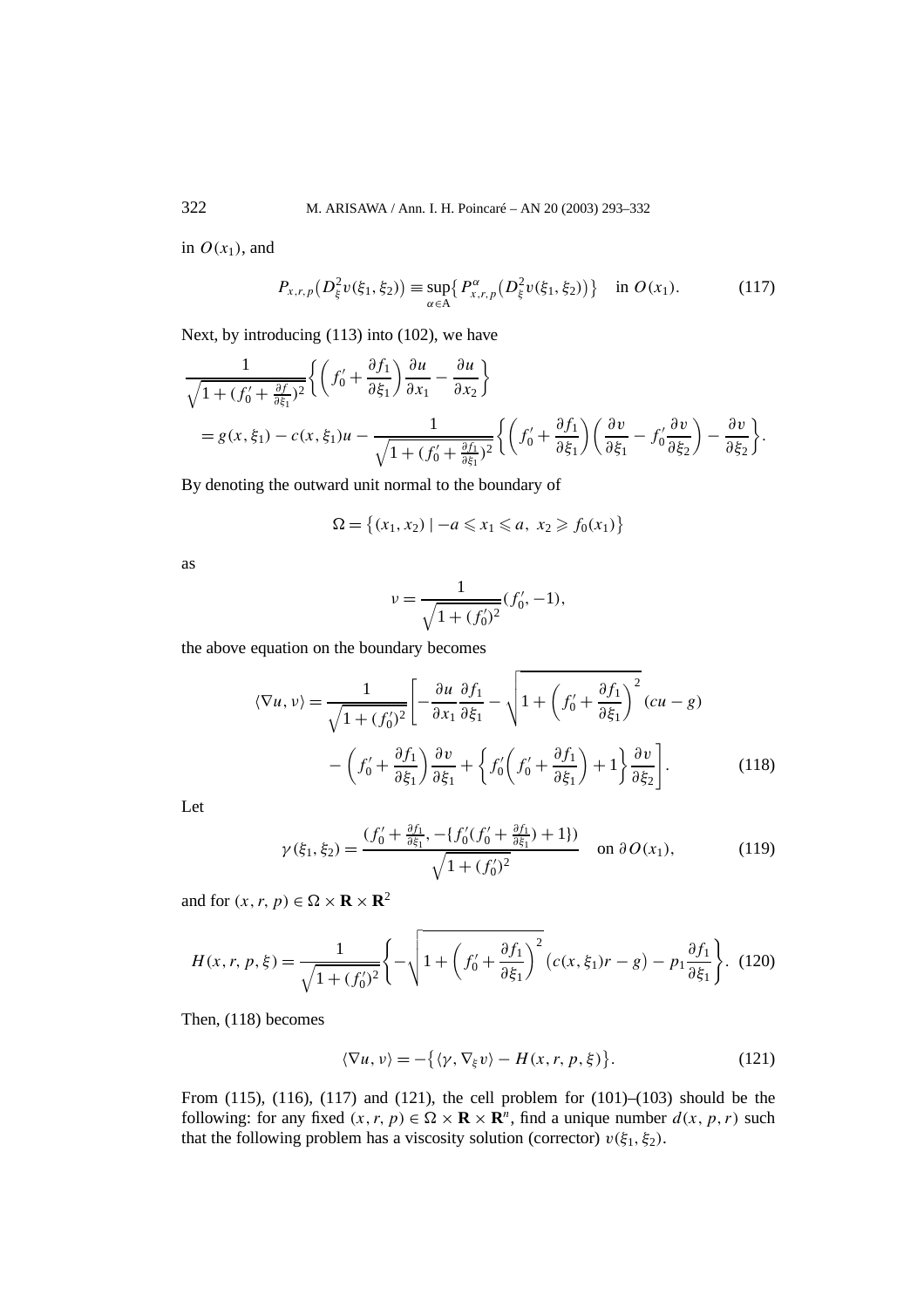in $O(x_1)$, and

$$P_{x,r,p}\big(D_\xi^2 v(\xi_1,\xi_2)\big) \equiv \sup_{\alpha\in A}\big\{P^\alpha_{x,r,p}\big(D_\xi^2 v(\xi_1,\xi_2)\big)\big\} \quad \text{in } O(x_1). \tag{117}$$

Next, by introducing (113) into (102), we have

$$\begin{aligned}
&\frac{1}{\sqrt{1+(f_0'+\frac{\partial f}{\partial \xi_1})^2}}\left\{\left(f_0'+\frac{\partial f_1}{\partial \xi_1}\right)\frac{\partial u}{\partial x_1}-\frac{\partial u}{\partial x_2}\right\}\\
&\quad = g(x,\xi_1)-c(x,\xi_1)u-\frac{1}{\sqrt{1+(f_0'+\frac{\partial f_1}{\partial \xi_1})^2}}\left\{\left(f_0'+\frac{\partial f_1}{\partial \xi_1}\right)\left(\frac{\partial v}{\partial \xi_1}-f_0'\frac{\partial v}{\partial \xi_2}\right)-\frac{\partial v}{\partial \xi_2}\right\}.
\end{aligned}$$

By denoting the outward unit normal to the boundary of

$$\Omega = \big\{(x_1,x_2) \mid -a\leqslant x_1\leqslant a,\ x_2\geqslant f_0(x_1)\big\}$$

as

$$\nu = \frac{1}{\sqrt{1+(f_0')^2}}(f_0',-1),$$

the above equation on the boundary becomes

$$\begin{aligned}
\langle \nabla u,\nu\rangle = \frac{1}{\sqrt{1+(f_0')^2}}\Bigg[&-\frac{\partial u}{\partial x_1}\frac{\partial f_1}{\partial \xi_1}-\sqrt{1+\left(f_0'+\frac{\partial f_1}{\partial \xi_1}\right)^2}\,(cu-g)\\
&-\left(f_0'+\frac{\partial f_1}{\partial \xi_1}\right)\frac{\partial v}{\partial \xi_1}+\left\{f_0'\left(f_0'+\frac{\partial f_1}{\partial \xi_1}\right)+1\right\}\frac{\partial v}{\partial \xi_2}\Bigg].
\end{aligned}\tag{118}$$

Let

$$\gamma(\xi_1,\xi_2) = \frac{(f_0'+\frac{\partial f_1}{\partial \xi_1}, -\{f_0'(f_0'+\frac{\partial f_1}{\partial \xi_1})+1\})}{\sqrt{1+(f_0')^2}} \quad \text{on } \partial O(x_1), \tag{119}$$

and for $(x,r,p)\in \Omega\times \mathbf{R}\times\mathbf{R}^2$

$$H(x,r,p,\xi) = \frac{1}{\sqrt{1+(f_0')^2}}\left\{-\sqrt{1+\left(f_0'+\frac{\partial f_1}{\partial \xi_1}\right)^2}\,\big(c(x,\xi_1)r-g\big)-p_1\frac{\partial f_1}{\partial \xi_1}\right\}. \tag{120}$$

Then, (118) becomes

$$\langle \nabla u,\nu\rangle = -\big\{\langle \gamma,\nabla_\xi v\rangle - H(x,r,p,\xi)\big\}. \tag{121}$$

From (115), (116), (117) and (121), the cell problem for (101)–(103) should be the following: for any fixed $(x,r,p)\in\Omega\times\mathbf{R}\times\mathbf{R}^n$, find a unique number $d(x,p,r)$ such that the following problem has a viscosity solution (corrector) $v(\xi_1,\xi_2)$.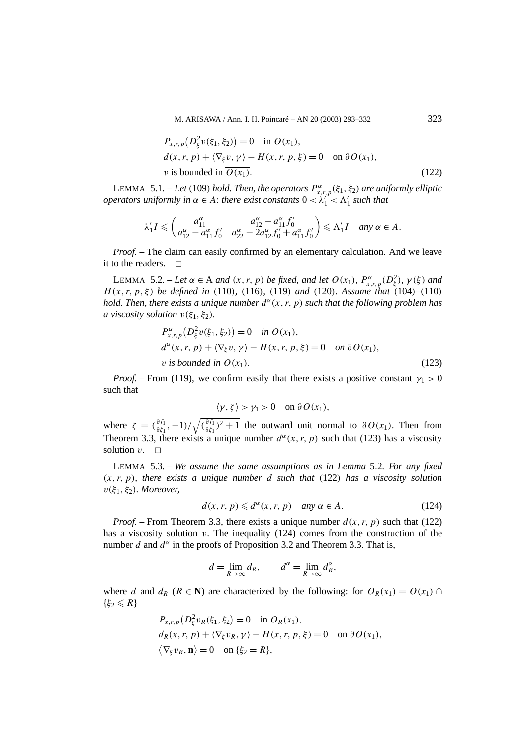$$
\begin{aligned}
&P_{x,r,p}\big(D_\xi^2 v(\xi_1,\xi_2)\big)=0 \quad \text{in } O(x_1),\\
&d(x,r,p)+\langle \nabla_\xi v,\gamma\rangle - H(x,r,p,\xi)=0 \quad \text{on } \partial O(x_1),\\
&v \text{ is bounded in } \overline{O(x_1)}.
\end{aligned} \tag{122}
$$

LEMMA 5.1. – *Let* (109) *hold. Then, the operators $P^\alpha_{x,r,p}(\xi_1,\xi_2)$ are uniformly elliptic operators uniformly in $\alpha \in A$: there exist constants $0<\lambda_1'<\Lambda_1'$ such that*

$$
\lambda_1' I \leqslant \begin{pmatrix} a^\alpha_{11} & a^\alpha_{12}-a^\alpha_{11}f_0' \\ a^\alpha_{12}-a^\alpha_{11}f_0' & a^\alpha_{22}-2a^\alpha_{12}f_0'+a^\alpha_{11}f_0' \end{pmatrix} \leqslant \Lambda_1' I \quad \text{any } \alpha\in A.
$$

*Proof.* – The claim can easily confirmed by an elementary calculation. And we leave it to the readers. □

LEMMA 5.2. – *Let $\alpha \in$ A and $(x,r,p)$ be fixed, and let $O(x_1)$, $P^\alpha_{x,r,p}(D^2_\xi)$, $\gamma(\xi)$ and $H(x,r,p,\xi)$ be defined in* (110), (116), (119) *and* (120). *Assume that* (104)–(110) *hold. Then, there exists a unique number $d^\alpha(x,r,p)$ such that the following problem has a viscosity solution $v(\xi_1,\xi_2)$.*

$$
\begin{aligned}
&P^\alpha_{x,r,p}\big(D_\xi^2 v(\xi_1,\xi_2)\big)=0 \quad \text{in } O(x_1),\\
&d^\alpha(x,r,p)+\langle \nabla_\xi v,\gamma\rangle - H(x,r,p,\xi)=0 \quad \text{on } \partial O(x_1),\\
&v \text{ is bounded in } \overline{O(x_1)}.
\end{aligned} \tag{123}
$$

*Proof.* – From (119), we confirm easily that there exists a positive constant $\gamma_1>0$ such that

$$
\langle \gamma,\zeta\rangle > \gamma_1 > 0 \quad \text{on } \partial O(x_1),
$$

where $\zeta = (\frac{\partial f_1}{\partial \xi_1},-1)/\sqrt{(\frac{\partial f_1}{\partial \xi_1})^2+1}$ the outward unit normal to $\partial O(x_1)$. Then from Theorem 3.3, there exists a unique number $d^\alpha(x,r,p)$ such that (123) has a viscosity solution $v$. □

LEMMA 5.3. – *We assume the same assumptions as in Lemma* 5.2. *For any fixed $(x,r,p)$, there exists a unique number $d$ such that* (122) *has a viscosity solution $v(\xi_1,\xi_2)$. Moreover,*

$$
d(x,r,p)\leqslant d^\alpha(x,r,p) \quad \text{any } \alpha\in A. \tag{124}
$$

*Proof.* – From Theorem 3.3, there exists a unique number $d(x,r,p)$ such that (122) has a viscosity solution $v$. The inequality (124) comes from the construction of the number $d$ and $d^\alpha$ in the proofs of Proposition 3.2 and Theorem 3.3. That is,

$$
d=\lim_{R\to\infty} d_R, \qquad d^\alpha=\lim_{R\to\infty} d^\alpha_R,
$$

where $d$ and $d_R$ ($R\in \mathbf{N}$) are characterized by the following: for $O_R(x_1)=O(x_1)\cap \{\xi_2\leqslant R\}$

$$
\begin{aligned}
&P_{x,r,p}\big(D_\xi^2 v_R(\xi_1,\xi_2)\big)=0 \quad \text{in } O_R(x_1),\\
&d_R(x,r,p)+\langle \nabla_\xi v_R,\gamma\rangle - H(x,r,p,\xi)=0 \quad \text{on } \partial O(x_1),\\
&\langle \nabla_\xi v_R,\mathbf{n}\rangle = 0 \quad \text{on } \{\xi_2=R\},
\end{aligned}
$$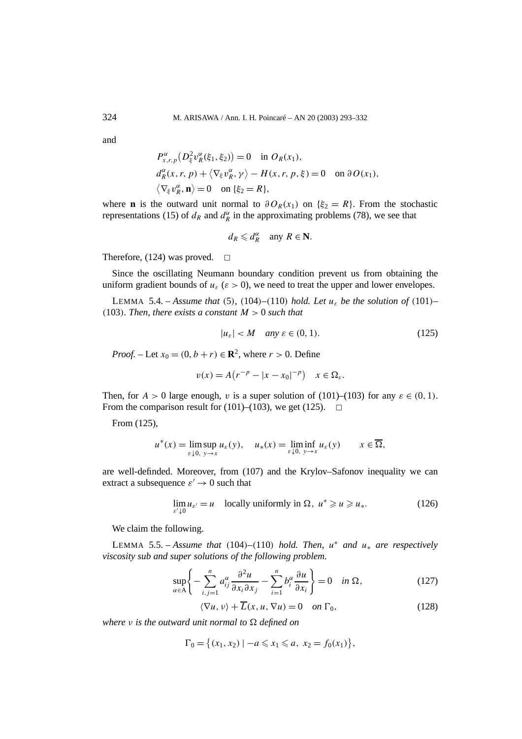and

$$
\begin{aligned}
&P^{\alpha}_{x,r,p}\big(D^2_{\xi} v^{\alpha}_R(\xi_1,\xi_2)\big) = 0 \quad \text{in } O_R(x_1),\\
&d^{\alpha}_R(x,r,p) + \big\langle \nabla_{\xi} v^{\alpha}_R, \gamma\big\rangle - H(x,r,p,\xi) = 0 \quad \text{on } \partial O(x_1),\\
&\big\langle \nabla_{\xi} v^{\alpha}_R, \mathbf{n}\big\rangle = 0 \quad \text{on } \{\xi_2 = R\},
\end{aligned}
$$

where $\mathbf{n}$ is the outward unit normal to $\partial O_R(x_1)$ on $\{\xi_2 = R\}$. From the stochastic representations (15) of $d_R$ and $d^{\alpha}_R$ in the approximating problems (78), we see that

$$
d_R \leqslant d^{\alpha}_R \quad \text{any } R \in \mathbf{N}.
$$

Therefore, (124) was proved. $\square$

Since the oscillating Neumann boundary condition prevent us from obtaining the uniform gradient bounds of $u_{\varepsilon}$ ($\varepsilon > 0$), we need to treat the upper and lower envelopes.

LEMMA 5.4. – *Assume that* (5), (104)–(110) *hold. Let $u_{\varepsilon}$ be the solution of* (101)–(103). *Then, there exists a constant $M > 0$ such that*

$$
|u_{\varepsilon}| < M \quad \textit{any } \varepsilon \in (0,1). \tag{125}
$$

*Proof.* – Let $x_0 = (0, b + r) \in \mathbf{R}^2$, where $r > 0$. Define

$$
v(x) = A\big(r^{-p} - |x - x_0|^{-p}\big) \quad x \in \Omega_{\varepsilon}.
$$

Then, for $A > 0$ large enough, $v$ is a super solution of (101)–(103) for any $\varepsilon \in (0,1)$. From the comparison result for (101)–(103), we get (125). $\square$

From (125),

$$
u^*(x) = \limsup_{\varepsilon\downarrow 0,\ y\to x} u_{\varepsilon}(y), \quad u_*(x) = \liminf_{\varepsilon\downarrow 0,\ y\to x} u_{\varepsilon}(y) \qquad x \in \overline{\Omega},
$$

are well-definded. Moreover, from (107) and the Krylov–Safonov inequality we can extract a subsequence $\varepsilon' \to 0$ such that

$$
\lim_{\varepsilon'\downarrow 0} u_{\varepsilon'} = u \quad \text{locally uniformly in } \Omega,\ u^* \geqslant u \geqslant u_*. \tag{126}
$$

We claim the following.

LEMMA 5.5. – *Assume that* (104)–(110) *hold. Then, $u^*$ and $u_*$ are respectively viscosity sub and super solutions of the following problem.*

$$
\sup_{\alpha\in A}\left\{ -\sum_{i,j=1}^{n} a^{\alpha}_{ij} \frac{\partial^2 u}{\partial x_i \partial x_j} - \sum_{i=1}^{n} b^{\alpha}_i \frac{\partial u}{\partial x_i} \right\} = 0 \quad \textit{in } \Omega, \tag{127}
$$

$$
\langle \nabla u, \nu\rangle + \overline{L}(x, u, \nabla u) = 0 \quad \textit{on } \Gamma_0, \tag{128}
$$

*where $\nu$ is the outward unit normal to $\Omega$ defined on*

$$
\Gamma_0 = \big\{(x_1, x_2) \mid -a \leqslant x_1 \leqslant a,\ x_2 = f_0(x_1)\big\},
$$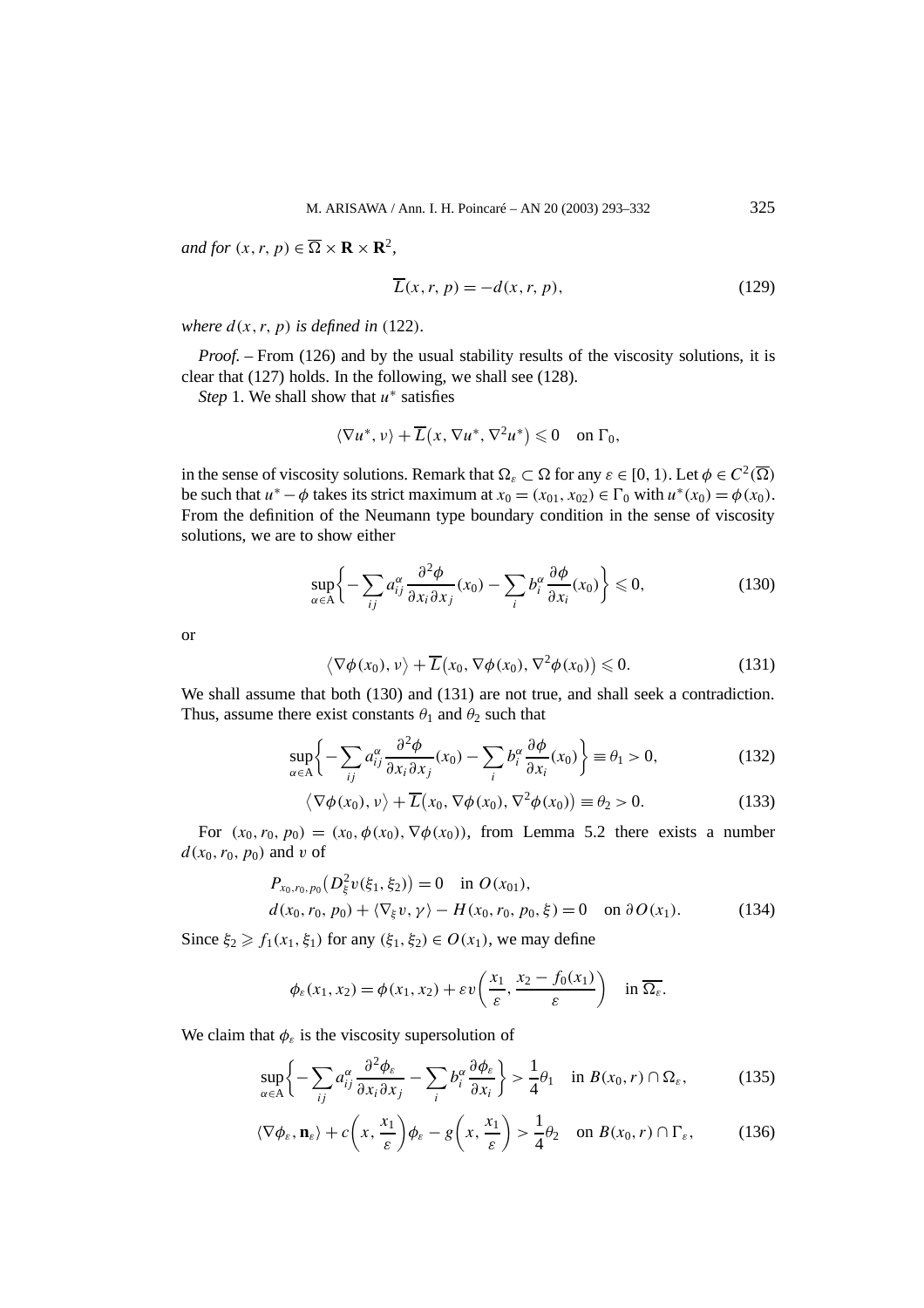*and for* $(x, r, p) \in \overline{\Omega} \times \mathbf{R} \times \mathbf{R}^2$,

$$\overline{L}(x, r, p) = -d(x, r, p), \tag{129}$$

*where* $d(x, r, p)$ *is defined in* (122).

*Proof.* – From (126) and by the usual stability results of the viscosity solutions, it is clear that (127) holds. In the following, we shall see (128).

*Step* 1. We shall show that $u^*$ satisfies

$$\langle \nabla u^*, \nu \rangle + \overline{L}\big(x, \nabla u^*, \nabla^2 u^*\big) \leqslant 0 \quad \text{on } \Gamma_0,$$

in the sense of viscosity solutions. Remark that $\Omega_\varepsilon \subset \Omega$ for any $\varepsilon \in [0, 1)$. Let $\phi \in C^2(\overline{\Omega})$ be such that $u^* - \phi$ takes its strict maximum at $x_0 = (x_{01}, x_{02}) \in \Gamma_0$ with $u^*(x_0) = \phi(x_0)$. From the definition of the Neumann type boundary condition in the sense of viscosity solutions, we are to show either

$$\sup_{\alpha \in \mathrm{A}} \bigg\{ -\sum_{ij} a_{ij}^\alpha \frac{\partial^2 \phi}{\partial x_i \partial x_j}(x_0) - \sum_i b_i^\alpha \frac{\partial \phi}{\partial x_i}(x_0) \bigg\} \leqslant 0, \tag{130}$$

or

$$\big\langle \nabla \phi(x_0), \nu \big\rangle + \overline{L}\big(x_0, \nabla \phi(x_0), \nabla^2 \phi(x_0)\big) \leqslant 0. \tag{131}$$

We shall assume that both (130) and (131) are not true, and shall seek a contradiction. Thus, assume there exist constants $\theta_1$ and $\theta_2$ such that

$$\sup_{\alpha \in \mathrm{A}} \bigg\{ -\sum_{ij} a_{ij}^\alpha \frac{\partial^2 \phi}{\partial x_i \partial x_j}(x_0) - \sum_i b_i^\alpha \frac{\partial \phi}{\partial x_i}(x_0) \bigg\} \equiv \theta_1 > 0, \tag{132}$$

$$\big\langle \nabla \phi(x_0), \nu \big\rangle + \overline{L}\big(x_0, \nabla \phi(x_0), \nabla^2 \phi(x_0)\big) \equiv \theta_2 > 0. \tag{133}$$

For $(x_0, r_0, p_0) = (x_0, \phi(x_0), \nabla \phi(x_0))$, from Lemma 5.2 there exists a number $d(x_0, r_0, p_0)$ and $v$ of

$$\begin{aligned} &P_{x_0, r_0, p_0}\big(D_\xi^2 v(\xi_1, \xi_2)\big) = 0 \quad \text{in } O(x_{01}), \\ &d(x_0, r_0, p_0) + \langle \nabla_\xi v, \gamma \rangle - H(x_0, r_0, p_0, \xi) = 0 \quad \text{on } \partial O(x_1). \end{aligned} \tag{134}$$

Since $\xi_2 \geqslant f_1(x_1, \xi_1)$ for any $(\xi_1, \xi_2) \in O(x_1)$, we may define

$$\phi_\varepsilon(x_1, x_2) = \phi(x_1, x_2) + \varepsilon v\bigg(\frac{x_1}{\varepsilon}, \frac{x_2 - f_0(x_1)}{\varepsilon}\bigg) \quad \text{in } \overline{\Omega_\varepsilon}.$$

We claim that $\phi_\varepsilon$ is the viscosity supersolution of

$$\sup_{\alpha \in \mathrm{A}} \bigg\{ -\sum_{ij} a_{ij}^\alpha \frac{\partial^2 \phi_\varepsilon}{\partial x_i \partial x_j} - \sum_i b_i^\alpha \frac{\partial \phi_\varepsilon}{\partial x_i} \bigg\} > \frac{1}{4}\theta_1 \quad \text{in } B(x_0, r) \cap \Omega_\varepsilon, \tag{135}$$

$$\langle \nabla \phi_\varepsilon, \mathbf{n}_\varepsilon \rangle + c\bigg(x, \frac{x_1}{\varepsilon}\bigg)\phi_\varepsilon - g\bigg(x, \frac{x_1}{\varepsilon}\bigg) > \frac{1}{4}\theta_2 \quad \text{on } B(x_0, r) \cap \Gamma_\varepsilon, \tag{136}$$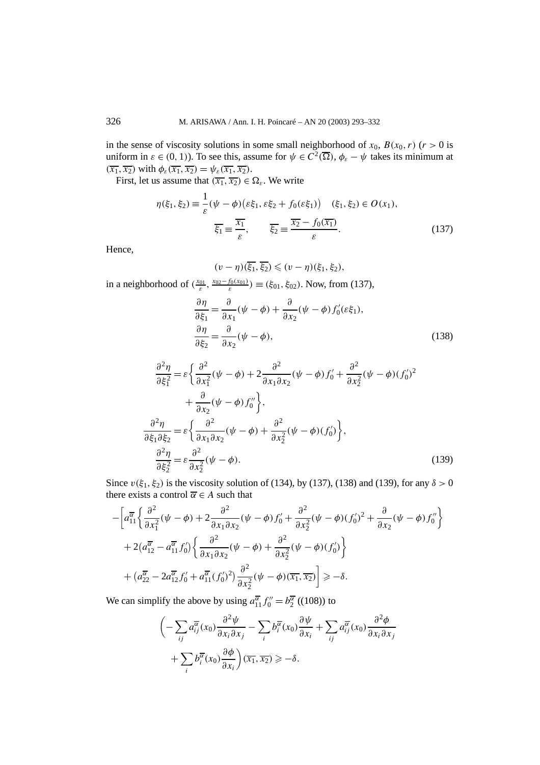in the sense of viscosity solutions in some small neighborhood of $x_0$, $B(x_0, r)$ ($r > 0$ is uniform in $\varepsilon \in (0,1)$). To see this, assume for $\psi \in C^2(\overline{\Omega})$, $\phi_\varepsilon - \psi$ takes its minimum at $(\overline{x_1}, \overline{x_2})$ with $\phi_\varepsilon(\overline{x_1}, \overline{x_2}) = \psi_\varepsilon(\overline{x_1}, \overline{x_2})$.

First, let us assume that $(\overline{x_1}, \overline{x_2}) \in \Omega_\varepsilon$. We write

$$
\begin{gathered}
\eta(\xi_1, \xi_2) \equiv \frac{1}{\varepsilon}(\psi - \phi)\big(\varepsilon\xi_1, \varepsilon\xi_2 + f_0(\varepsilon\xi_1)\big) \quad (\xi_1, \xi_2) \in O(x_1), \\
\overline{\xi_1} \equiv \frac{\overline{x_1}}{\varepsilon}, \qquad \overline{\xi_2} \equiv \frac{\overline{x_2} - f_0(\overline{x_1})}{\varepsilon}.
\end{gathered} \tag{137}
$$

Hence,

$$
(v - \eta)(\overline{\xi_1}, \overline{\xi_2}) \leqslant (v - \eta)(\xi_1, \xi_2),
$$

in a neighborhood of $(\frac{x_{01}}{\varepsilon}, \frac{x_{02} - f_0(x_{01})}{\varepsilon}) \equiv (\xi_{01}, \xi_{02})$. Now, from (137),

$$
\begin{aligned}
\frac{\partial \eta}{\partial \xi_1} &= \frac{\partial}{\partial x_1}(\psi - \phi) + \frac{\partial}{\partial x_2}(\psi - \phi) f_0'(\varepsilon\xi_1), \\
\frac{\partial \eta}{\partial \xi_2} &= \frac{\partial}{\partial x_2}(\psi - \phi),
\end{aligned} \tag{138}
$$

$$
\begin{aligned}
\frac{\partial^2 \eta}{\partial \xi_1^2} &= \varepsilon\bigg\{\frac{\partial^2}{\partial x_1^2}(\psi - \phi) + 2\frac{\partial^2}{\partial x_1 \partial x_2}(\psi - \phi) f_0' + \frac{\partial^2}{\partial x_2^2}(\psi - \phi)(f_0')^2 \\
&\qquad + \frac{\partial}{\partial x_2}(\psi - \phi) f_0''\bigg\}, \\
\frac{\partial^2 \eta}{\partial \xi_1 \partial \xi_2} &= \varepsilon\bigg\{\frac{\partial^2}{\partial x_1 \partial x_2}(\psi - \phi) + \frac{\partial^2}{\partial x_2^2}(\psi - \phi)(f_0')\bigg\}, \\
\frac{\partial^2 \eta}{\partial \xi_2^2} &= \varepsilon \frac{\partial^2}{\partial x_2^2}(\psi - \phi).
\end{aligned} \tag{139}
$$

Since $v(\xi_1, \xi_2)$ is the viscosity solution of (134), by (137), (138) and (139), for any $\delta > 0$ there exists a control $\overline{\alpha} \in A$ such that

$$
\begin{aligned}
-\bigg[& a_{11}^{\overline{\alpha}}\bigg\{\frac{\partial^2}{\partial x_1^2}(\psi - \phi) + 2\frac{\partial^2}{\partial x_1 \partial x_2}(\psi - \phi) f_0' + \frac{\partial^2}{\partial x_2^2}(\psi - \phi)(f_0')^2 + \frac{\partial}{\partial x_2}(\psi - \phi) f_0''\bigg\} \\
&+ 2\big(a_{12}^{\overline{\alpha}} - a_{11}^{\overline{\alpha}} f_0'\big)\bigg\{\frac{\partial^2}{\partial x_1 \partial x_2}(\psi - \phi) + \frac{\partial^2}{\partial x_2^2}(\psi - \phi)(f_0')\bigg\} \\
&+ \big(a_{22}^{\overline{\alpha}} - 2a_{12}^{\overline{\alpha}} f_0' + a_{11}^{\overline{\alpha}}(f_0')^2\big)\frac{\partial^2}{\partial x_2^2}(\psi - \phi)(\overline{x_1}, \overline{x_2})\bigg] \geqslant -\delta.
\end{aligned}
$$

We can simplify the above by using $a_{11}^{\overline{\alpha}} f_0'' = b_2^{\overline{\alpha}}$ ((108)) to

$$
\begin{aligned}
\bigg(&-\sum_{ij} a_{ij}^{\overline{\alpha}}(x_0)\frac{\partial^2 \psi}{\partial x_i \partial x_j} - \sum_i b_i^{\overline{\alpha}}(x_0)\frac{\partial \psi}{\partial x_i} + \sum_{ij} a_{ij}^{\overline{\alpha}}(x_0)\frac{\partial^2 \phi}{\partial x_i \partial x_j} \\
&+ \sum_i b_i^{\overline{\alpha}}(x_0)\frac{\partial \phi}{\partial x_i}\bigg)(\overline{x_1}, \overline{x_2}) \geqslant -\delta.
\end{aligned}
$$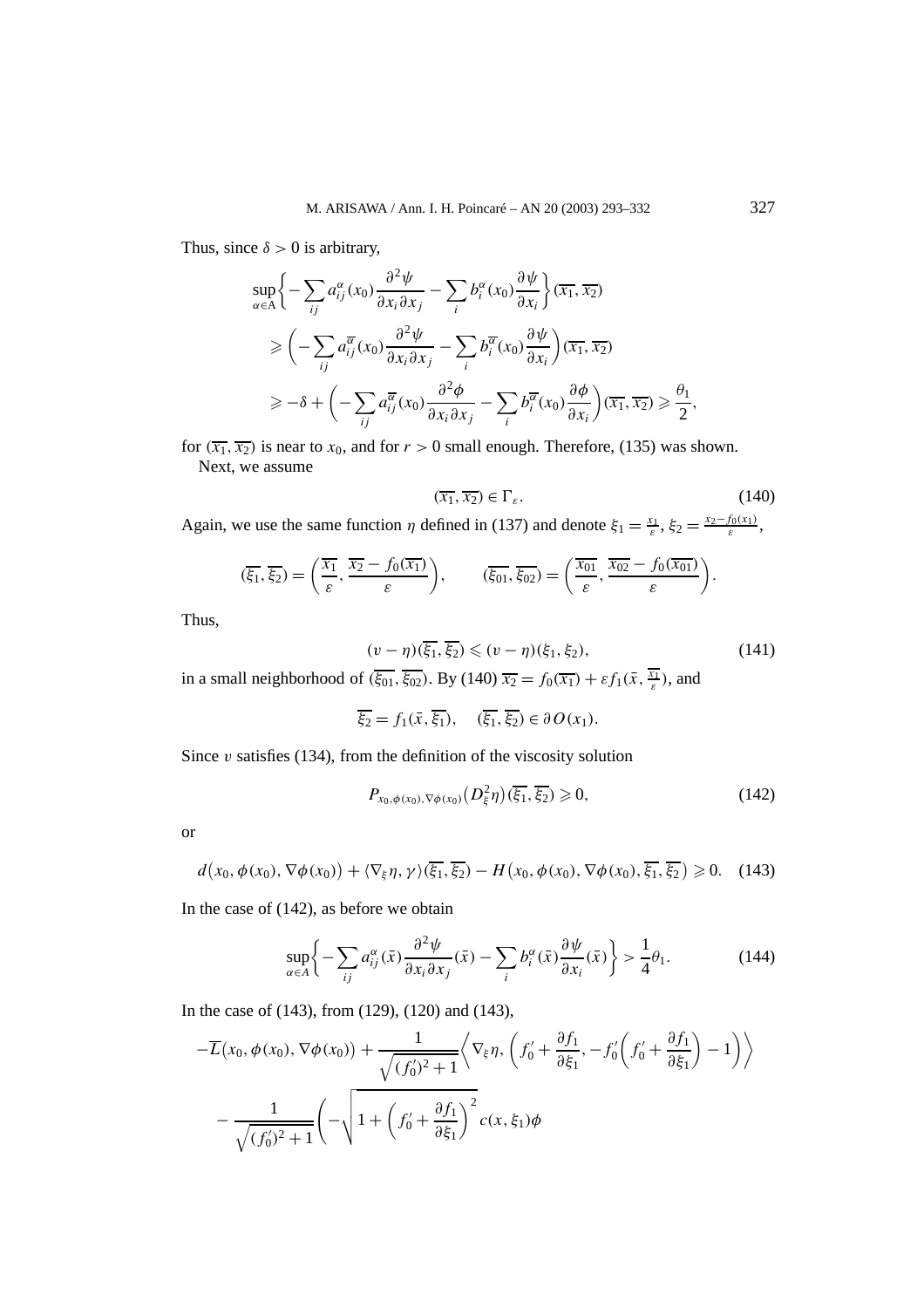Thus, since $\delta > 0$ is arbitrary,

$$
\begin{aligned}
&\sup_{\alpha\in \mathrm{A}}\left\{-\sum_{ij} a_{ij}^{\alpha}(x_0)\frac{\partial^2\psi}{\partial x_i\partial x_j}-\sum_i b_i^{\alpha}(x_0)\frac{\partial\psi}{\partial x_i}\right\}(\overline{x_1},\overline{x_2})\\
&\quad\geqslant\left(-\sum_{ij} a_{ij}^{\overline{\alpha}}(x_0)\frac{\partial^2\psi}{\partial x_i\partial x_j}-\sum_i b_i^{\overline{\alpha}}(x_0)\frac{\partial\psi}{\partial x_i}\right)(\overline{x_1},\overline{x_2})\\
&\quad\geqslant -\delta+\left(-\sum_{ij} a_{ij}^{\overline{\alpha}}(x_0)\frac{\partial^2\phi}{\partial x_i\partial x_j}-\sum_i b_i^{\overline{\alpha}}(x_0)\frac{\partial\phi}{\partial x_i}\right)(\overline{x_1},\overline{x_2})\geqslant\frac{\theta_1}{2},
\end{aligned}
$$

for $(\overline{x_1},\overline{x_2})$ is near to $x_0$, and for $r>0$ small enough. Therefore, (135) was shown.

Next, we assume

$$
(\overline{x_1},\overline{x_2})\in\Gamma_\varepsilon. \tag{140}
$$

Again, we use the same function $\eta$ defined in (137) and denote $\xi_1=\frac{x_1}{\varepsilon}$, $\xi_2=\frac{x_2-f_0(x_1)}{\varepsilon}$,

$$
(\overline{\xi_1},\overline{\xi_2})=\left(\frac{\overline{x_1}}{\varepsilon},\frac{\overline{x_2}-f_0(\overline{x_1})}{\varepsilon}\right),\qquad (\overline{\xi_{01}},\overline{\xi_{02}})=\left(\frac{\overline{x_{01}}}{\varepsilon},\frac{\overline{x_{02}}-f_0(\overline{x_{01}})}{\varepsilon}\right).
$$

Thus,

$$
(v-\eta)(\overline{\xi_1},\overline{\xi_2})\leqslant(v-\eta)(\xi_1,\xi_2), \tag{141}
$$

in a small neighborhood of $(\overline{\xi_{01}},\overline{\xi_{02}})$. By (140) $\overline{x_2}=f_0(\overline{x_1})+\varepsilon f_1(\bar{x},\frac{\overline{x_1}}{\varepsilon})$, and

$$
\overline{\xi_2}=f_1(\bar{x},\overline{\xi_1}),\quad (\overline{\xi_1},\overline{\xi_2})\in\partial O(x_1).
$$

Since $v$ satisfies (134), from the definition of the viscosity solution

$$
P_{x_0,\phi(x_0),\nabla\phi(x_0)}\big(D_\xi^2\eta\big)(\overline{\xi_1},\overline{\xi_2})\geqslant 0, \tag{142}
$$

or

$$
d\big(x_0,\phi(x_0),\nabla\phi(x_0)\big)+\langle\nabla_\xi\eta,\gamma\rangle(\overline{\xi_1},\overline{\xi_2})-H\big(x_0,\phi(x_0),\nabla\phi(x_0),\overline{\xi_1},\overline{\xi_2}\big)\geqslant 0. \tag{143}
$$

In the case of (142), as before we obtain

$$
\sup_{\alpha\in A}\left\{-\sum_{ij}a_{ij}^{\alpha}(\bar{x})\frac{\partial^2\psi}{\partial x_i\partial x_j}(\bar{x})-\sum_i b_i^{\alpha}(\bar{x})\frac{\partial\psi}{\partial x_i}(\bar{x})\right\}>\frac{1}{4}\theta_1. \tag{144}
$$

In the case of (143), from (129), (120) and (143),

$$
\begin{aligned}
&-\overline{L}\big(x_0,\phi(x_0),\nabla\phi(x_0)\big)+\frac{1}{\sqrt{(f_0')^2+1}}\left\langle\nabla_\xi\eta,\left(f_0'+\frac{\partial f_1}{\partial\xi_1},-f_0'\left(f_0'+\frac{\partial f_1}{\partial\xi_1}\right)-1\right)\right\rangle\\
&\quad-\frac{1}{\sqrt{(f_0')^2+1}}\left(-\sqrt{1+\left(f_0'+\frac{\partial f_1}{\partial\xi_1}\right)^2}\,c(x,\xi_1)\phi\right.
\end{aligned}
$$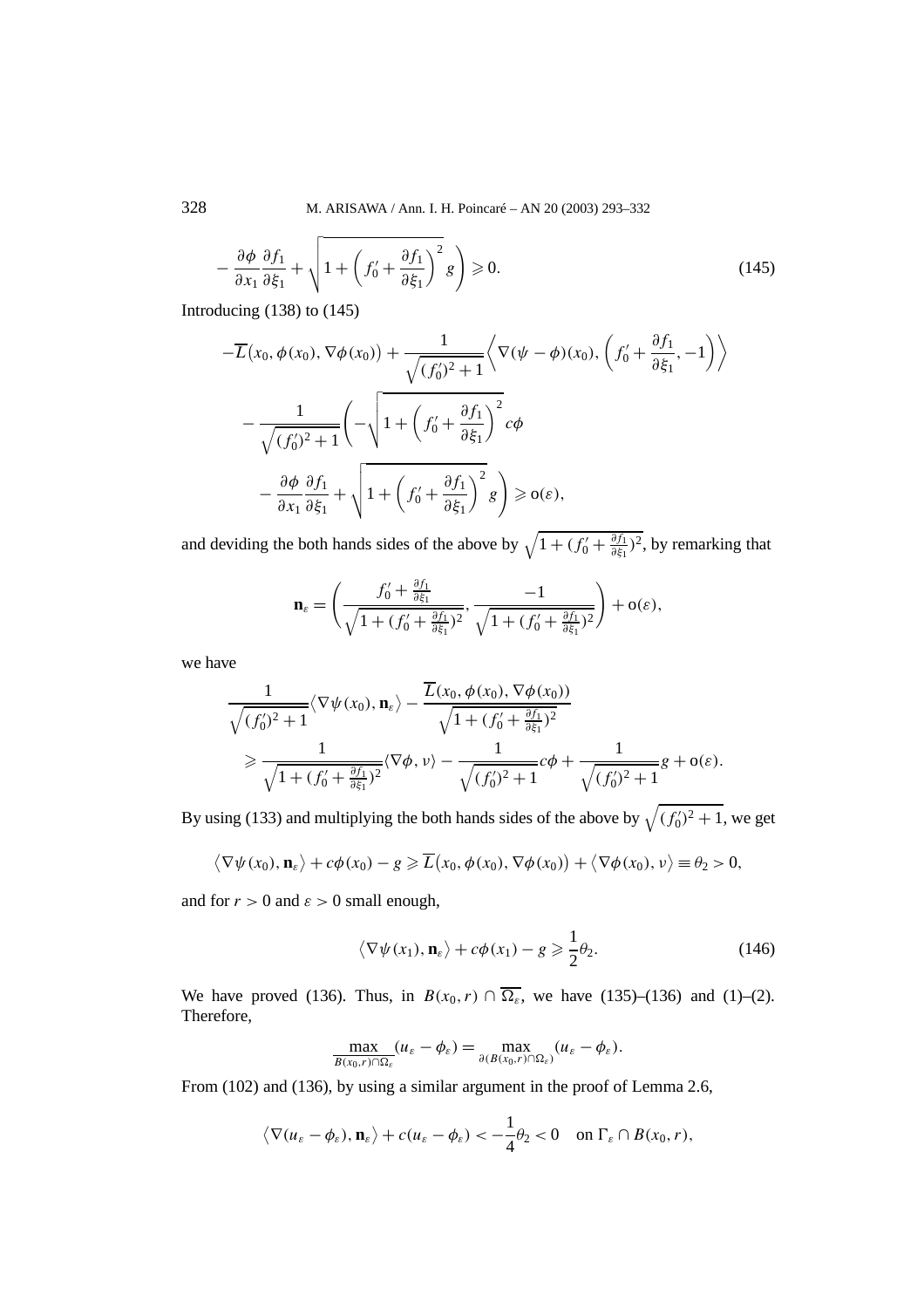$$
-\frac{\partial \phi}{\partial x_1}\frac{\partial f_1}{\partial \xi_1}+\sqrt{1+\left(f_0'+\frac{\partial f_1}{\partial \xi_1}\right)^2}\,g\Bigg)\geqslant 0. \tag{145}
$$

Introducing (138) to (145)

$$
\begin{aligned}
&-\overline{L}\big(x_0,\phi(x_0),\nabla\phi(x_0)\big)+\frac{1}{\sqrt{(f_0')^2+1}}\left\langle \nabla(\psi-\phi)(x_0),\left(f_0'+\frac{\partial f_1}{\partial \xi_1},-1\right)\right\rangle\\
&\quad-\frac{1}{\sqrt{(f_0')^2+1}}\Bigg(-\sqrt{1+\left(f_0'+\frac{\partial f_1}{\partial \xi_1}\right)^2}\,c\phi\\
&\qquad-\frac{\partial \phi}{\partial x_1}\frac{\partial f_1}{\partial \xi_1}+\sqrt{1+\left(f_0'+\frac{\partial f_1}{\partial \xi_1}\right)^2}\,g\Bigg)\geqslant \mathrm{o}(\varepsilon),
\end{aligned}
$$

and deviding the both hands sides of the above by $\sqrt{1+(f_0'+\frac{\partial f_1}{\partial \xi_1})^2}$, by remarking that

$$
\mathbf{n}_\varepsilon=\left(\frac{f_0'+\frac{\partial f_1}{\partial \xi_1}}{\sqrt{1+(f_0'+\frac{\partial f_1}{\partial \xi_1})^2}},\frac{-1}{\sqrt{1+(f_0'+\frac{\partial f_1}{\partial \xi_1})^2}}\right)+\mathrm{o}(\varepsilon),
$$

we have

$$
\begin{aligned}
&\frac{1}{\sqrt{(f_0')^2+1}}\langle \nabla\psi(x_0),\mathbf{n}_\varepsilon\rangle-\frac{\overline{L}(x_0,\phi(x_0),\nabla\phi(x_0))}{\sqrt{1+(f_0'+\frac{\partial f_1}{\partial \xi_1})^2}}\\
&\quad\geqslant \frac{1}{\sqrt{1+(f_0'+\frac{\partial f_1}{\partial \xi_1})^2}}\langle \nabla\phi,\nu\rangle-\frac{1}{\sqrt{(f_0')^2+1}}c\phi+\frac{1}{\sqrt{(f_0')^2+1}}g+\mathrm{o}(\varepsilon).
\end{aligned}
$$

By using (133) and multiplying the both hands sides of the above by $\sqrt{(f_0')^2+1}$, we get

$$
\big\langle \nabla\psi(x_0),\mathbf{n}_\varepsilon\big\rangle+c\phi(x_0)-g\geqslant \overline{L}\big(x_0,\phi(x_0),\nabla\phi(x_0)\big)+\big\langle \nabla\phi(x_0),\nu\big\rangle\equiv\theta_2>0,
$$

and for $r>0$ and $\varepsilon>0$ small enough,

$$
\big\langle \nabla\psi(x_1),\mathbf{n}_\varepsilon\big\rangle+c\phi(x_1)-g\geqslant \frac{1}{2}\theta_2. \tag{146}
$$

We have proved (136). Thus, in $B(x_0,r)\cap\overline{\Omega_\varepsilon}$, we have (135)–(136) and (1)–(2). Therefore,

$$
\max_{\overline{B(x_0,r)\cap\Omega_\varepsilon}}(u_\varepsilon-\phi_\varepsilon)=\max_{\partial(B(x_0,r)\cap\Omega_\varepsilon)}(u_\varepsilon-\phi_\varepsilon).
$$

From (102) and (136), by using a similar argument in the proof of Lemma 2.6,

$$
\big\langle \nabla(u_\varepsilon-\phi_\varepsilon),\mathbf{n}_\varepsilon\big\rangle+c(u_\varepsilon-\phi_\varepsilon)<-\frac{1}{4}\theta_2<0\quad \text{on } \Gamma_\varepsilon\cap B(x_0,r),
$$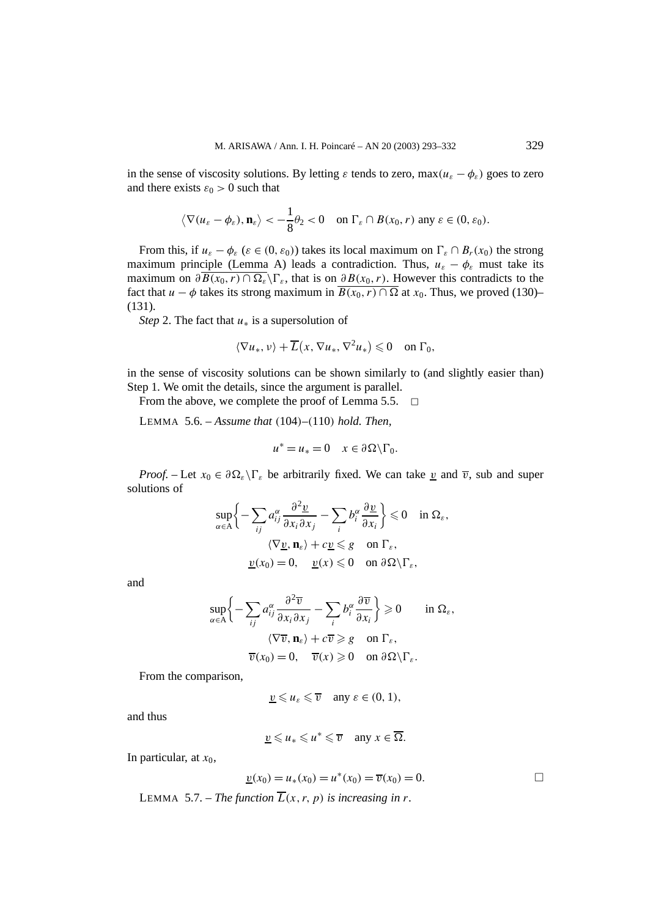in the sense of viscosity solutions. By letting $\varepsilon$ tends to zero, $\max(u_\varepsilon - \phi_\varepsilon)$ goes to zero and there exists $\varepsilon_0 > 0$ such that

$$\langle \nabla(u_\varepsilon - \phi_\varepsilon), \mathbf{n}_\varepsilon \rangle < -\frac{1}{8}\theta_2 < 0 \quad \text{on } \Gamma_\varepsilon \cap B(x_0, r) \text{ any } \varepsilon \in (0, \varepsilon_0).$$

From this, if $u_\varepsilon - \phi_\varepsilon$ ($\varepsilon \in (0, \varepsilon_0)$) takes its local maximum on $\Gamma_\varepsilon \cap B_r(x_0)$ the strong maximum principle (Lemma A) leads a contradiction. Thus, $u_\varepsilon - \phi_\varepsilon$ must take its maximum on $\partial \overline{B(x_0, r) \cap \Omega_\varepsilon} \backslash \Gamma_\varepsilon$, that is on $\partial B(x_0, r)$. However this contradicts to the fact that $u - \phi$ takes its strong maximum in $\overline{B(x_0, r) \cap \Omega}$ at $x_0$. Thus, we proved (130)–(131).

*Step* 2. The fact that $u_*$ is a supersolution of

$$\langle \nabla u_*, \nu \rangle + \overline{L}(x, \nabla u_*, \nabla^2 u_*) \leqslant 0 \quad \text{on } \Gamma_0,$$

in the sense of viscosity solutions can be shown similarly to (and slightly easier than) Step 1. We omit the details, since the argument is parallel.

From the above, we complete the proof of Lemma 5.5. $\square$

LEMMA 5.6. – *Assume that* (104)–(110) *hold. Then,*

$$u^* = u_* = 0 \quad x \in \partial\Omega \backslash \Gamma_0.$$

*Proof.* – Let $x_0 \in \partial\Omega_\varepsilon \backslash \Gamma_\varepsilon$ be arbitrarily fixed. We can take $\underline{v}$ and $\overline{v}$, sub and super solutions of

$$\sup_{\alpha \in \mathrm{A}} \left\{ -\sum_{ij} a_{ij}^\alpha \frac{\partial^2 \underline{v}}{\partial x_i \partial x_j} - \sum_i b_i^\alpha \frac{\partial \underline{v}}{\partial x_i} \right\} \leqslant 0 \quad \text{in } \Omega_\varepsilon,$$
$$\langle \nabla \underline{v}, \mathbf{n}_\varepsilon \rangle + c\underline{v} \leqslant g \quad \text{on } \Gamma_\varepsilon,$$
$$\underline{v}(x_0) = 0, \quad \underline{v}(x) \leqslant 0 \quad \text{on } \partial\Omega \backslash \Gamma_\varepsilon,$$

and

$$\sup_{\alpha \in \mathrm{A}} \left\{ -\sum_{ij} a_{ij}^\alpha \frac{\partial^2 \overline{v}}{\partial x_i \partial x_j} - \sum_i b_i^\alpha \frac{\partial \overline{v}}{\partial x_i} \right\} \geqslant 0 \qquad \text{in } \Omega_\varepsilon,$$
$$\langle \nabla \overline{v}, \mathbf{n}_\varepsilon \rangle + c\overline{v} \geqslant g \quad \text{on } \Gamma_\varepsilon,$$
$$\overline{v}(x_0) = 0, \quad \overline{v}(x) \geqslant 0 \quad \text{on } \partial\Omega \backslash \Gamma_\varepsilon.$$

From the comparison,

$$\underline{v} \leqslant u_\varepsilon \leqslant \overline{v} \quad \text{any } \varepsilon \in (0, 1),$$

and thus

$$\underline{v} \leqslant u_* \leqslant u^* \leqslant \overline{v} \quad \text{any } x \in \overline{\Omega}.$$

In particular, at $x_0$,

$$\underline{v}(x_0) = u_*(x_0) = u^*(x_0) = \overline{v}(x_0) = 0. \qquad \square$$

LEMMA 5.7. – *The function $\overline{L}(x, r, p)$ is increasing in $r$.*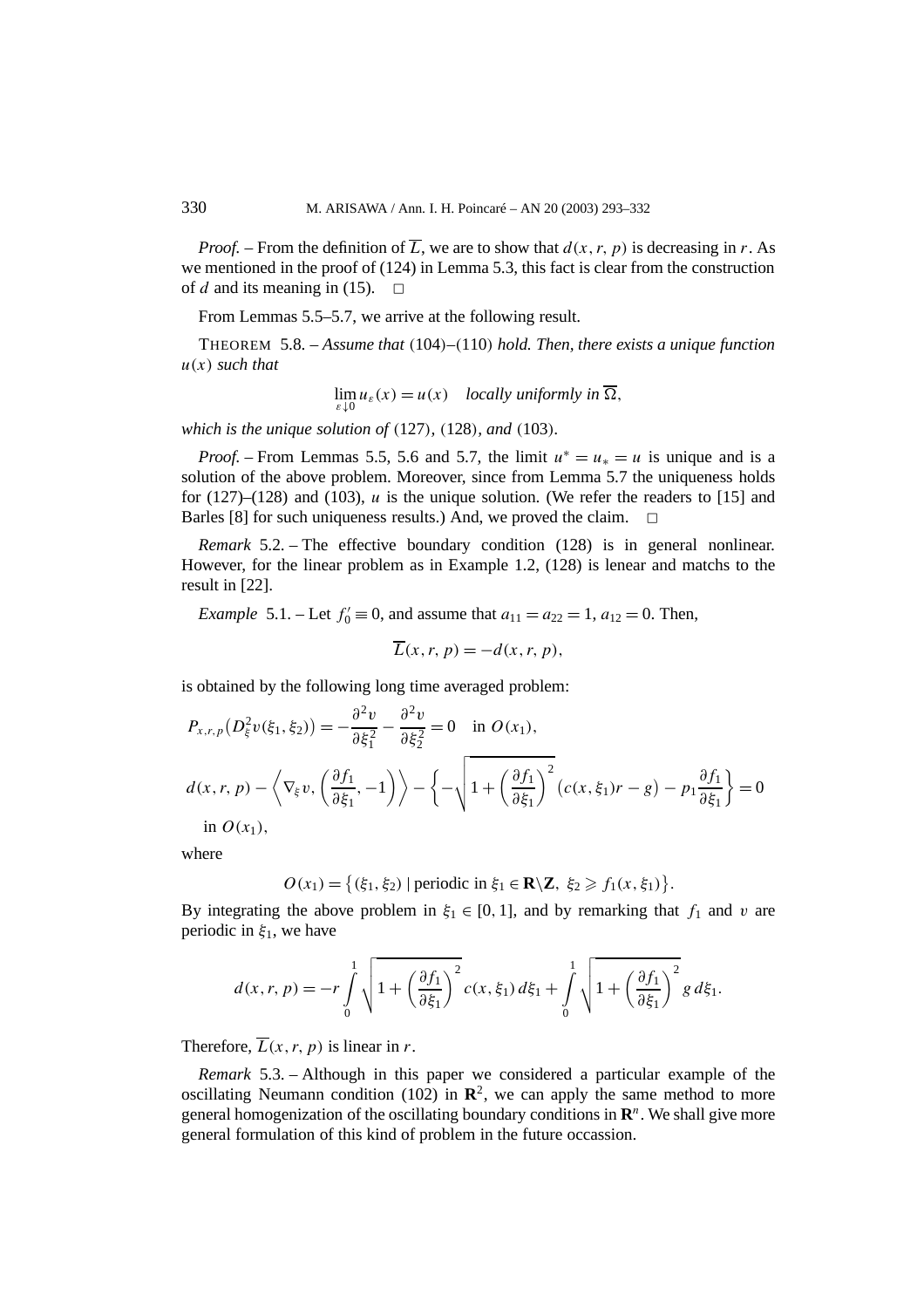*Proof.* – From the definition of $\overline{L}$, we are to show that $d(x,r,p)$ is decreasing in $r$. As we mentioned in the proof of (124) in Lemma 5.3, this fact is clear from the construction of $d$ and its meaning in (15). □

From Lemmas 5.5–5.7, we arrive at the following result.

THEOREM 5.8. – *Assume that* (104)–(110) *hold. Then, there exists a unique function* $u(x)$ *such that*

$$\lim_{\varepsilon \downarrow 0} u_\varepsilon(x) = u(x) \quad \textit{locally uniformly in } \overline{\Omega},$$

*which is the unique solution of* (127), (128), *and* (103).

*Proof.* – From Lemmas 5.5, 5.6 and 5.7, the limit $u^* = u_* = u$ is unique and is a solution of the above problem. Moreover, since from Lemma 5.7 the uniqueness holds for (127)–(128) and (103), $u$ is the unique solution. (We refer the readers to [15] and Barles [8] for such uniqueness results.) And, we proved the claim. □

*Remark* 5.2. – The effective boundary condition (128) is in general nonlinear. However, for the linear problem as in Example 1.2, (128) is lenear and matchs to the result in [22].

*Example* 5.1. – Let $f_0' \equiv 0$, and assume that $a_{11} = a_{22} = 1$, $a_{12} = 0$. Then,

$$\overline{L}(x,r,p) = -d(x,r,p),$$

is obtained by the following long time averaged problem:

$$P_{x,r,p}\big(D_\xi^2 v(\xi_1,\xi_2)\big) = -\frac{\partial^2 v}{\partial \xi_1^2} - \frac{\partial^2 v}{\partial \xi_2^2} = 0 \quad \text{in } O(x_1),$$

$$d(x,r,p) - \left\langle \nabla_\xi v, \left(\frac{\partial f_1}{\partial \xi_1}, -1\right)\right\rangle - \left\{ -\sqrt{1 + \left(\frac{\partial f_1}{\partial \xi_1}\right)^2}\big(c(x,\xi_1)r - g\big) - p_1 \frac{\partial f_1}{\partial \xi_1} \right\} = 0$$

$$\text{in } O(x_1),$$

where

$$O(x_1) = \big\{(\xi_1,\xi_2) \mid \text{periodic in } \xi_1 \in \mathbf{R}\backslash\mathbf{Z},\ \xi_2 \geqslant f_1(x,\xi_1)\big\}.$$

By integrating the above problem in $\xi_1 \in [0,1]$, and by remarking that $f_1$ and $v$ are periodic in $\xi_1$, we have

$$d(x,r,p) = -r \int_0^1 \sqrt{1 + \left(\frac{\partial f_1}{\partial \xi_1}\right)^2}\, c(x,\xi_1)\, d\xi_1 + \int_0^1 \sqrt{1 + \left(\frac{\partial f_1}{\partial \xi_1}\right)^2}\, g\, d\xi_1.$$

Therefore, $\overline{L}(x,r,p)$ is linear in $r$.

*Remark* 5.3. – Although in this paper we considered a particular example of the oscillating Neumann condition (102) in $\mathbf{R}^2$, we can apply the same method to more general homogenization of the oscillating boundary conditions in $\mathbf{R}^n$. We shall give more general formulation of this kind of problem in the future occassion.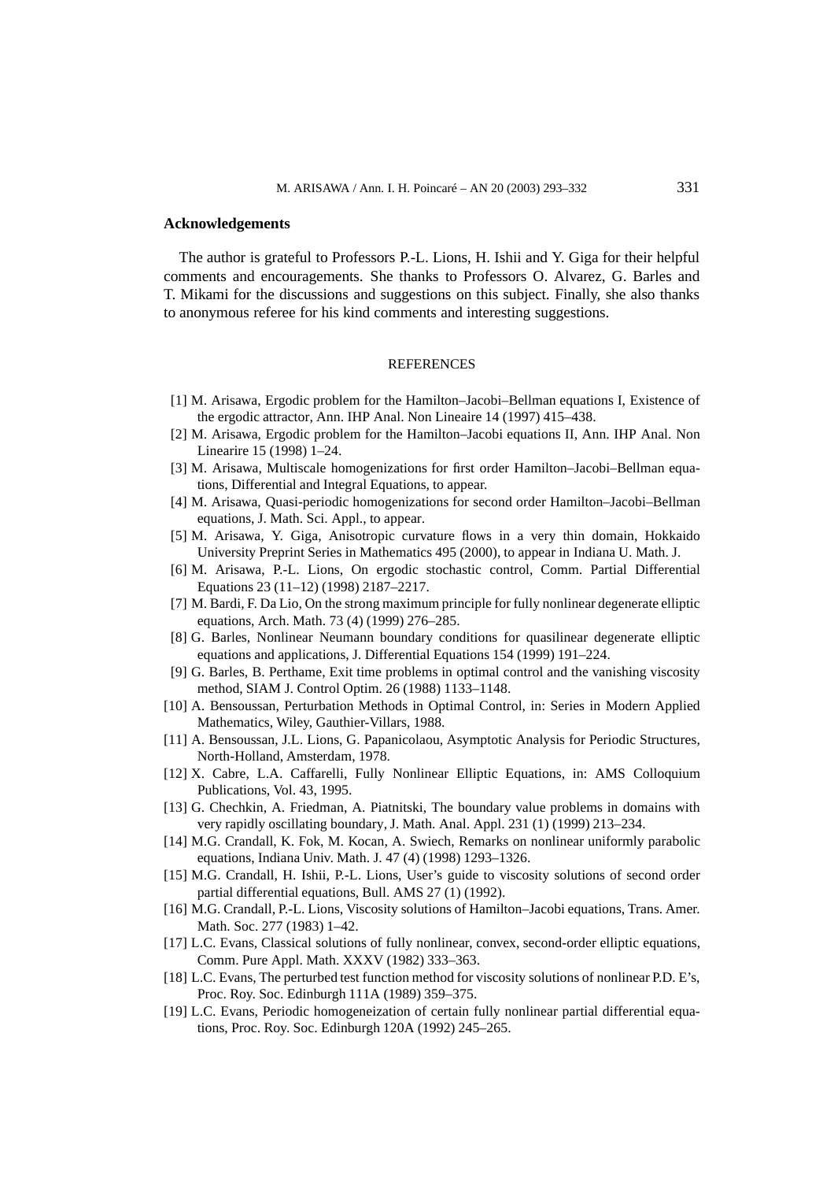## Acknowledgements

The author is grateful to Professors P.-L. Lions, H. Ishii and Y. Giga for their helpful comments and encouragements. She thanks to Professors O. Alvarez, G. Barles and T. Mikami for the discussions and suggestions on this subject. Finally, she also thanks to anonymous referee for his kind comments and interesting suggestions.

## REFERENCES

[1] M. Arisawa, Ergodic problem for the Hamilton–Jacobi–Bellman equations I, Existence of the ergodic attractor, Ann. IHP Anal. Non Lineaire 14 (1997) 415–438.

[2] M. Arisawa, Ergodic problem for the Hamilton–Jacobi equations II, Ann. IHP Anal. Non Linearire 15 (1998) 1–24.

[3] M. Arisawa, Multiscale homogenizations for first order Hamilton–Jacobi–Bellman equations, Differential and Integral Equations, to appear.

[4] M. Arisawa, Quasi-periodic homogenizations for second order Hamilton–Jacobi–Bellman equations, J. Math. Sci. Appl., to appear.

[5] M. Arisawa, Y. Giga, Anisotropic curvature flows in a very thin domain, Hokkaido University Preprint Series in Mathematics 495 (2000), to appear in Indiana U. Math. J.

[6] M. Arisawa, P.-L. Lions, On ergodic stochastic control, Comm. Partial Differential Equations 23 (11–12) (1998) 2187–2217.

[7] M. Bardi, F. Da Lio, On the strong maximum principle for fully nonlinear degenerate elliptic equations, Arch. Math. 73 (4) (1999) 276–285.

[8] G. Barles, Nonlinear Neumann boundary conditions for quasilinear degenerate elliptic equations and applications, J. Differential Equations 154 (1999) 191–224.

[9] G. Barles, B. Perthame, Exit time problems in optimal control and the vanishing viscosity method, SIAM J. Control Optim. 26 (1988) 1133–1148.

[10] A. Bensoussan, Perturbation Methods in Optimal Control, in: Series in Modern Applied Mathematics, Wiley, Gauthier-Villars, 1988.

[11] A. Bensoussan, J.L. Lions, G. Papanicolaou, Asymptotic Analysis for Periodic Structures, North-Holland, Amsterdam, 1978.

[12] X. Cabre, L.A. Caffarelli, Fully Nonlinear Elliptic Equations, in: AMS Colloquium Publications, Vol. 43, 1995.

[13] G. Chechkin, A. Friedman, A. Piatnitski, The boundary value problems in domains with very rapidly oscillating boundary, J. Math. Anal. Appl. 231 (1) (1999) 213–234.

[14] M.G. Crandall, K. Fok, M. Kocan, A. Swiech, Remarks on nonlinear uniformly parabolic equations, Indiana Univ. Math. J. 47 (4) (1998) 1293–1326.

[15] M.G. Crandall, H. Ishii, P.-L. Lions, User's guide to viscosity solutions of second order partial differential equations, Bull. AMS 27 (1) (1992).

[16] M.G. Crandall, P.-L. Lions, Viscosity solutions of Hamilton–Jacobi equations, Trans. Amer. Math. Soc. 277 (1983) 1–42.

[17] L.C. Evans, Classical solutions of fully nonlinear, convex, second-order elliptic equations, Comm. Pure Appl. Math. XXXV (1982) 333–363.

[18] L.C. Evans, The perturbed test function method for viscosity solutions of nonlinear P.D. E's, Proc. Roy. Soc. Edinburgh 111A (1989) 359–375.

[19] L.C. Evans, Periodic homogeneization of certain fully nonlinear partial differential equations, Proc. Roy. Soc. Edinburgh 120A (1992) 245–265.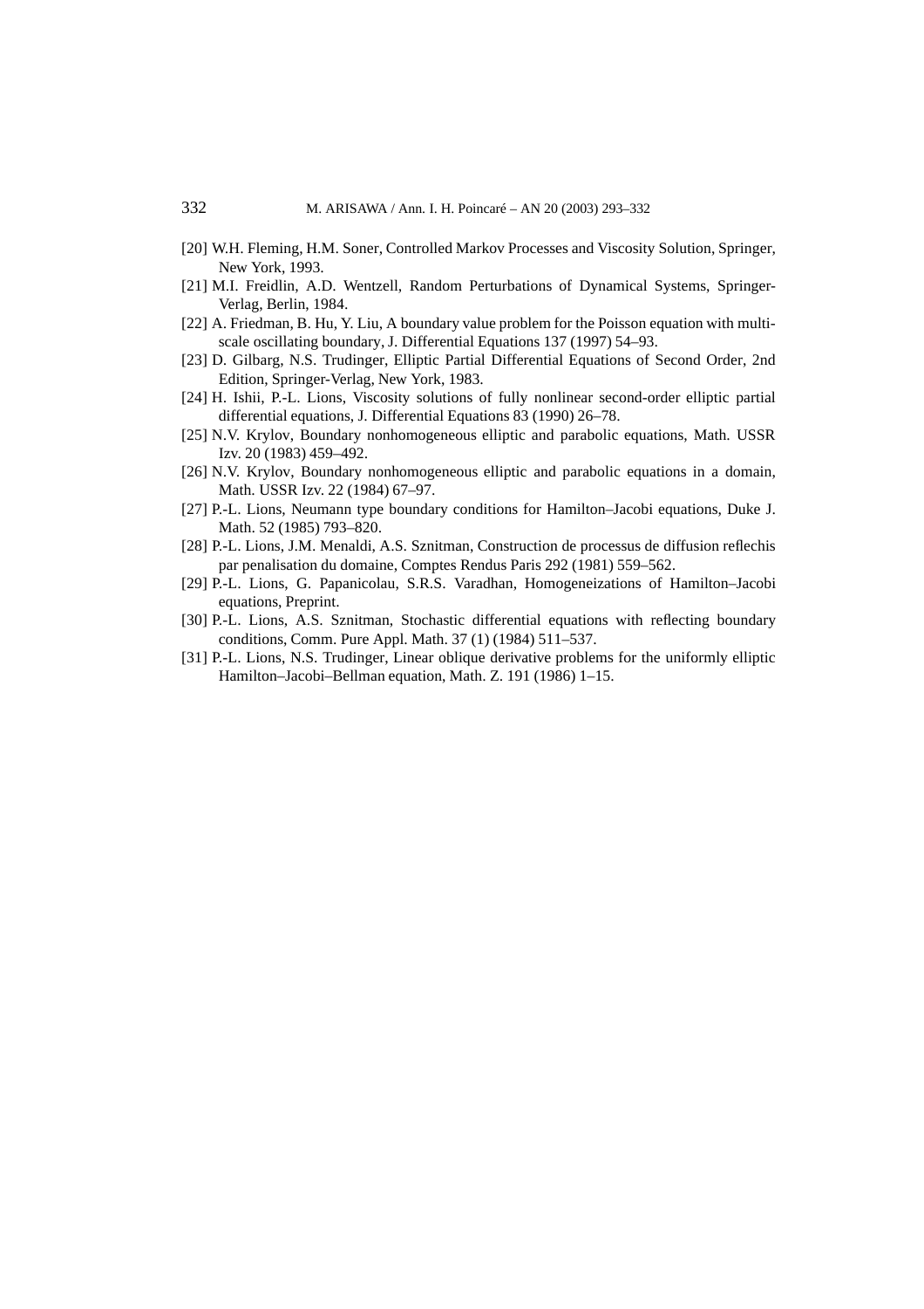[20] W.H. Fleming, H.M. Soner, Controlled Markov Processes and Viscosity Solution, Springer, New York, 1993.

[21] M.I. Freidlin, A.D. Wentzell, Random Perturbations of Dynamical Systems, Springer-Verlag, Berlin, 1984.

[22] A. Friedman, B. Hu, Y. Liu, A boundary value problem for the Poisson equation with multi-scale oscillating boundary, J. Differential Equations 137 (1997) 54–93.

[23] D. Gilbarg, N.S. Trudinger, Elliptic Partial Differential Equations of Second Order, 2nd Edition, Springer-Verlag, New York, 1983.

[24] H. Ishii, P.-L. Lions, Viscosity solutions of fully nonlinear second-order elliptic partial differential equations, J. Differential Equations 83 (1990) 26–78.

[25] N.V. Krylov, Boundary nonhomogeneous elliptic and parabolic equations, Math. USSR Izv. 20 (1983) 459–492.

[26] N.V. Krylov, Boundary nonhomogeneous elliptic and parabolic equations in a domain, Math. USSR Izv. 22 (1984) 67–97.

[27] P.-L. Lions, Neumann type boundary conditions for Hamilton–Jacobi equations, Duke J. Math. 52 (1985) 793–820.

[28] P.-L. Lions, J.M. Menaldi, A.S. Sznitman, Construction de processus de diffusion reflechis par penalisation du domaine, Comptes Rendus Paris 292 (1981) 559–562.

[29] P.-L. Lions, G. Papanicolau, S.R.S. Varadhan, Homogeneizations of Hamilton–Jacobi equations, Preprint.

[30] P.-L. Lions, A.S. Sznitman, Stochastic differential equations with reflecting boundary conditions, Comm. Pure Appl. Math. 37 (1) (1984) 511–537.

[31] P.-L. Lions, N.S. Trudinger, Linear oblique derivative problems for the uniformly elliptic Hamilton–Jacobi–Bellman equation, Math. Z. 191 (1986) 1–15.